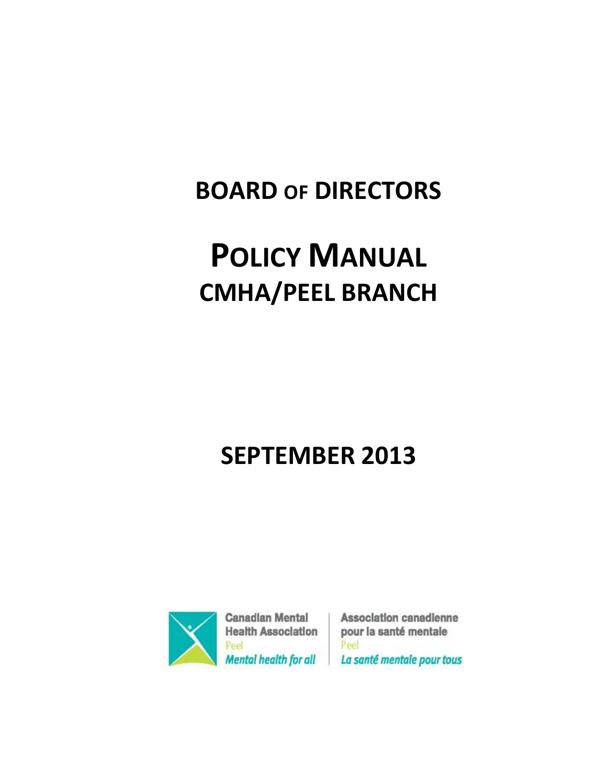# BOARD OF DIRECTORS

# POLICY MANUAL

## CMHA/PEEL BRANCH

## SEPTEMBER 2013

Canadian Mental Health Association
Peel
*Mental health for all*

Association canadienne pour la santé mentale
Peel
*La santé mentale pour tous*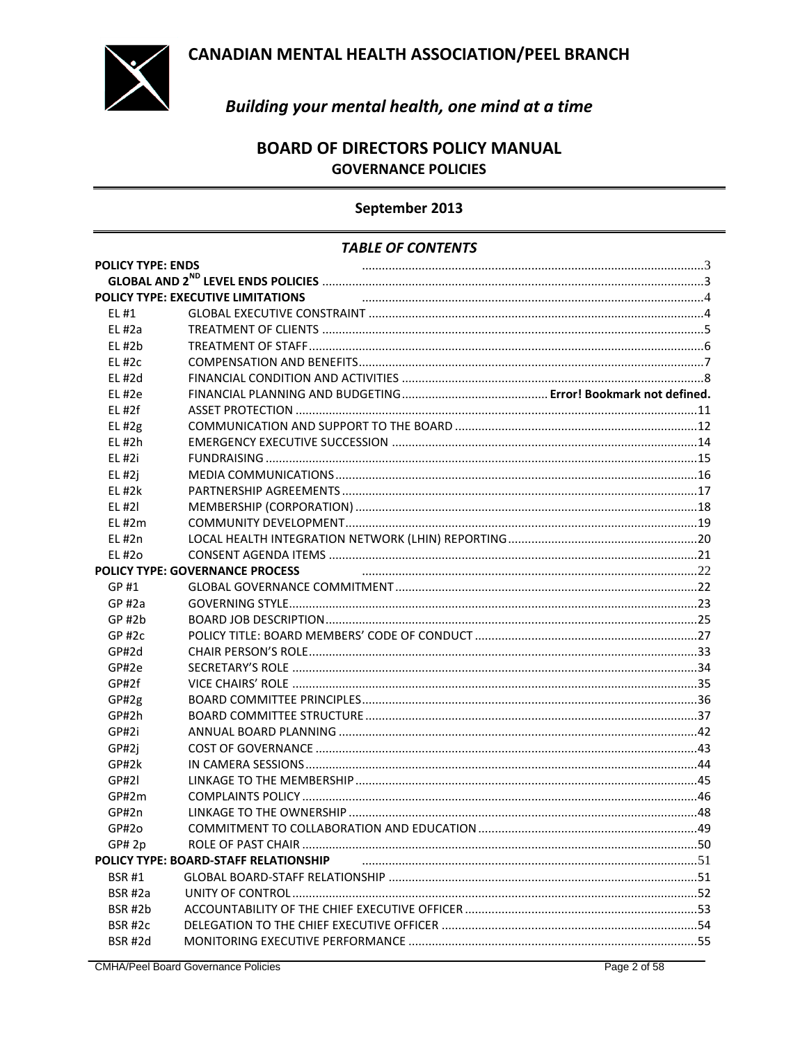# CANADIAN MENTAL HEALTH ASSOCIATION/PEEL BRANCH

***Building your mental health, one mind at a time***

## BOARD OF DIRECTORS POLICY MANUAL

### GOVERNANCE POLICIES

**September 2013**

### *TABLE OF CONTENTS*

| | | |
|---|---|---|
| **POLICY TYPE: ENDS** | | 3 |
| **GLOBAL AND 2ND LEVEL ENDS POLICIES** | | 3 |
| **POLICY TYPE: EXECUTIVE LIMITATIONS** | | 4 |
| EL #1 | GLOBAL EXECUTIVE CONSTRAINT | 4 |
| EL #2a | TREATMENT OF CLIENTS | 5 |
| EL #2b | TREATMENT OF STAFF | 6 |
| EL #2c | COMPENSATION AND BENEFITS | 7 |
| EL #2d | FINANCIAL CONDITION AND ACTIVITIES | 8 |
| EL #2e | FINANCIAL PLANNING AND BUDGETING | **Error! Bookmark not defined.** |
| EL #2f | ASSET PROTECTION | 11 |
| EL #2g | COMMUNICATION AND SUPPORT TO THE BOARD | 12 |
| EL #2h | EMERGENCY EXECUTIVE SUCCESSION | 14 |
| EL #2i | FUNDRAISING | 15 |
| EL #2j | MEDIA COMMUNICATIONS | 16 |
| EL #2k | PARTNERSHIP AGREEMENTS | 17 |
| EL #2l | MEMBERSHIP (CORPORATION) | 18 |
| EL #2m | COMMUNITY DEVELOPMENT | 19 |
| EL #2n | LOCAL HEALTH INTEGRATION NETWORK (LHIN) REPORTING | 20 |
| EL #2o | CONSENT AGENDA ITEMS | 21 |
| **POLICY TYPE: GOVERNANCE PROCESS** | | 22 |
| GP #1 | GLOBAL GOVERNANCE COMMITMENT | 22 |
| GP #2a | GOVERNING STYLE | 23 |
| GP #2b | BOARD JOB DESCRIPTION | 25 |
| GP #2c | POLICY TITLE: BOARD MEMBERS' CODE OF CONDUCT | 27 |
| GP#2d | CHAIR PERSON'S ROLE | 33 |
| GP#2e | SECRETARY'S ROLE | 34 |
| GP#2f | VICE CHAIRS' ROLE | 35 |
| GP#2g | BOARD COMMITTEE PRINCIPLES | 36 |
| GP#2h | BOARD COMMITTEE STRUCTURE | 37 |
| GP#2i | ANNUAL BOARD PLANNING | 42 |
| GP#2j | COST OF GOVERNANCE | 43 |
| GP#2k | IN CAMERA SESSIONS | 44 |
| GP#2l | LINKAGE TO THE MEMBERSHIP | 45 |
| GP#2m | COMPLAINTS POLICY | 46 |
| GP#2n | LINKAGE TO THE OWNERSHIP | 48 |
| GP#2o | COMMITMENT TO COLLABORATION AND EDUCATION | 49 |
| GP# 2p | ROLE OF PAST CHAIR | 50 |
| **POLICY TYPE: BOARD-STAFF RELATIONSHIP** | | 51 |
| BSR #1 | GLOBAL BOARD-STAFF RELATIONSHIP | 51 |
| BSR #2a | UNITY OF CONTROL | 52 |
| BSR #2b | ACCOUNTABILITY OF THE CHIEF EXECUTIVE OFFICER | 53 |
| BSR #2c | DELEGATION TO THE CHIEF EXECUTIVE OFFICER | 54 |
| BSR #2d | MONITORING EXECUTIVE PERFORMANCE | 55 |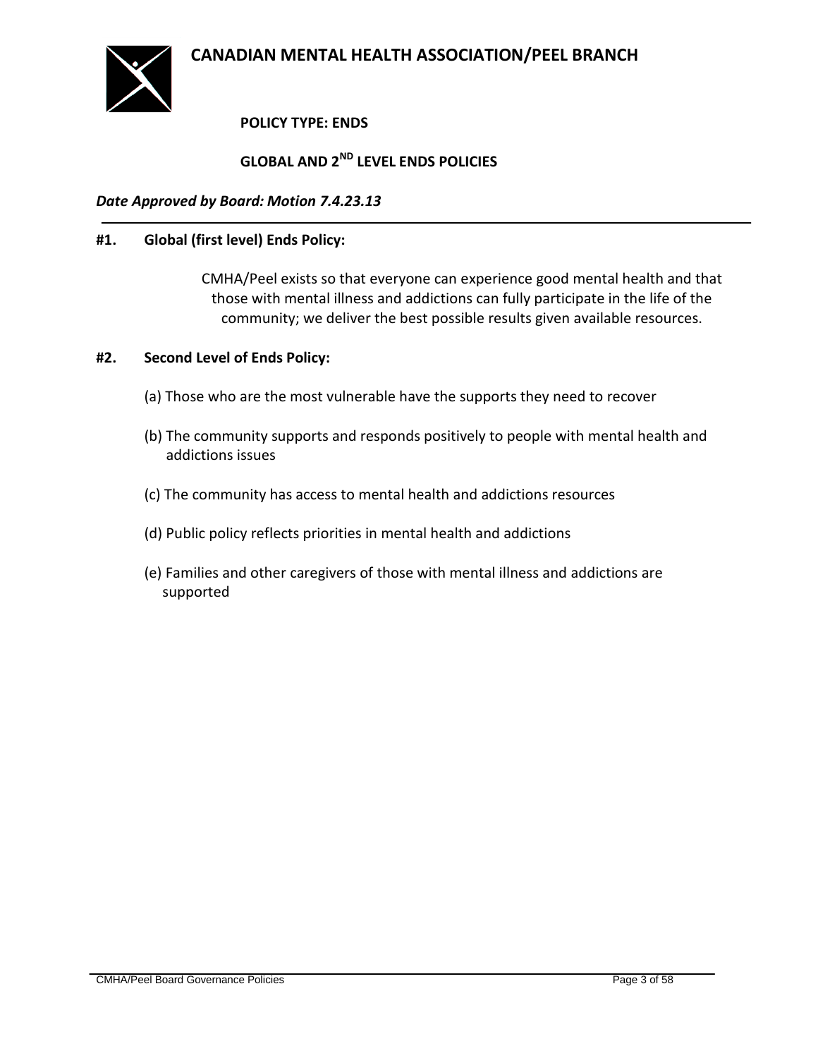# CANADIAN MENTAL HEALTH ASSOCIATION/PEEL BRANCH

**POLICY TYPE: ENDS**

**GLOBAL AND 2ND LEVEL ENDS POLICIES**

***Date Approved by Board: Motion 7.4.23.13***

---

**#1. Global (first level) Ends Policy:**

CMHA/Peel exists so that everyone can experience good mental health and that those with mental illness and addictions can fully participate in the life of the community; we deliver the best possible results given available resources.

**#2. Second Level of Ends Policy:**

(a) Those who are the most vulnerable have the supports they need to recover

(b) The community supports and responds positively to people with mental health and addictions issues

(c) The community has access to mental health and addictions resources

(d) Public policy reflects priorities in mental health and addictions

(e) Families and other caregivers of those with mental illness and addictions are supported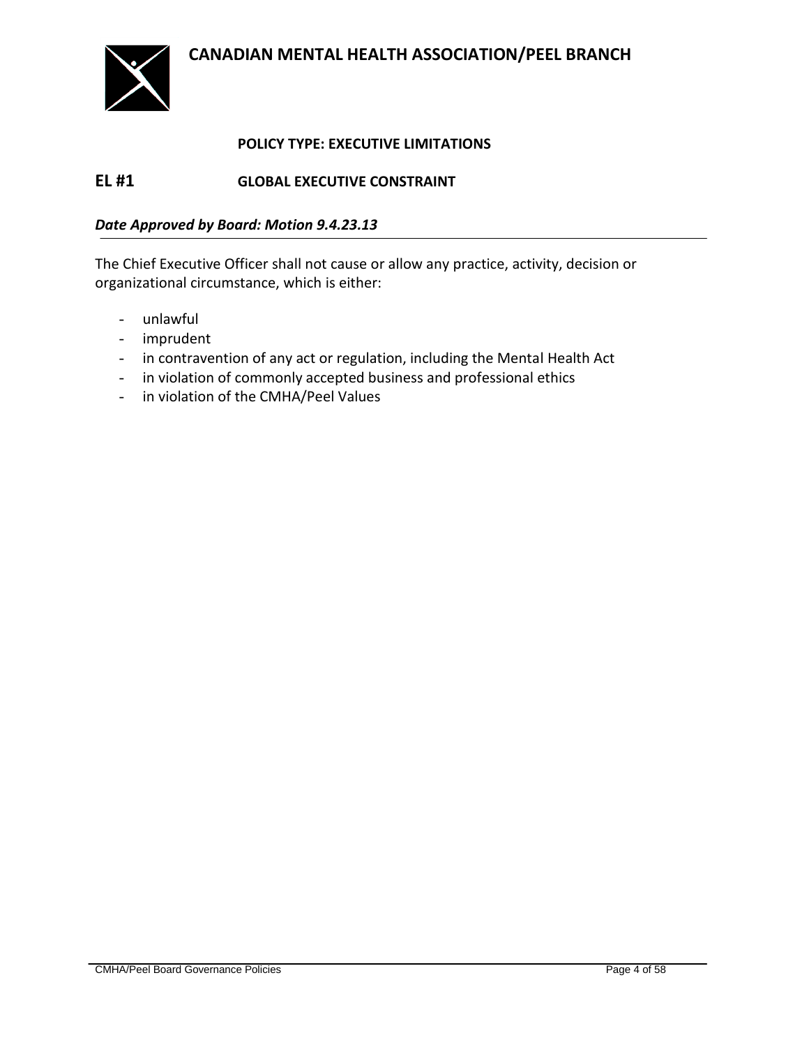# CANADIAN MENTAL HEALTH ASSOCIATION/PEEL BRANCH

**POLICY TYPE: EXECUTIVE LIMITATIONS**

## EL #1 GLOBAL EXECUTIVE CONSTRAINT

***Date Approved by Board: Motion 9.4.23.13***

The Chief Executive Officer shall not cause or allow any practice, activity, decision or organizational circumstance, which is either:

- unlawful
- imprudent
- in contravention of any act or regulation, including the Mental Health Act
- in violation of commonly accepted business and professional ethics
- in violation of the CMHA/Peel Values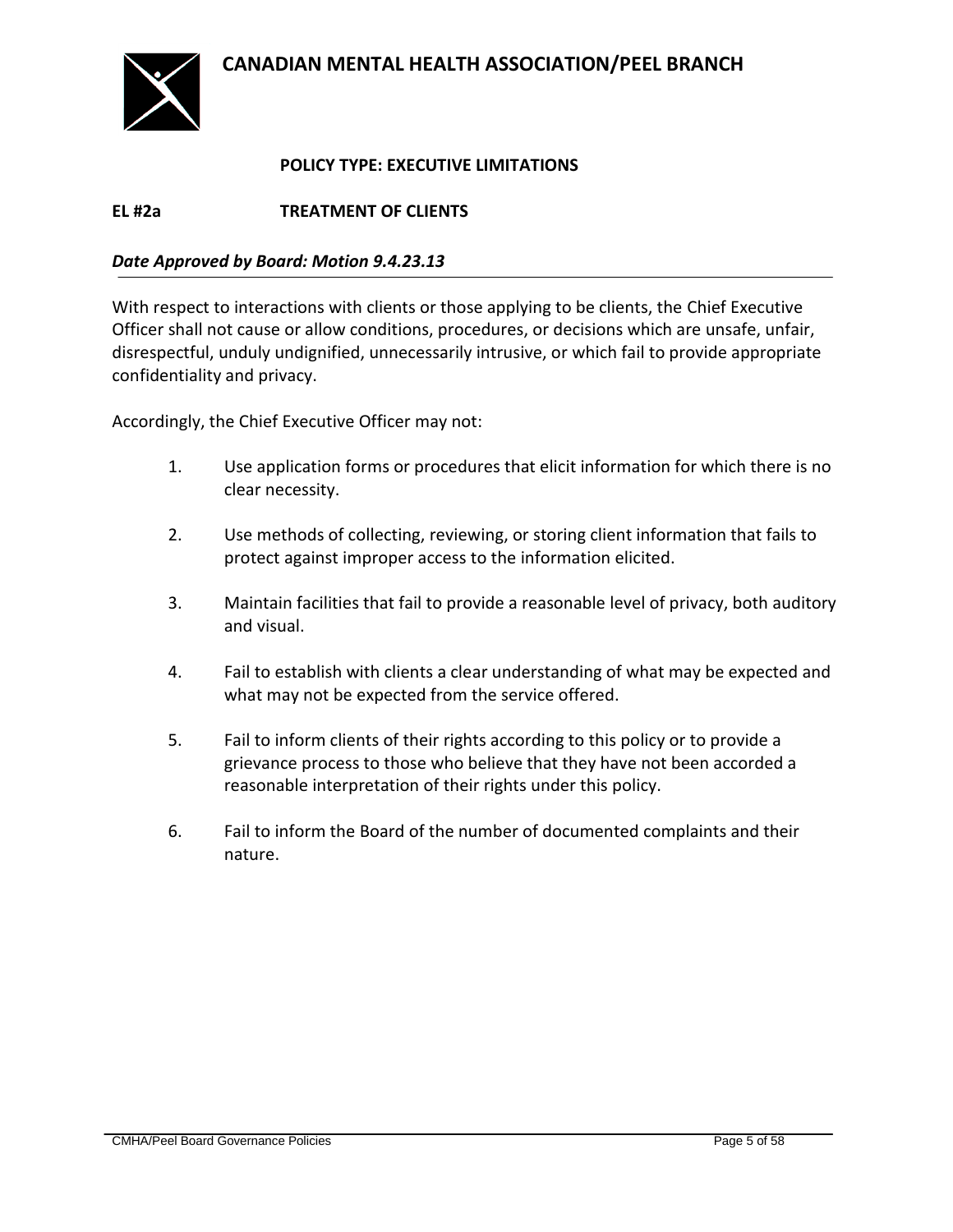# CANADIAN MENTAL HEALTH ASSOCIATION/PEEL BRANCH

**POLICY TYPE: EXECUTIVE LIMITATIONS**

**EL #2a TREATMENT OF CLIENTS**

***Date Approved by Board: Motion 9.4.23.13***

With respect to interactions with clients or those applying to be clients, the Chief Executive Officer shall not cause or allow conditions, procedures, or decisions which are unsafe, unfair, disrespectful, unduly undignified, unnecessarily intrusive, or which fail to provide appropriate confidentiality and privacy.

Accordingly, the Chief Executive Officer may not:

1. Use application forms or procedures that elicit information for which there is no clear necessity.

2. Use methods of collecting, reviewing, or storing client information that fails to protect against improper access to the information elicited.

3. Maintain facilities that fail to provide a reasonable level of privacy, both auditory and visual.

4. Fail to establish with clients a clear understanding of what may be expected and what may not be expected from the service offered.

5. Fail to inform clients of their rights according to this policy or to provide a grievance process to those who believe that they have not been accorded a reasonable interpretation of their rights under this policy.

6. Fail to inform the Board of the number of documented complaints and their nature.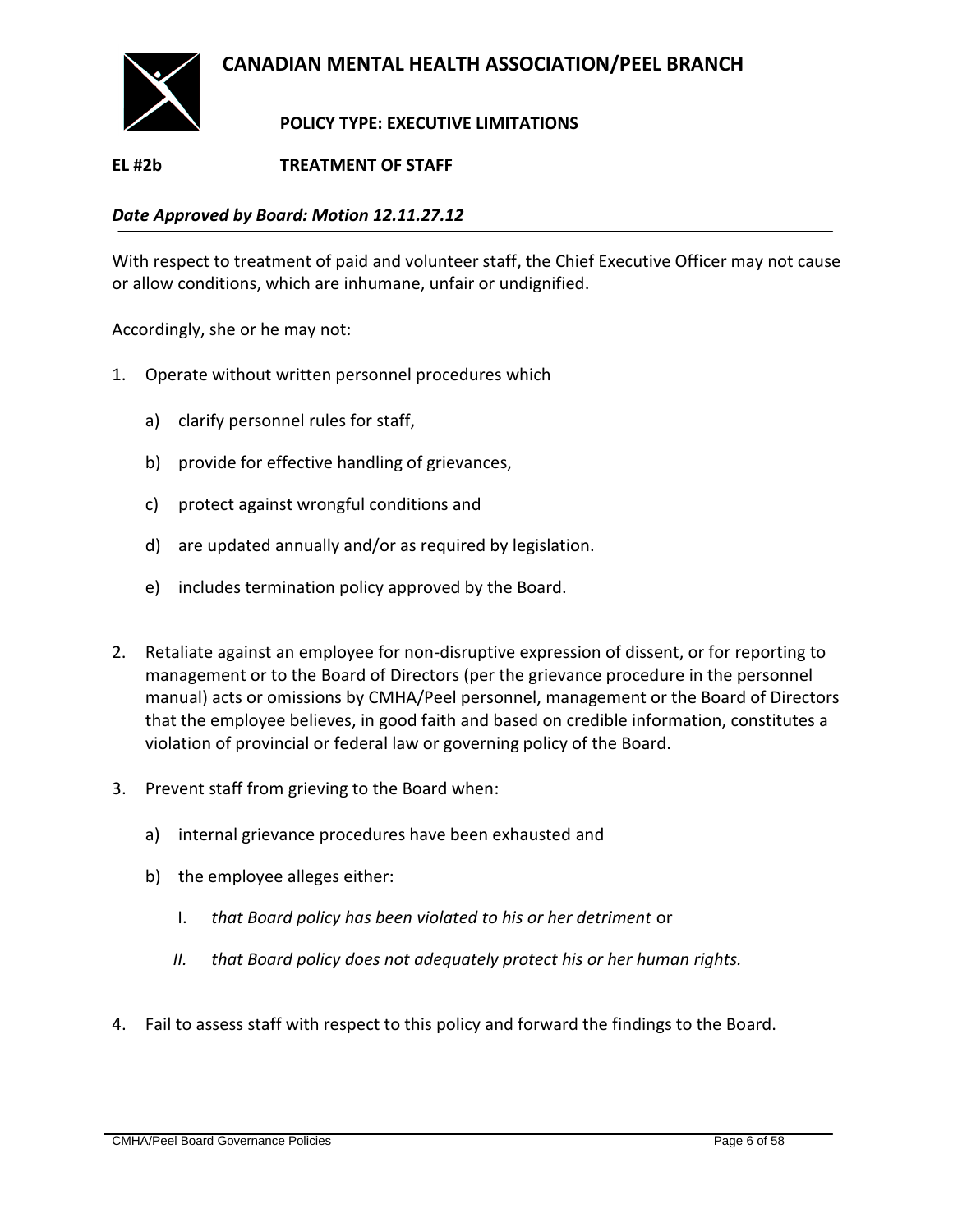# CANADIAN MENTAL HEALTH ASSOCIATION/PEEL BRANCH

**POLICY TYPE: EXECUTIVE LIMITATIONS**

**EL #2b TREATMENT OF STAFF**

***Date Approved by Board: Motion 12.11.27.12***

With respect to treatment of paid and volunteer staff, the Chief Executive Officer may not cause or allow conditions, which are inhumane, unfair or undignified.

Accordingly, she or he may not:

1. Operate without written personnel procedures which

    a) clarify personnel rules for staff,

    b) provide for effective handling of grievances,

    c) protect against wrongful conditions and

    d) are updated annually and/or as required by legislation.

    e) includes termination policy approved by the Board.

2. Retaliate against an employee for non-disruptive expression of dissent, or for reporting to management or to the Board of Directors (per the grievance procedure in the personnel manual) acts or omissions by CMHA/Peel personnel, management or the Board of Directors that the employee believes, in good faith and based on credible information, constitutes a violation of provincial or federal law or governing policy of the Board.

3. Prevent staff from grieving to the Board when:

    a) internal grievance procedures have been exhausted and

    b) the employee alleges either:

        I. *that Board policy has been violated to his or her detriment* or

        *II. that Board policy does not adequately protect his or her human rights.*

4. Fail to assess staff with respect to this policy and forward the findings to the Board.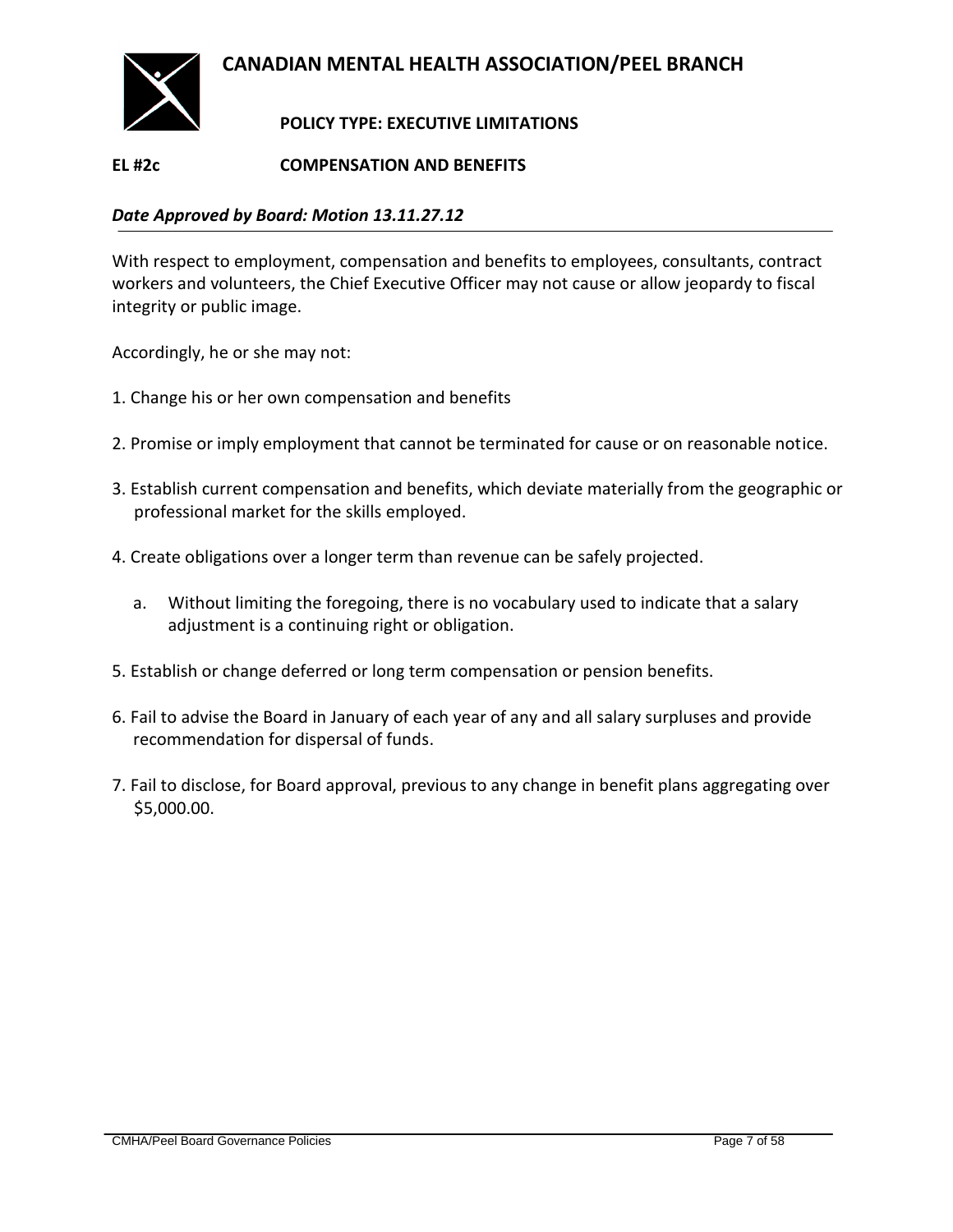# CANADIAN MENTAL HEALTH ASSOCIATION/PEEL BRANCH

**POLICY TYPE: EXECUTIVE LIMITATIONS**

## EL #2c COMPENSATION AND BENEFITS

***Date Approved by Board: Motion 13.11.27.12***

With respect to employment, compensation and benefits to employees, consultants, contract workers and volunteers, the Chief Executive Officer may not cause or allow jeopardy to fiscal integrity or public image.

Accordingly, he or she may not:

1. Change his or her own compensation and benefits

2. Promise or imply employment that cannot be terminated for cause or on reasonable notice.

3. Establish current compensation and benefits, which deviate materially from the geographic or professional market for the skills employed.

4. Create obligations over a longer term than revenue can be safely projected.

   a. Without limiting the foregoing, there is no vocabulary used to indicate that a salary adjustment is a continuing right or obligation.

5. Establish or change deferred or long term compensation or pension benefits.

6. Fail to advise the Board in January of each year of any and all salary surpluses and provide recommendation for dispersal of funds.

7. Fail to disclose, for Board approval, previous to any change in benefit plans aggregating over $5,000.00.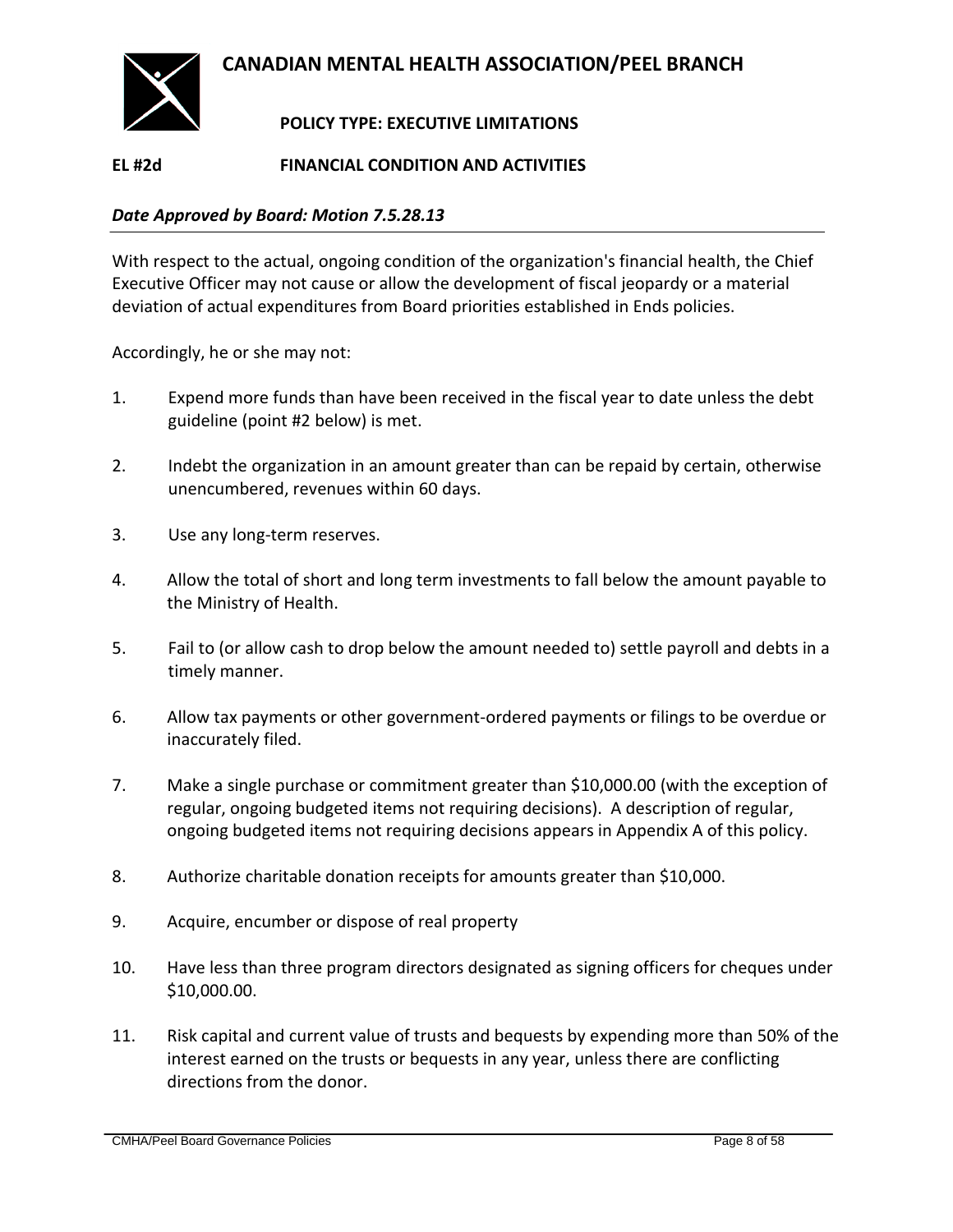# CANADIAN MENTAL HEALTH ASSOCIATION/PEEL BRANCH

**POLICY TYPE: EXECUTIVE LIMITATIONS**

**EL #2d FINANCIAL CONDITION AND ACTIVITIES**

***Date Approved by Board: Motion 7.5.28.13***

With respect to the actual, ongoing condition of the organization's financial health, the Chief Executive Officer may not cause or allow the development of fiscal jeopardy or a material deviation of actual expenditures from Board priorities established in Ends policies.

Accordingly, he or she may not:

1. Expend more funds than have been received in the fiscal year to date unless the debt guideline (point #2 below) is met.

2. Indebt the organization in an amount greater than can be repaid by certain, otherwise unencumbered, revenues within 60 days.

3. Use any long-term reserves.

4. Allow the total of short and long term investments to fall below the amount payable to the Ministry of Health.

5. Fail to (or allow cash to drop below the amount needed to) settle payroll and debts in a timely manner.

6. Allow tax payments or other government-ordered payments or filings to be overdue or inaccurately filed.

7. Make a single purchase or commitment greater than $10,000.00 (with the exception of regular, ongoing budgeted items not requiring decisions). A description of regular, ongoing budgeted items not requiring decisions appears in Appendix A of this policy.

8. Authorize charitable donation receipts for amounts greater than $10,000.

9. Acquire, encumber or dispose of real property

10. Have less than three program directors designated as signing officers for cheques under $10,000.00.

11. Risk capital and current value of trusts and bequests by expending more than 50% of the interest earned on the trusts or bequests in any year, unless there are conflicting directions from the donor.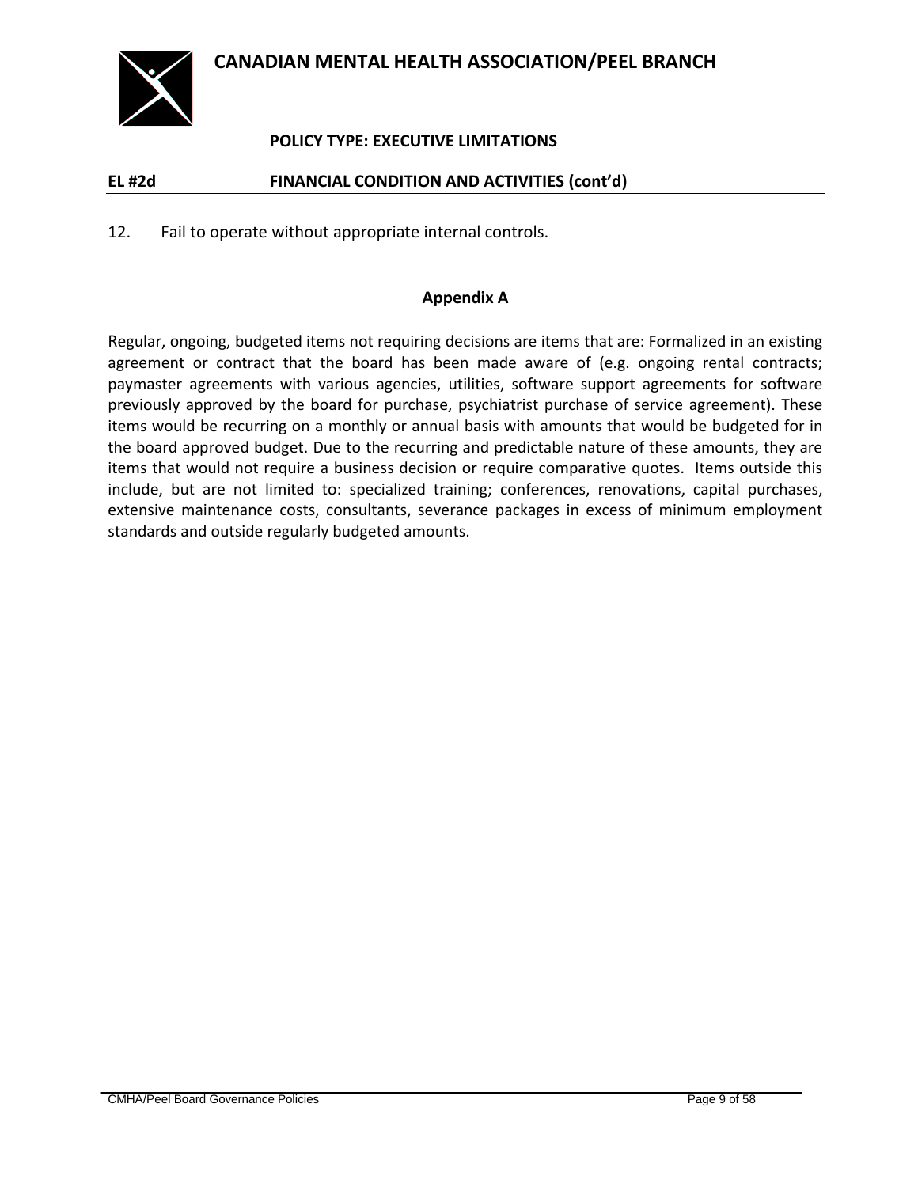# CANADIAN MENTAL HEALTH ASSOCIATION/PEEL BRANCH

**POLICY TYPE: EXECUTIVE LIMITATIONS**

## EL #2d FINANCIAL CONDITION AND ACTIVITIES (cont'd)

12. Fail to operate without appropriate internal controls.

### Appendix A

Regular, ongoing, budgeted items not requiring decisions are items that are: Formalized in an existing agreement or contract that the board has been made aware of (e.g. ongoing rental contracts; paymaster agreements with various agencies, utilities, software support agreements for software previously approved by the board for purchase, psychiatrist purchase of service agreement). These items would be recurring on a monthly or annual basis with amounts that would be budgeted for in the board approved budget. Due to the recurring and predictable nature of these amounts, they are items that would not require a business decision or require comparative quotes. Items outside this include, but are not limited to: specialized training; conferences, renovations, capital purchases, extensive maintenance costs, consultants, severance packages in excess of minimum employment standards and outside regularly budgeted amounts.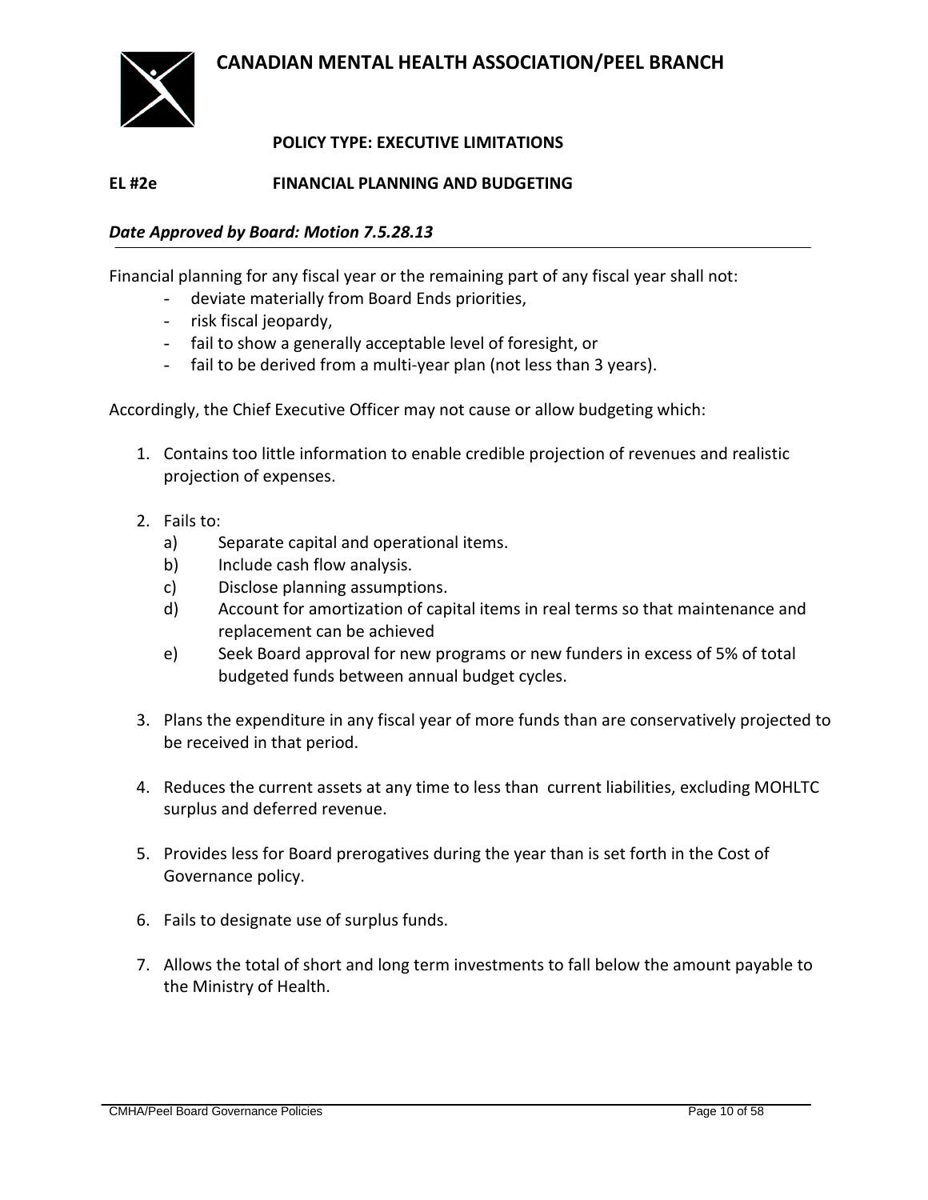# CANADIAN MENTAL HEALTH ASSOCIATION/PEEL BRANCH

**POLICY TYPE: EXECUTIVE LIMITATIONS**

## EL #2e FINANCIAL PLANNING AND BUDGETING

***Date Approved by Board: Motion 7.5.28.13***

Financial planning for any fiscal year or the remaining part of any fiscal year shall not:

- deviate materially from Board Ends priorities,
- risk fiscal jeopardy,
- fail to show a generally acceptable level of foresight, or
- fail to be derived from a multi-year plan (not less than 3 years).

Accordingly, the Chief Executive Officer may not cause or allow budgeting which:

1. Contains too little information to enable credible projection of revenues and realistic projection of expenses.

2. Fails to:
   a) Separate capital and operational items.
   b) Include cash flow analysis.
   c) Disclose planning assumptions.
   d) Account for amortization of capital items in real terms so that maintenance and replacement can be achieved
   e) Seek Board approval for new programs or new funders in excess of 5% of total budgeted funds between annual budget cycles.

3. Plans the expenditure in any fiscal year of more funds than are conservatively projected to be received in that period.

4. Reduces the current assets at any time to less than current liabilities, excluding MOHLTC surplus and deferred revenue.

5. Provides less for Board prerogatives during the year than is set forth in the Cost of Governance policy.

6. Fails to designate use of surplus funds.

7. Allows the total of short and long term investments to fall below the amount payable to the Ministry of Health.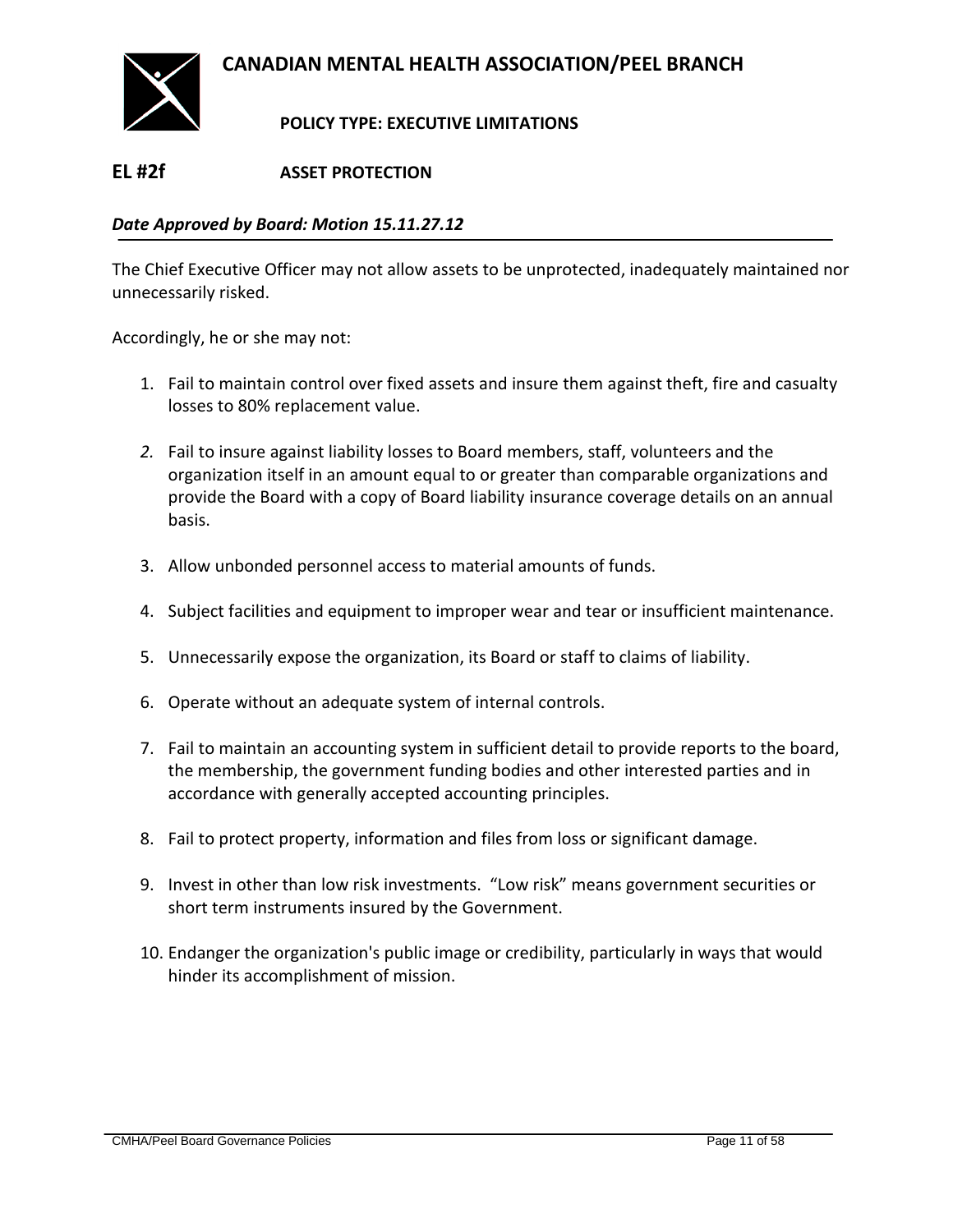# CANADIAN MENTAL HEALTH ASSOCIATION/PEEL BRANCH

**POLICY TYPE: EXECUTIVE LIMITATIONS**

## EL #2f ASSET PROTECTION

***Date Approved by Board: Motion 15.11.27.12***

The Chief Executive Officer may not allow assets to be unprotected, inadequately maintained nor unnecessarily risked.

Accordingly, he or she may not:

1. Fail to maintain control over fixed assets and insure them against theft, fire and casualty losses to 80% replacement value.
2. Fail to insure against liability losses to Board members, staff, volunteers and the organization itself in an amount equal to or greater than comparable organizations and provide the Board with a copy of Board liability insurance coverage details on an annual basis.
3. Allow unbonded personnel access to material amounts of funds.
4. Subject facilities and equipment to improper wear and tear or insufficient maintenance.
5. Unnecessarily expose the organization, its Board or staff to claims of liability.
6. Operate without an adequate system of internal controls.
7. Fail to maintain an accounting system in sufficient detail to provide reports to the board, the membership, the government funding bodies and other interested parties and in accordance with generally accepted accounting principles.
8. Fail to protect property, information and files from loss or significant damage.
9. Invest in other than low risk investments. "Low risk" means government securities or short term instruments insured by the Government.
10. Endanger the organization's public image or credibility, particularly in ways that would hinder its accomplishment of mission.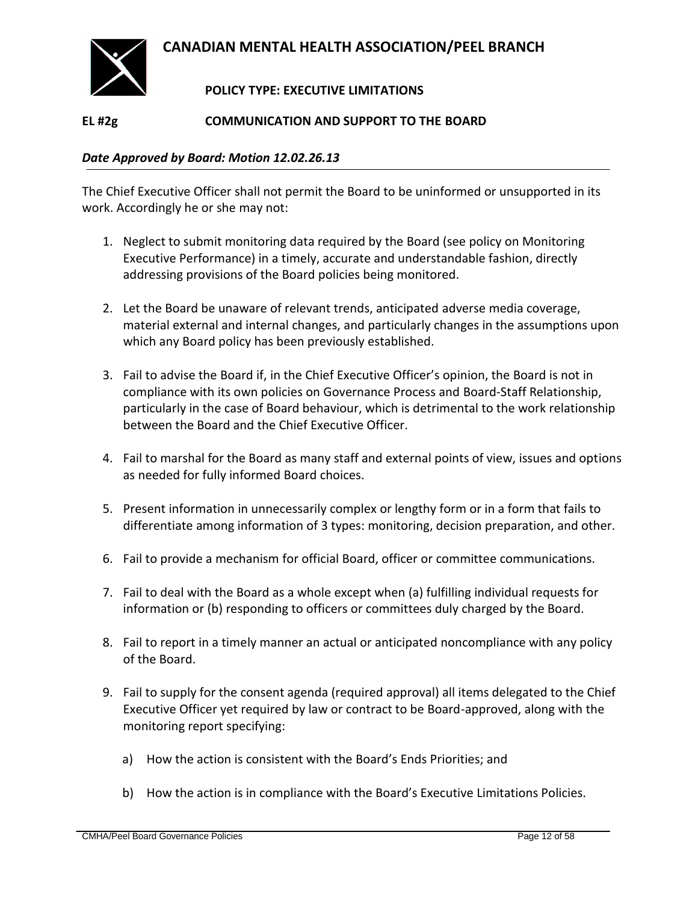# CANADIAN MENTAL HEALTH ASSOCIATION/PEEL BRANCH

## POLICY TYPE: EXECUTIVE LIMITATIONS

## EL #2g COMMUNICATION AND SUPPORT TO THE BOARD

***Date Approved by Board: Motion 12.02.26.13***

The Chief Executive Officer shall not permit the Board to be uninformed or unsupported in its work. Accordingly he or she may not:

1. Neglect to submit monitoring data required by the Board (see policy on Monitoring Executive Performance) in a timely, accurate and understandable fashion, directly addressing provisions of the Board policies being monitored.

2. Let the Board be unaware of relevant trends, anticipated adverse media coverage, material external and internal changes, and particularly changes in the assumptions upon which any Board policy has been previously established.

3. Fail to advise the Board if, in the Chief Executive Officer's opinion, the Board is not in compliance with its own policies on Governance Process and Board-Staff Relationship, particularly in the case of Board behaviour, which is detrimental to the work relationship between the Board and the Chief Executive Officer.

4. Fail to marshal for the Board as many staff and external points of view, issues and options as needed for fully informed Board choices.

5. Present information in unnecessarily complex or lengthy form or in a form that fails to differentiate among information of 3 types: monitoring, decision preparation, and other.

6. Fail to provide a mechanism for official Board, officer or committee communications.

7. Fail to deal with the Board as a whole except when (a) fulfilling individual requests for information or (b) responding to officers or committees duly charged by the Board.

8. Fail to report in a timely manner an actual or anticipated noncompliance with any policy of the Board.

9. Fail to supply for the consent agenda (required approval) all items delegated to the Chief Executive Officer yet required by law or contract to be Board-approved, along with the monitoring report specifying:

    a) How the action is consistent with the Board's Ends Priorities; and

    b) How the action is in compliance with the Board's Executive Limitations Policies.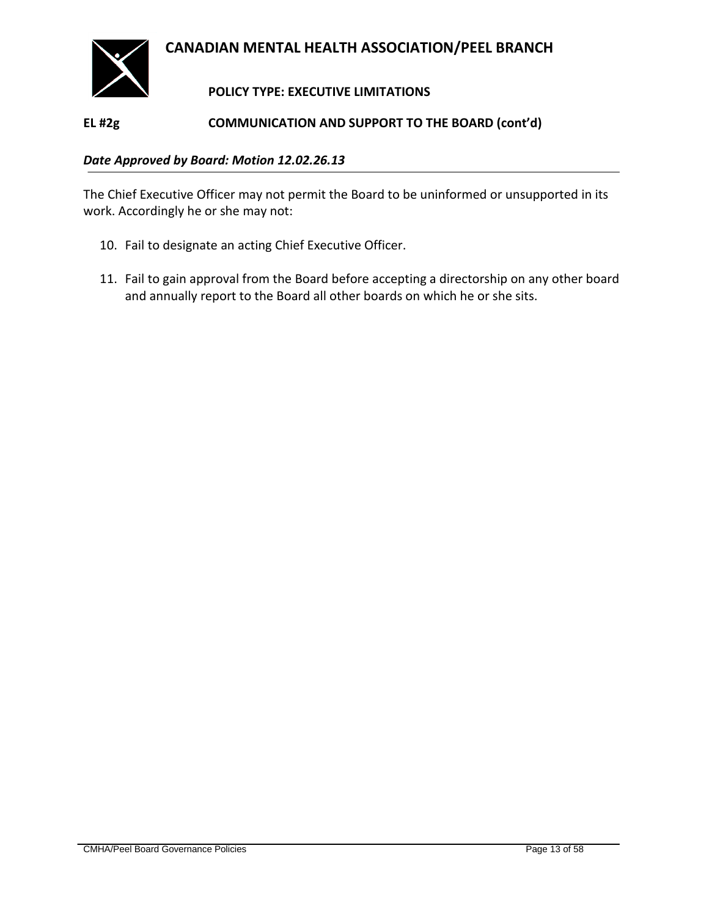# CANADIAN MENTAL HEALTH ASSOCIATION/PEEL BRANCH

**POLICY TYPE: EXECUTIVE LIMITATIONS**

## EL #2g COMMUNICATION AND SUPPORT TO THE BOARD (cont'd)

***Date Approved by Board: Motion 12.02.26.13***

The Chief Executive Officer may not permit the Board to be uninformed or unsupported in its work. Accordingly he or she may not:

10. Fail to designate an acting Chief Executive Officer.
11. Fail to gain approval from the Board before accepting a directorship on any other board and annually report to the Board all other boards on which he or she sits.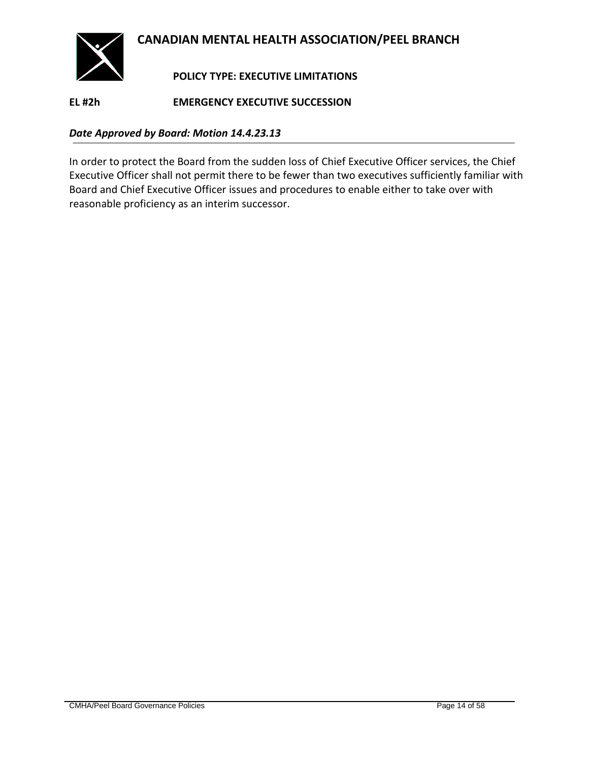# CANADIAN MENTAL HEALTH ASSOCIATION/PEEL BRANCH

**POLICY TYPE: EXECUTIVE LIMITATIONS**

## EL #2h EMERGENCY EXECUTIVE SUCCESSION

***Date Approved by Board: Motion 14.4.23.13***

In order to protect the Board from the sudden loss of Chief Executive Officer services, the Chief Executive Officer shall not permit there to be fewer than two executives sufficiently familiar with Board and Chief Executive Officer issues and procedures to enable either to take over with reasonable proficiency as an interim successor.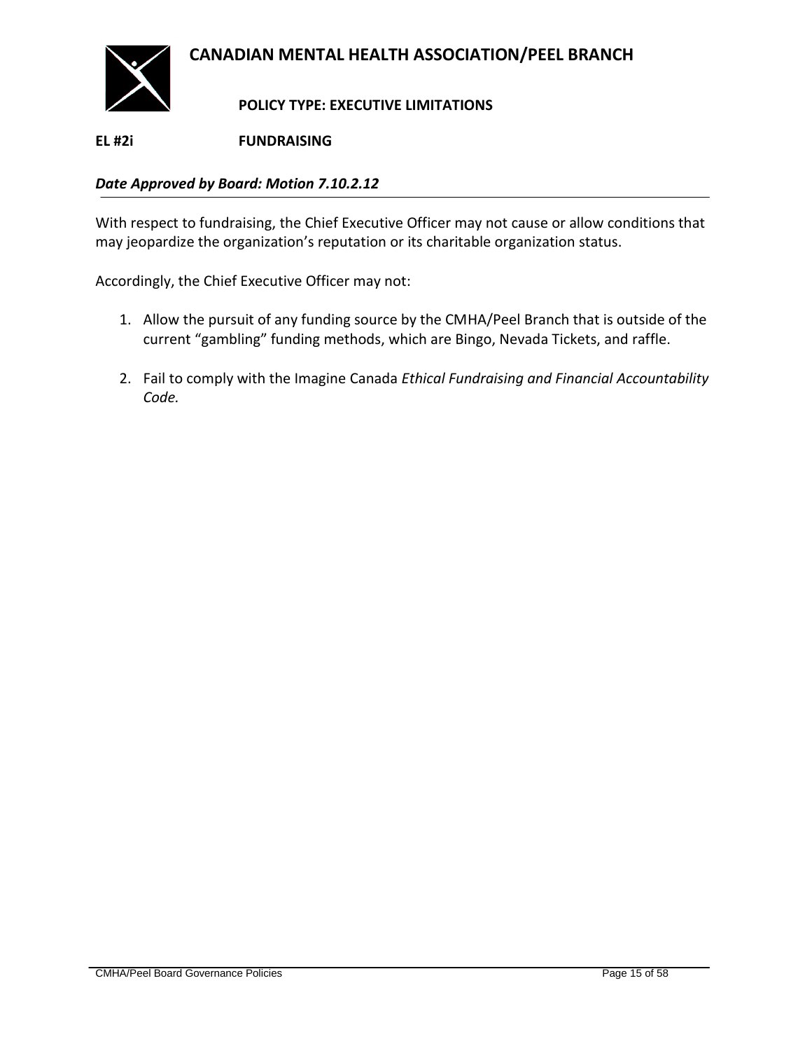# CANADIAN MENTAL HEALTH ASSOCIATION/PEEL BRANCH

**POLICY TYPE: EXECUTIVE LIMITATIONS**

**EL #2i FUNDRAISING**

***Date Approved by Board: Motion 7.10.2.12***

With respect to fundraising, the Chief Executive Officer may not cause or allow conditions that may jeopardize the organization's reputation or its charitable organization status.

Accordingly, the Chief Executive Officer may not:

1. Allow the pursuit of any funding source by the CMHA/Peel Branch that is outside of the current "gambling" funding methods, which are Bingo, Nevada Tickets, and raffle.

2. Fail to comply with the Imagine Canada *Ethical Fundraising and Financial Accountability Code.*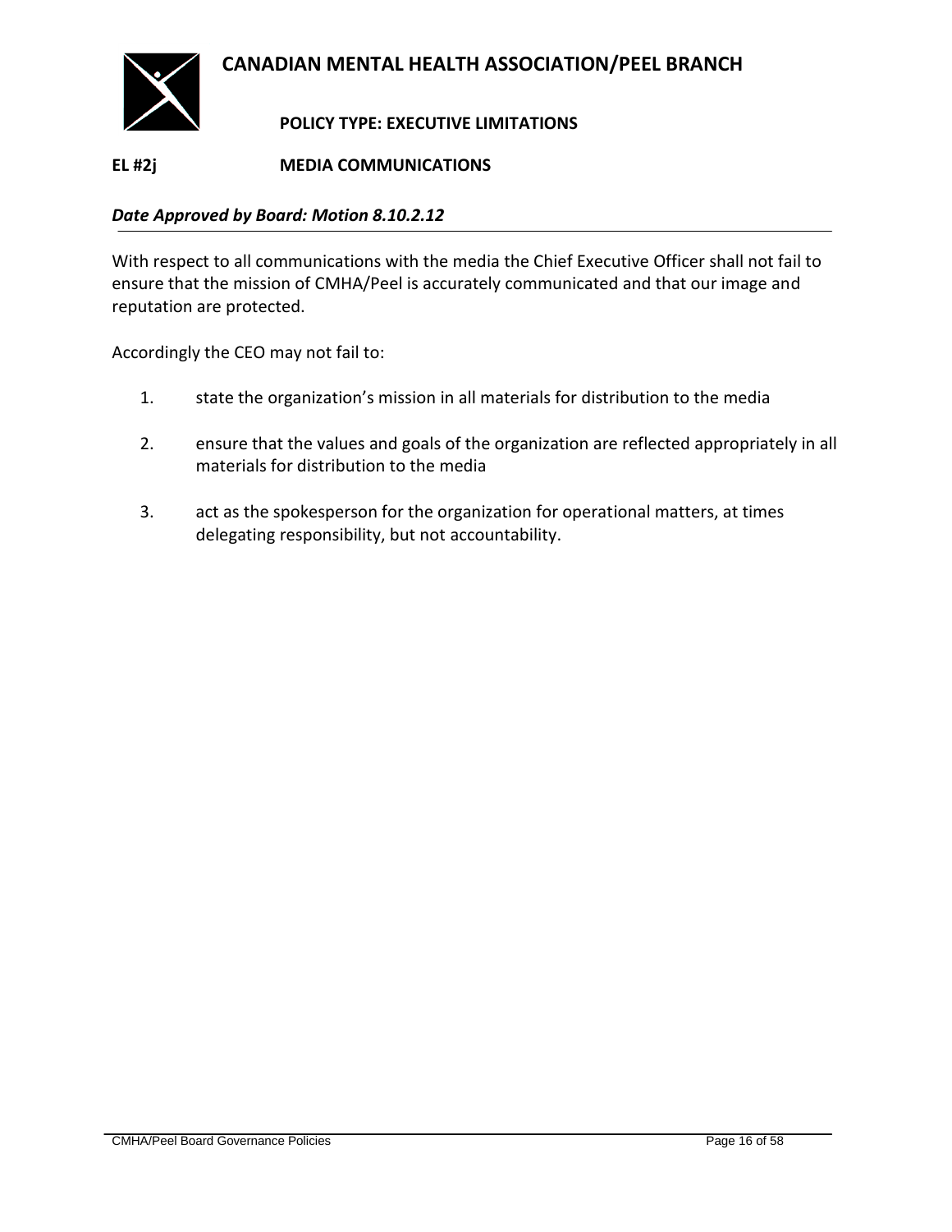# CANADIAN MENTAL HEALTH ASSOCIATION/PEEL BRANCH

**POLICY TYPE: EXECUTIVE LIMITATIONS**

## EL #2j MEDIA COMMUNICATIONS

***Date Approved by Board: Motion 8.10.2.12***

With respect to all communications with the media the Chief Executive Officer shall not fail to ensure that the mission of CMHA/Peel is accurately communicated and that our image and reputation are protected.

Accordingly the CEO may not fail to:

1. state the organization's mission in all materials for distribution to the media
2. ensure that the values and goals of the organization are reflected appropriately in all materials for distribution to the media
3. act as the spokesperson for the organization for operational matters, at times delegating responsibility, but not accountability.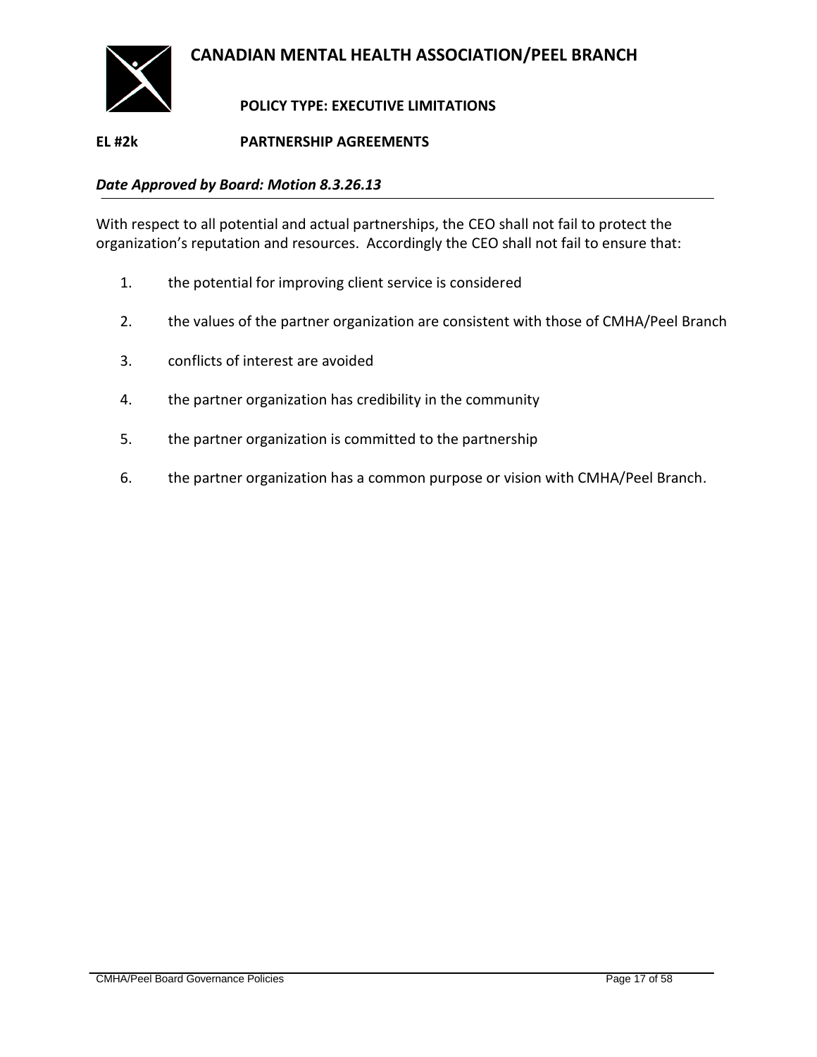# CANADIAN MENTAL HEALTH ASSOCIATION/PEEL BRANCH

**POLICY TYPE: EXECUTIVE LIMITATIONS**

## EL #2k PARTNERSHIP AGREEMENTS

***Date Approved by Board: Motion 8.3.26.13***

With respect to all potential and actual partnerships, the CEO shall not fail to protect the organization's reputation and resources. Accordingly the CEO shall not fail to ensure that:

1. the potential for improving client service is considered
2. the values of the partner organization are consistent with those of CMHA/Peel Branch
3. conflicts of interest are avoided
4. the partner organization has credibility in the community
5. the partner organization is committed to the partnership
6. the partner organization has a common purpose or vision with CMHA/Peel Branch.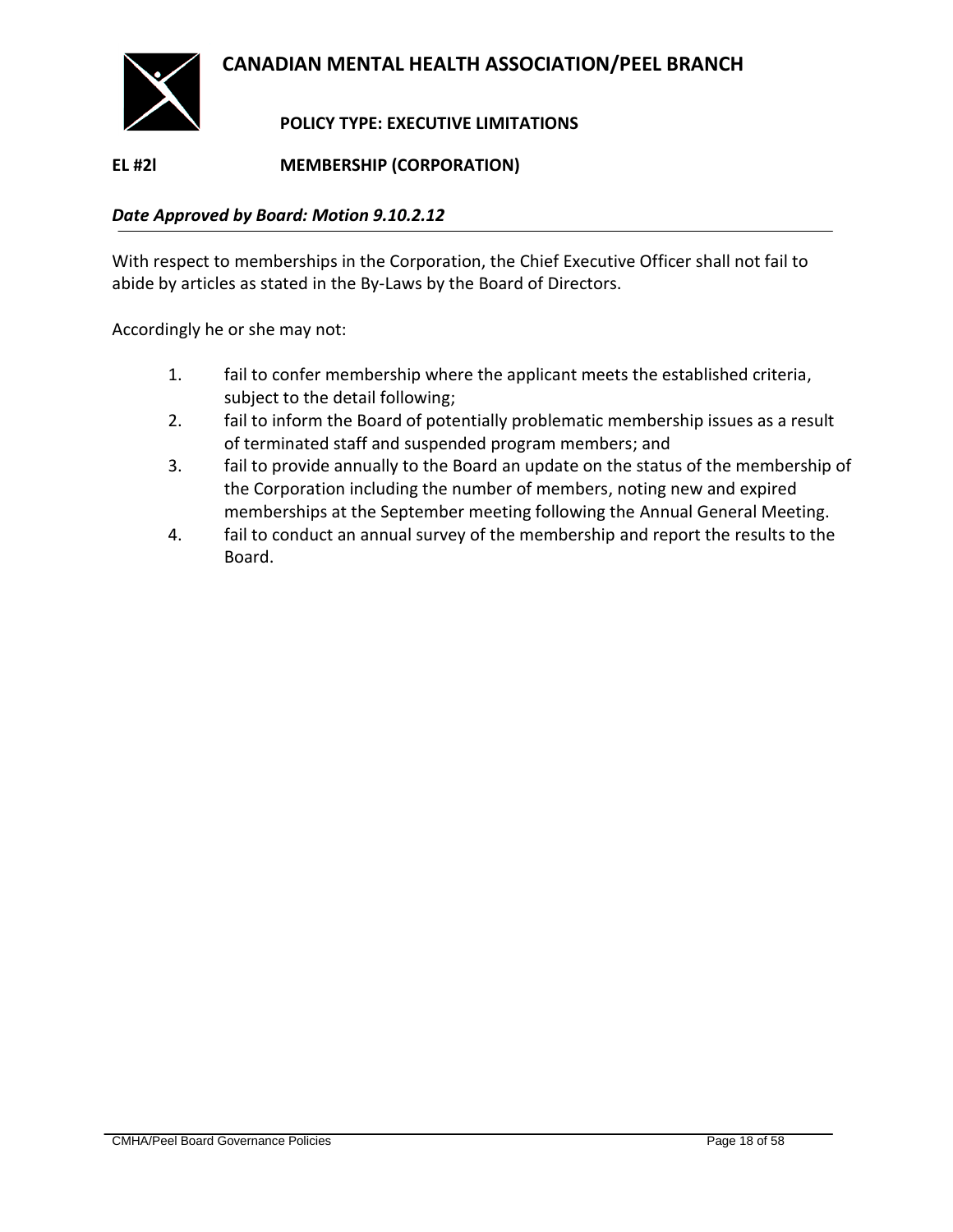# CANADIAN MENTAL HEALTH ASSOCIATION/PEEL BRANCH

**POLICY TYPE: EXECUTIVE LIMITATIONS**

**EL #2l MEMBERSHIP (CORPORATION)**

***Date Approved by Board: Motion 9.10.2.12***

With respect to memberships in the Corporation, the Chief Executive Officer shall not fail to abide by articles as stated in the By-Laws by the Board of Directors.

Accordingly he or she may not:

1. fail to confer membership where the applicant meets the established criteria, subject to the detail following;
2. fail to inform the Board of potentially problematic membership issues as a result of terminated staff and suspended program members; and
3. fail to provide annually to the Board an update on the status of the membership of the Corporation including the number of members, noting new and expired memberships at the September meeting following the Annual General Meeting.
4. fail to conduct an annual survey of the membership and report the results to the Board.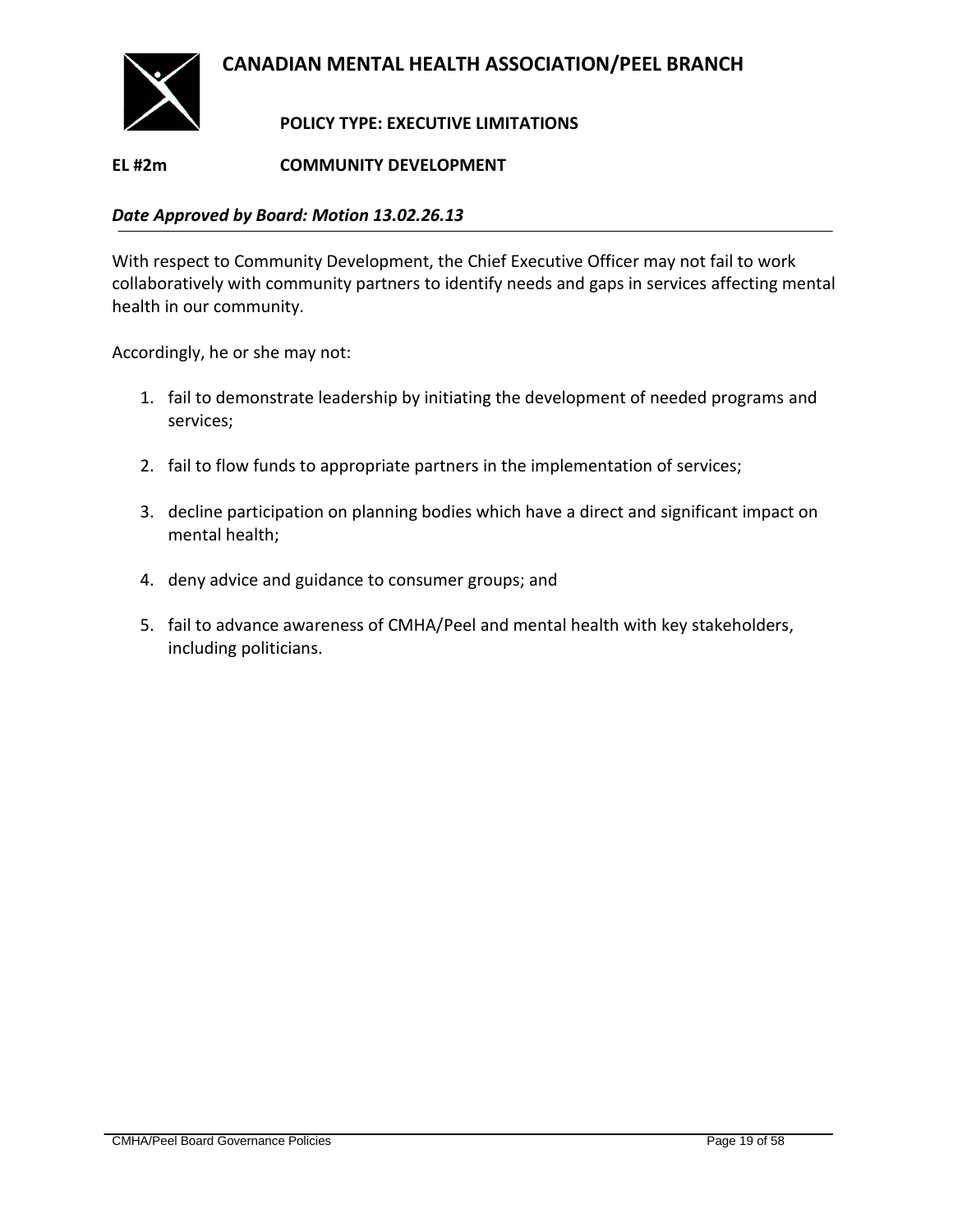# CANADIAN MENTAL HEALTH ASSOCIATION/PEEL BRANCH

## POLICY TYPE: EXECUTIVE LIMITATIONS

## EL #2m COMMUNITY DEVELOPMENT

***Date Approved by Board: Motion 13.02.26.13***

With respect to Community Development, the Chief Executive Officer may not fail to work collaboratively with community partners to identify needs and gaps in services affecting mental health in our community.

Accordingly, he or she may not:

1. fail to demonstrate leadership by initiating the development of needed programs and services;

2. fail to flow funds to appropriate partners in the implementation of services;

3. decline participation on planning bodies which have a direct and significant impact on mental health;

4. deny advice and guidance to consumer groups; and

5. fail to advance awareness of CMHA/Peel and mental health with key stakeholders, including politicians.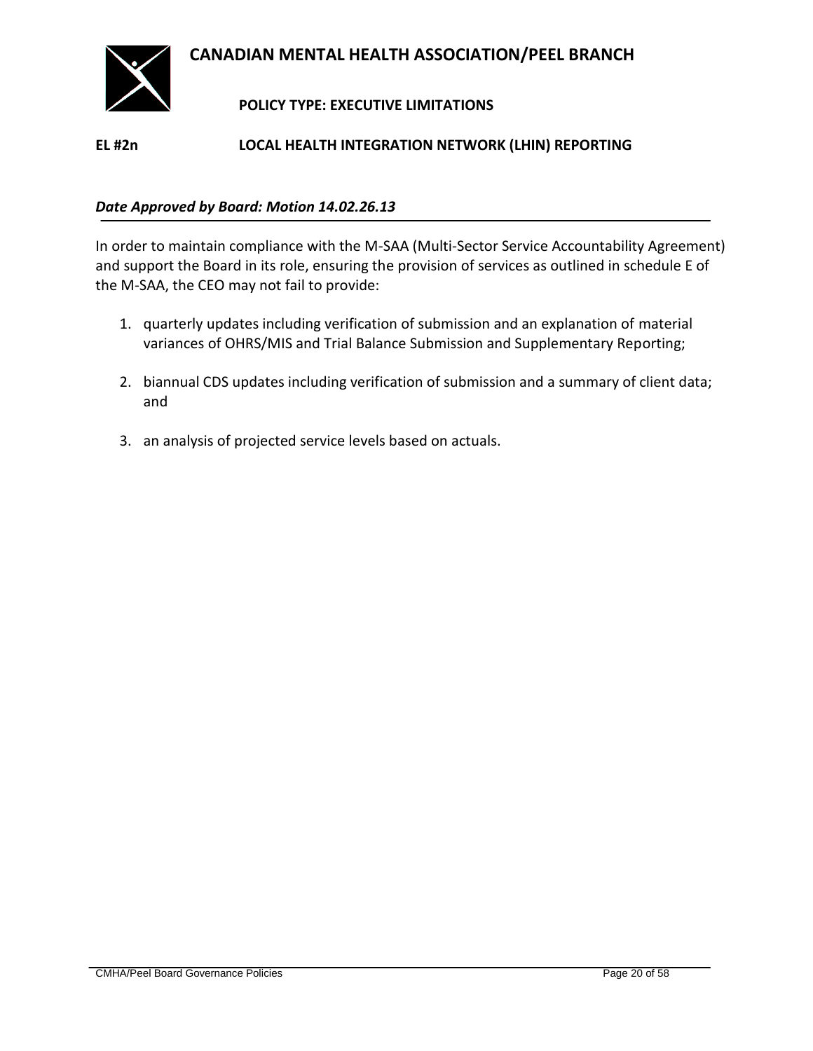# CANADIAN MENTAL HEALTH ASSOCIATION/PEEL BRANCH

## POLICY TYPE: EXECUTIVE LIMITATIONS

### EL #2n LOCAL HEALTH INTEGRATION NETWORK (LHIN) REPORTING

***Date Approved by Board: Motion 14.02.26.13***

In order to maintain compliance with the M-SAA (Multi-Sector Service Accountability Agreement) and support the Board in its role, ensuring the provision of services as outlined in schedule E of the M-SAA, the CEO may not fail to provide:

1. quarterly updates including verification of submission and an explanation of material variances of OHRS/MIS and Trial Balance Submission and Supplementary Reporting;

2. biannual CDS updates including verification of submission and a summary of client data; and

3. an analysis of projected service levels based on actuals.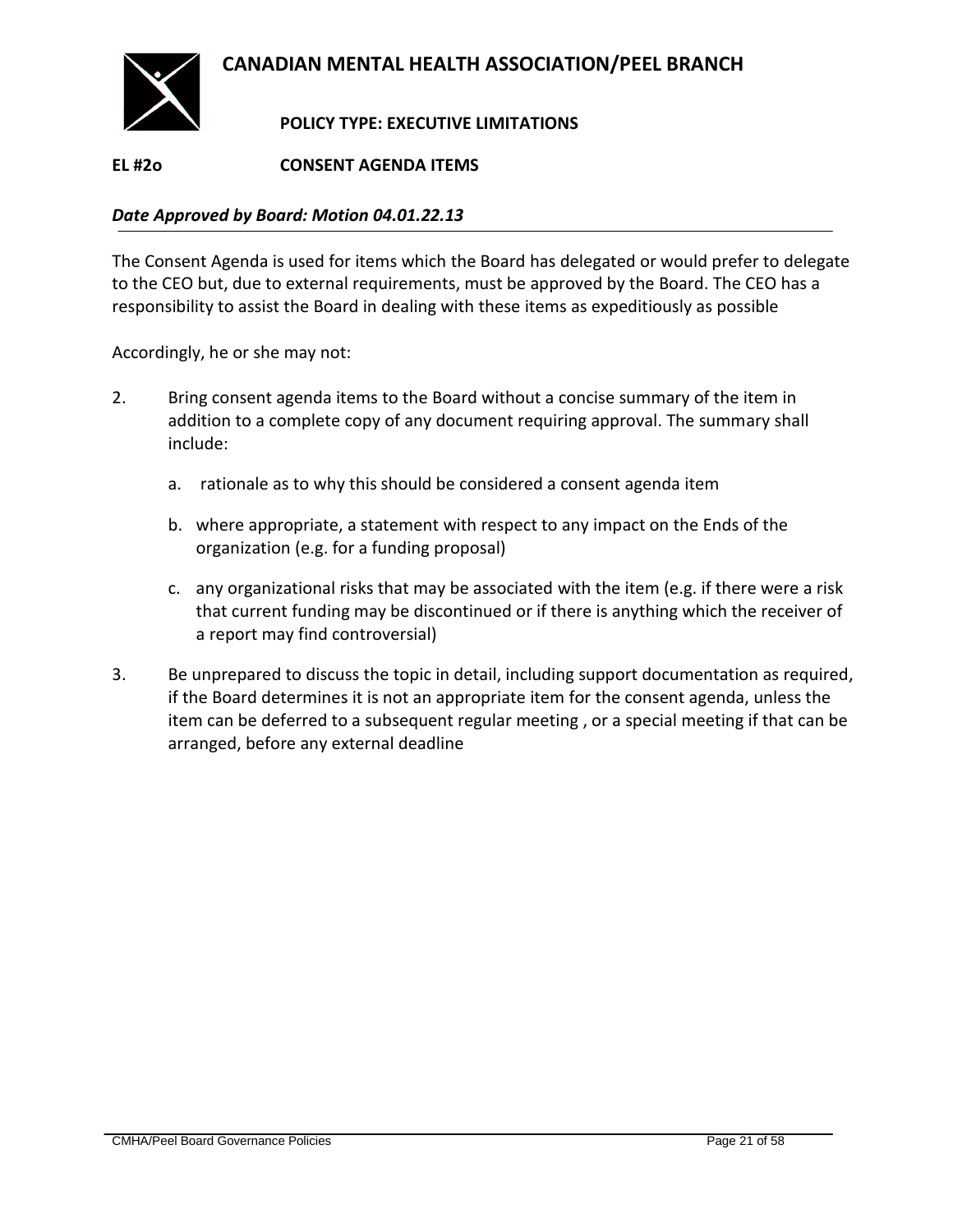# CANADIAN MENTAL HEALTH ASSOCIATION/PEEL BRANCH

**POLICY TYPE: EXECUTIVE LIMITATIONS**

**EL #2o CONSENT AGENDA ITEMS**

***Date Approved by Board: Motion 04.01.22.13***

---

The Consent Agenda is used for items which the Board has delegated or would prefer to delegate to the CEO but, due to external requirements, must be approved by the Board. The CEO has a responsibility to assist the Board in dealing with these items as expeditiously as possible

Accordingly, he or she may not:

2. Bring consent agenda items to the Board without a concise summary of the item in addition to a complete copy of any document requiring approval. The summary shall include:

   a. rationale as to why this should be considered a consent agenda item

   b. where appropriate, a statement with respect to any impact on the Ends of the organization (e.g. for a funding proposal)

   c. any organizational risks that may be associated with the item (e.g. if there were a risk that current funding may be discontinued or if there is anything which the receiver of a report may find controversial)

3. Be unprepared to discuss the topic in detail, including support documentation as required, if the Board determines it is not an appropriate item for the consent agenda, unless the item can be deferred to a subsequent regular meeting , or a special meeting if that can be arranged, before any external deadline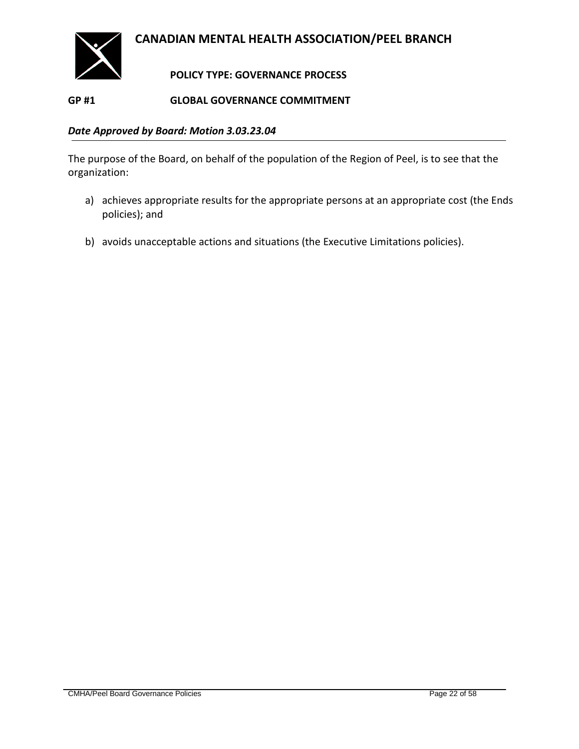# CANADIAN MENTAL HEALTH ASSOCIATION/PEEL BRANCH

**POLICY TYPE: GOVERNANCE PROCESS**

## GP #1 GLOBAL GOVERNANCE COMMITMENT

***Date Approved by Board: Motion 3.03.23.04***

The purpose of the Board, on behalf of the population of the Region of Peel, is to see that the organization:

a) achieves appropriate results for the appropriate persons at an appropriate cost (the Ends policies); and

b) avoids unacceptable actions and situations (the Executive Limitations policies).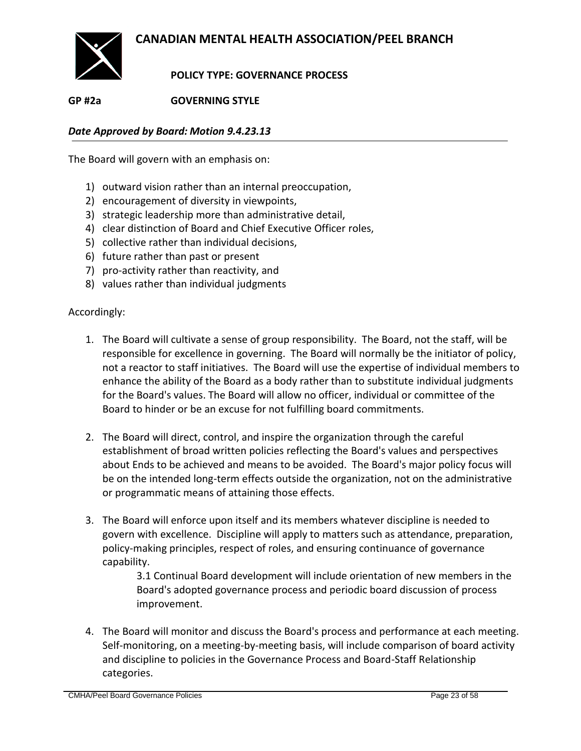# CANADIAN MENTAL HEALTH ASSOCIATION/PEEL BRANCH

**POLICY TYPE: GOVERNANCE PROCESS**

**GP #2a GOVERNING STYLE**

***Date Approved by Board: Motion 9.4.23.13***

The Board will govern with an emphasis on:

1) outward vision rather than an internal preoccupation,
2) encouragement of diversity in viewpoints,
3) strategic leadership more than administrative detail,
4) clear distinction of Board and Chief Executive Officer roles,
5) collective rather than individual decisions,
6) future rather than past or present
7) pro-activity rather than reactivity, and
8) values rather than individual judgments

Accordingly:

1. The Board will cultivate a sense of group responsibility. The Board, not the staff, will be responsible for excellence in governing. The Board will normally be the initiator of policy, not a reactor to staff initiatives. The Board will use the expertise of individual members to enhance the ability of the Board as a body rather than to substitute individual judgments for the Board's values. The Board will allow no officer, individual or committee of the Board to hinder or be an excuse for not fulfilling board commitments.

2. The Board will direct, control, and inspire the organization through the careful establishment of broad written policies reflecting the Board's values and perspectives about Ends to be achieved and means to be avoided. The Board's major policy focus will be on the intended long-term effects outside the organization, not on the administrative or programmatic means of attaining those effects.

3. The Board will enforce upon itself and its members whatever discipline is needed to govern with excellence. Discipline will apply to matters such as attendance, preparation, policy-making principles, respect of roles, and ensuring continuance of governance capability.

   3.1 Continual Board development will include orientation of new members in the Board's adopted governance process and periodic board discussion of process improvement.

4. The Board will monitor and discuss the Board's process and performance at each meeting. Self-monitoring, on a meeting-by-meeting basis, will include comparison of board activity and discipline to policies in the Governance Process and Board-Staff Relationship categories.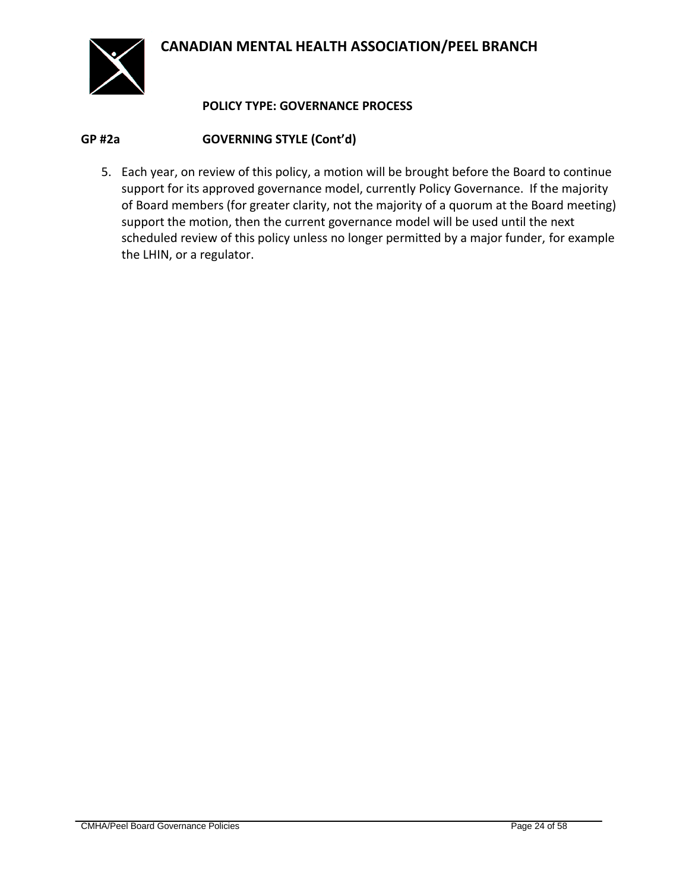# CANADIAN MENTAL HEALTH ASSOCIATION/PEEL BRANCH

**POLICY TYPE: GOVERNANCE PROCESS**

**GP #2a GOVERNING STYLE (Cont'd)**

5. Each year, on review of this policy, a motion will be brought before the Board to continue support for its approved governance model, currently Policy Governance. If the majority of Board members (for greater clarity, not the majority of a quorum at the Board meeting) support the motion, then the current governance model will be used until the next scheduled review of this policy unless no longer permitted by a major funder, for example the LHIN, or a regulator.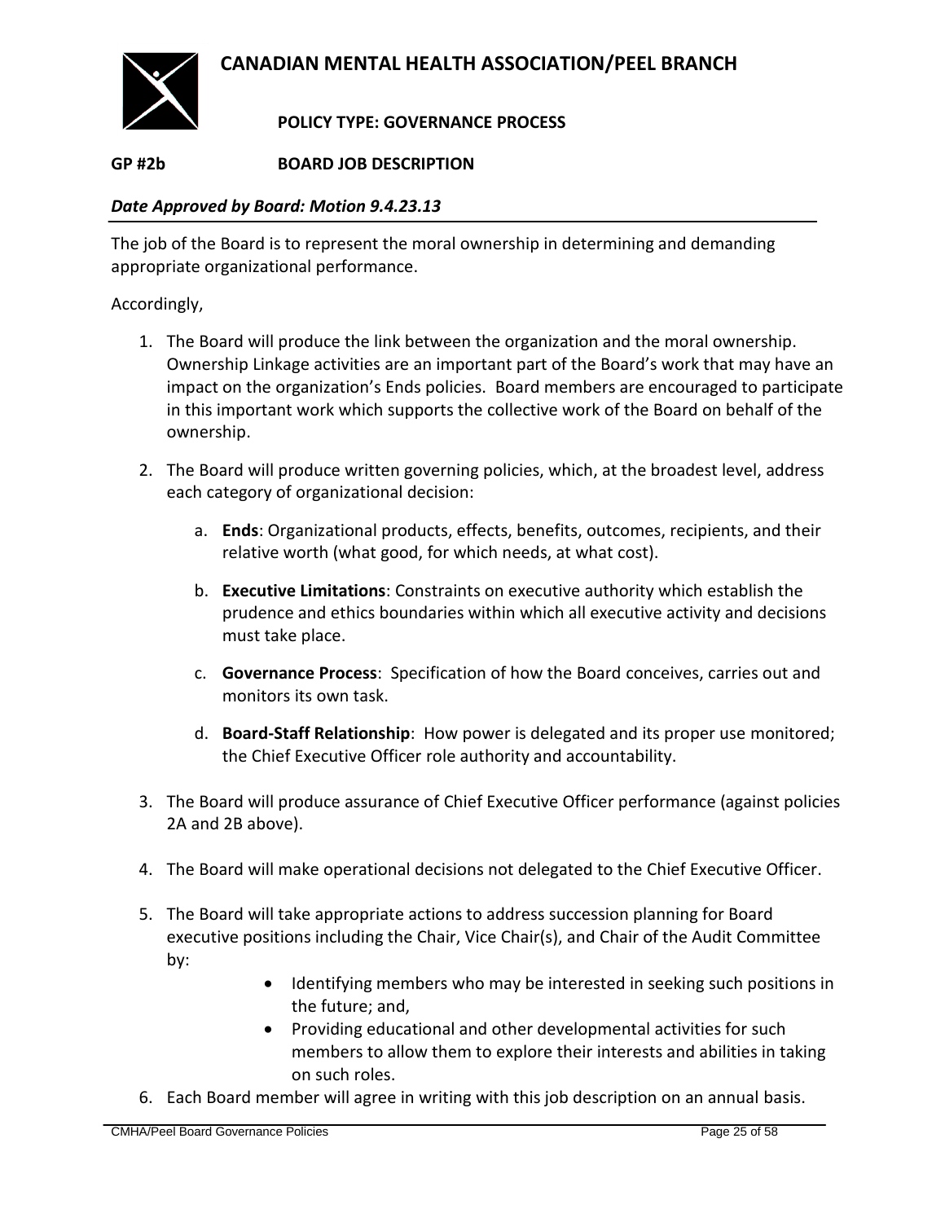# CANADIAN MENTAL HEALTH ASSOCIATION/PEEL BRANCH

**POLICY TYPE: GOVERNANCE PROCESS**

## GP #2b BOARD JOB DESCRIPTION

***Date Approved by Board: Motion 9.4.23.13***

The job of the Board is to represent the moral ownership in determining and demanding appropriate organizational performance.

Accordingly,

1. The Board will produce the link between the organization and the moral ownership. Ownership Linkage activities are an important part of the Board's work that may have an impact on the organization's Ends policies. Board members are encouraged to participate in this important work which supports the collective work of the Board on behalf of the ownership.

2. The Board will produce written governing policies, which, at the broadest level, address each category of organizational decision:

    a. **Ends**: Organizational products, effects, benefits, outcomes, recipients, and their relative worth (what good, for which needs, at what cost).

    b. **Executive Limitations**: Constraints on executive authority which establish the prudence and ethics boundaries within which all executive activity and decisions must take place.

    c. **Governance Process**: Specification of how the Board conceives, carries out and monitors its own task.

    d. **Board-Staff Relationship**: How power is delegated and its proper use monitored; the Chief Executive Officer role authority and accountability.

3. The Board will produce assurance of Chief Executive Officer performance (against policies 2A and 2B above).

4. The Board will make operational decisions not delegated to the Chief Executive Officer.

5. The Board will take appropriate actions to address succession planning for Board executive positions including the Chair, Vice Chair(s), and Chair of the Audit Committee by:
    - Identifying members who may be interested in seeking such positions in the future; and,
    - Providing educational and other developmental activities for such members to allow them to explore their interests and abilities in taking on such roles.

6. Each Board member will agree in writing with this job description on an annual basis.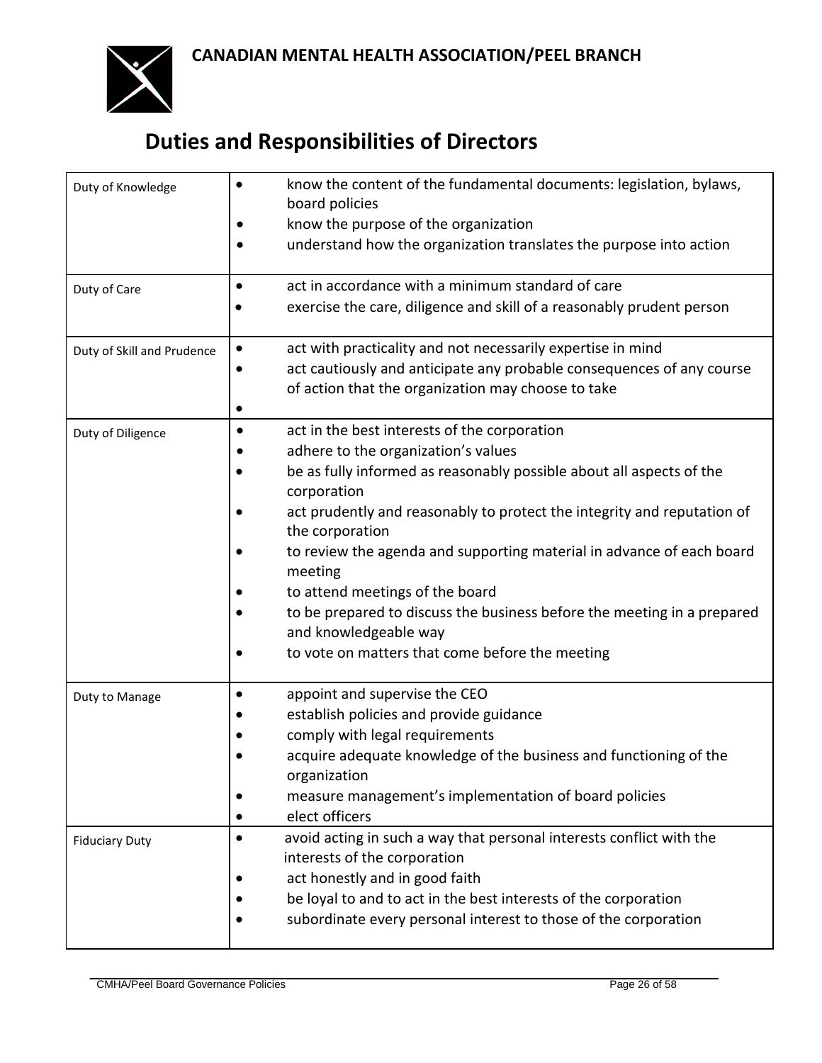**CANADIAN MENTAL HEALTH ASSOCIATION/PEEL BRANCH**

# Duties and Responsibilities of Directors

| | |
|---|---|
| Duty of Knowledge | • know the content of the fundamental documents: legislation, bylaws, board policies<br>• know the purpose of the organization<br>• understand how the organization translates the purpose into action |
| Duty of Care | • act in accordance with a minimum standard of care<br>• exercise the care, diligence and skill of a reasonably prudent person |
| Duty of Skill and Prudence | • act with practicality and not necessarily expertise in mind<br>• act cautiously and anticipate any probable consequences of any course of action that the organization may choose to take<br>• |
| Duty of Diligence | • act in the best interests of the corporation<br>• adhere to the organization's values<br>• be as fully informed as reasonably possible about all aspects of the corporation<br>• act prudently and reasonably to protect the integrity and reputation of the corporation<br>• to review the agenda and supporting material in advance of each board meeting<br>• to attend meetings of the board<br>• to be prepared to discuss the business before the meeting in a prepared and knowledgeable way<br>• to vote on matters that come before the meeting |
| Duty to Manage | • appoint and supervise the CEO<br>• establish policies and provide guidance<br>• comply with legal requirements<br>• acquire adequate knowledge of the business and functioning of the organization<br>• measure management's implementation of board policies<br>• elect officers |
| Fiduciary Duty | • avoid acting in such a way that personal interests conflict with the interests of the corporation<br>• act honestly and in good faith<br>• be loyal to and to act in the best interests of the corporation<br>• subordinate every personal interest to those of the corporation |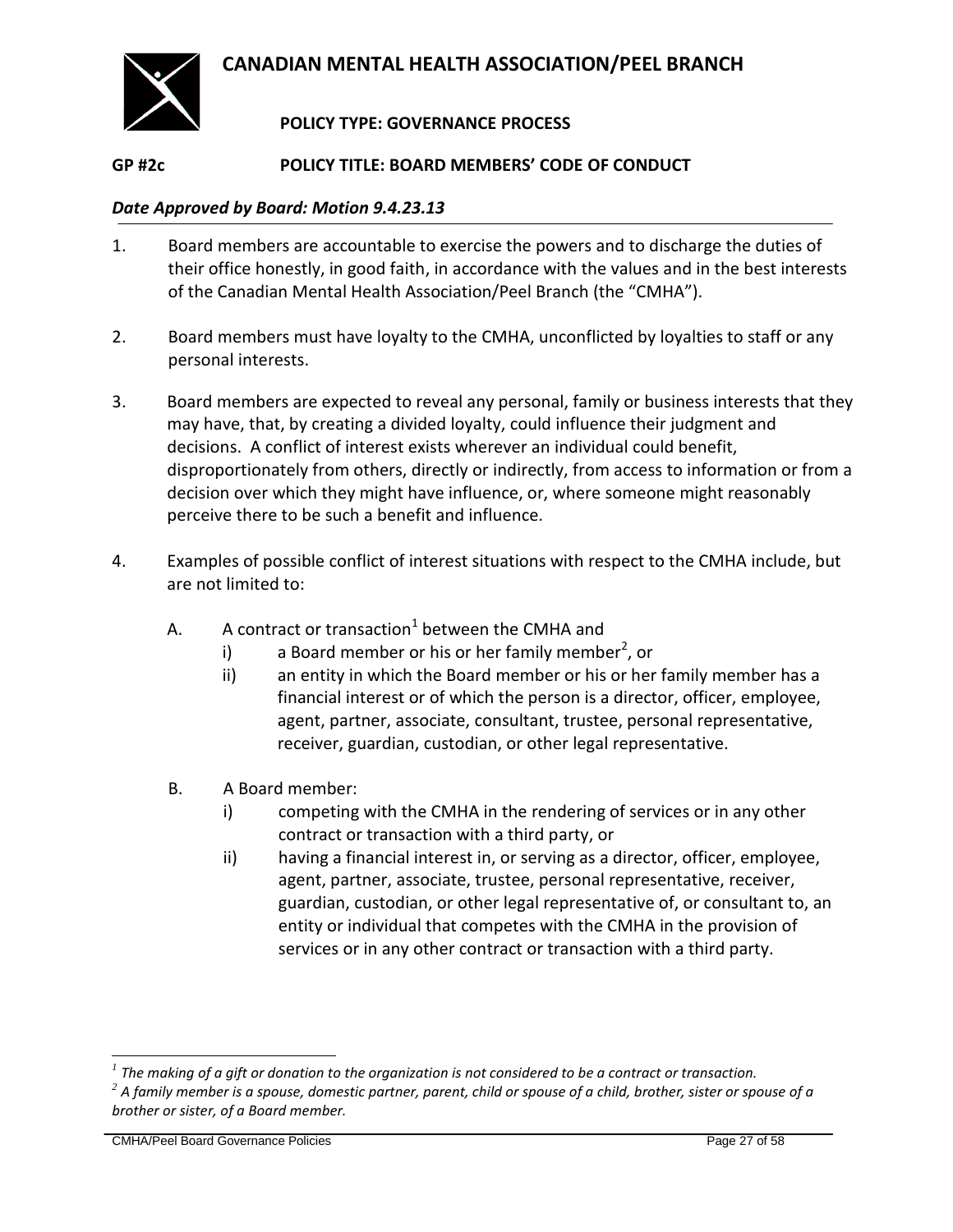# CANADIAN MENTAL HEALTH ASSOCIATION/PEEL BRANCH

**POLICY TYPE: GOVERNANCE PROCESS**

**GP #2c POLICY TITLE: BOARD MEMBERS' CODE OF CONDUCT**

***Date Approved by Board: Motion 9.4.23.13***

1. Board members are accountable to exercise the powers and to discharge the duties of their office honestly, in good faith, in accordance with the values and in the best interests of the Canadian Mental Health Association/Peel Branch (the "CMHA").

2. Board members must have loyalty to the CMHA, unconflicted by loyalties to staff or any personal interests.

3. Board members are expected to reveal any personal, family or business interests that they may have, that, by creating a divided loyalty, could influence their judgment and decisions. A conflict of interest exists wherever an individual could benefit, disproportionately from others, directly or indirectly, from access to information or from a decision over which they might have influence, or, where someone might reasonably perceive there to be such a benefit and influence.

4. Examples of possible conflict of interest situations with respect to the CMHA include, but are not limited to:

   A. A contract or transaction[1] between the CMHA and
      - i) a Board member or his or her family member[2], or
      - ii) an entity in which the Board member or his or her family member has a financial interest or of which the person is a director, officer, employee, agent, partner, associate, consultant, trustee, personal representative, receiver, guardian, custodian, or other legal representative.

   B. A Board member:
      - i) competing with the CMHA in the rendering of services or in any other contract or transaction with a third party, or
      - ii) having a financial interest in, or serving as a director, officer, employee, agent, partner, associate, trustee, personal representative, receiver, guardian, custodian, or other legal representative of, or consultant to, an entity or individual that competes with the CMHA in the provision of services or in any other contract or transaction with a third party.

---

[1] *The making of a gift or donation to the organization is not considered to be a contract or transaction.*

[2] *A family member is a spouse, domestic partner, parent, child or spouse of a child, brother, sister or spouse of a brother or sister, of a Board member.*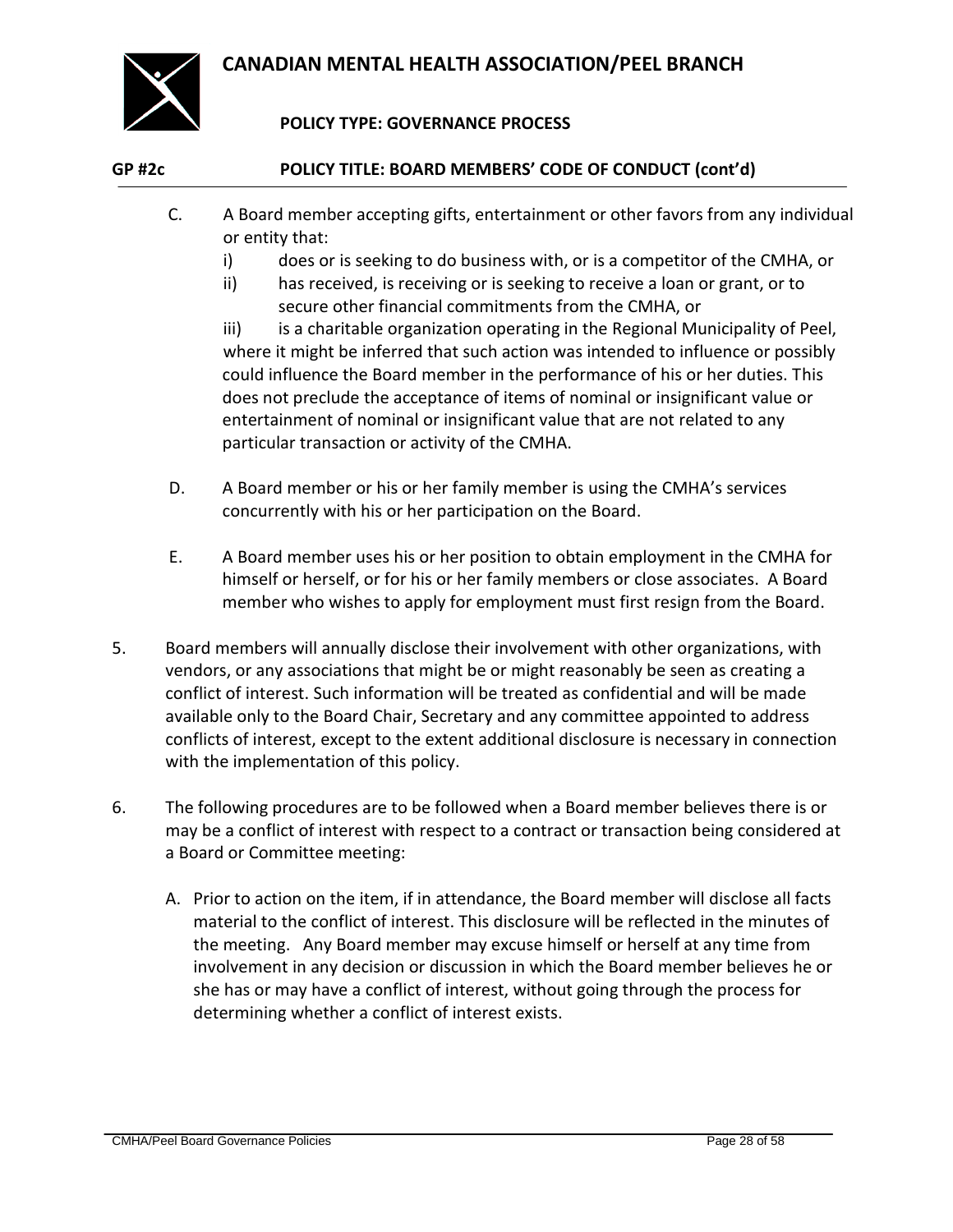**CANADIAN MENTAL HEALTH ASSOCIATION/PEEL BRANCH**

**POLICY TYPE: GOVERNANCE PROCESS**

**GP #2c POLICY TITLE: BOARD MEMBERS' CODE OF CONDUCT (cont'd)**

C. A Board member accepting gifts, entertainment or other favors from any individual or entity that:

   i) does or is seeking to do business with, or is a competitor of the CMHA, or

   ii) has received, is receiving or is seeking to receive a loan or grant, or to secure other financial commitments from the CMHA, or

   iii) is a charitable organization operating in the Regional Municipality of Peel,

   where it might be inferred that such action was intended to influence or possibly could influence the Board member in the performance of his or her duties. This does not preclude the acceptance of items of nominal or insignificant value or entertainment of nominal or insignificant value that are not related to any particular transaction or activity of the CMHA.

D. A Board member or his or her family member is using the CMHA's services concurrently with his or her participation on the Board.

E. A Board member uses his or her position to obtain employment in the CMHA for himself or herself, or for his or her family members or close associates. A Board member who wishes to apply for employment must first resign from the Board.

5. Board members will annually disclose their involvement with other organizations, with vendors, or any associations that might be or might reasonably be seen as creating a conflict of interest. Such information will be treated as confidential and will be made available only to the Board Chair, Secretary and any committee appointed to address conflicts of interest, except to the extent additional disclosure is necessary in connection with the implementation of this policy.

6. The following procedures are to be followed when a Board member believes there is or may be a conflict of interest with respect to a contract or transaction being considered at a Board or Committee meeting:

   A. Prior to action on the item, if in attendance, the Board member will disclose all facts material to the conflict of interest. This disclosure will be reflected in the minutes of the meeting. Any Board member may excuse himself or herself at any time from involvement in any decision or discussion in which the Board member believes he or she has or may have a conflict of interest, without going through the process for determining whether a conflict of interest exists.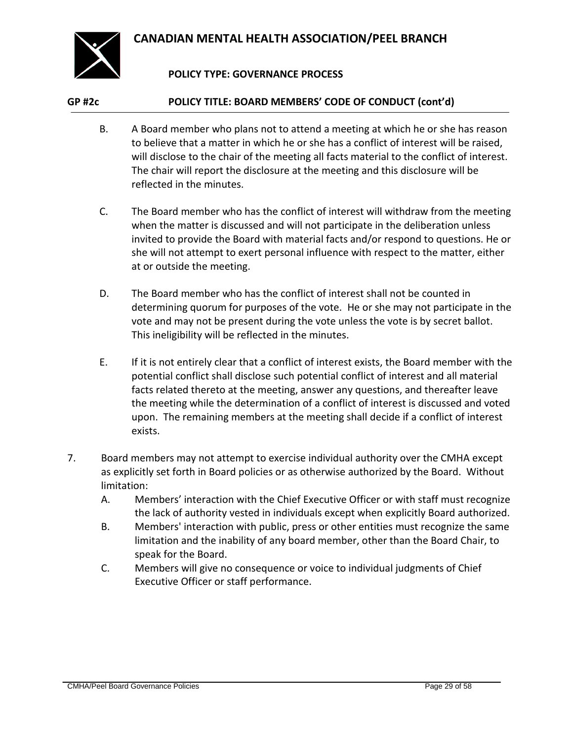**POLICY TYPE: GOVERNANCE PROCESS**

**GP #2c POLICY TITLE: BOARD MEMBERS' CODE OF CONDUCT (cont'd)**

B. A Board member who plans not to attend a meeting at which he or she has reason to believe that a matter in which he or she has a conflict of interest will be raised, will disclose to the chair of the meeting all facts material to the conflict of interest. The chair will report the disclosure at the meeting and this disclosure will be reflected in the minutes.

C. The Board member who has the conflict of interest will withdraw from the meeting when the matter is discussed and will not participate in the deliberation unless invited to provide the Board with material facts and/or respond to questions. He or she will not attempt to exert personal influence with respect to the matter, either at or outside the meeting.

D. The Board member who has the conflict of interest shall not be counted in determining quorum for purposes of the vote. He or she may not participate in the vote and may not be present during the vote unless the vote is by secret ballot. This ineligibility will be reflected in the minutes.

E. If it is not entirely clear that a conflict of interest exists, the Board member with the potential conflict shall disclose such potential conflict of interest and all material facts related thereto at the meeting, answer any questions, and thereafter leave the meeting while the determination of a conflict of interest is discussed and voted upon. The remaining members at the meeting shall decide if a conflict of interest exists.

7. Board members may not attempt to exercise individual authority over the CMHA except as explicitly set forth in Board policies or as otherwise authorized by the Board. Without limitation:

   A. Members' interaction with the Chief Executive Officer or with staff must recognize the lack of authority vested in individuals except when explicitly Board authorized.

   B. Members' interaction with public, press or other entities must recognize the same limitation and the inability of any board member, other than the Board Chair, to speak for the Board.

   C. Members will give no consequence or voice to individual judgments of Chief Executive Officer or staff performance.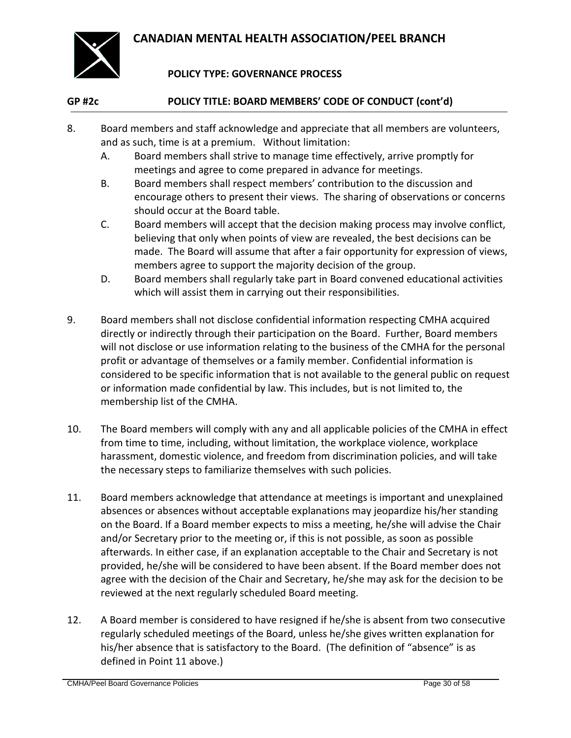**CANADIAN MENTAL HEALTH ASSOCIATION/PEEL BRANCH**

**POLICY TYPE: GOVERNANCE PROCESS**

**GP #2c POLICY TITLE: BOARD MEMBERS' CODE OF CONDUCT (cont'd)**

8. Board members and staff acknowledge and appreciate that all members are volunteers, and as such, time is at a premium. Without limitation:
   A. Board members shall strive to manage time effectively, arrive promptly for meetings and agree to come prepared in advance for meetings.
   B. Board members shall respect members' contribution to the discussion and encourage others to present their views. The sharing of observations or concerns should occur at the Board table.
   C. Board members will accept that the decision making process may involve conflict, believing that only when points of view are revealed, the best decisions can be made. The Board will assume that after a fair opportunity for expression of views, members agree to support the majority decision of the group.
   D. Board members shall regularly take part in Board convened educational activities which will assist them in carrying out their responsibilities.

9. Board members shall not disclose confidential information respecting CMHA acquired directly or indirectly through their participation on the Board. Further, Board members will not disclose or use information relating to the business of the CMHA for the personal profit or advantage of themselves or a family member. Confidential information is considered to be specific information that is not available to the general public on request or information made confidential by law. This includes, but is not limited to, the membership list of the CMHA.

10. The Board members will comply with any and all applicable policies of the CMHA in effect from time to time, including, without limitation, the workplace violence, workplace harassment, domestic violence, and freedom from discrimination policies, and will take the necessary steps to familiarize themselves with such policies.

11. Board members acknowledge that attendance at meetings is important and unexplained absences or absences without acceptable explanations may jeopardize his/her standing on the Board. If a Board member expects to miss a meeting, he/she will advise the Chair and/or Secretary prior to the meeting or, if this is not possible, as soon as possible afterwards. In either case, if an explanation acceptable to the Chair and Secretary is not provided, he/she will be considered to have been absent. If the Board member does not agree with the decision of the Chair and Secretary, he/she may ask for the decision to be reviewed at the next regularly scheduled Board meeting.

12. A Board member is considered to have resigned if he/she is absent from two consecutive regularly scheduled meetings of the Board, unless he/she gives written explanation for his/her absence that is satisfactory to the Board. (The definition of "absence" is as defined in Point 11 above.)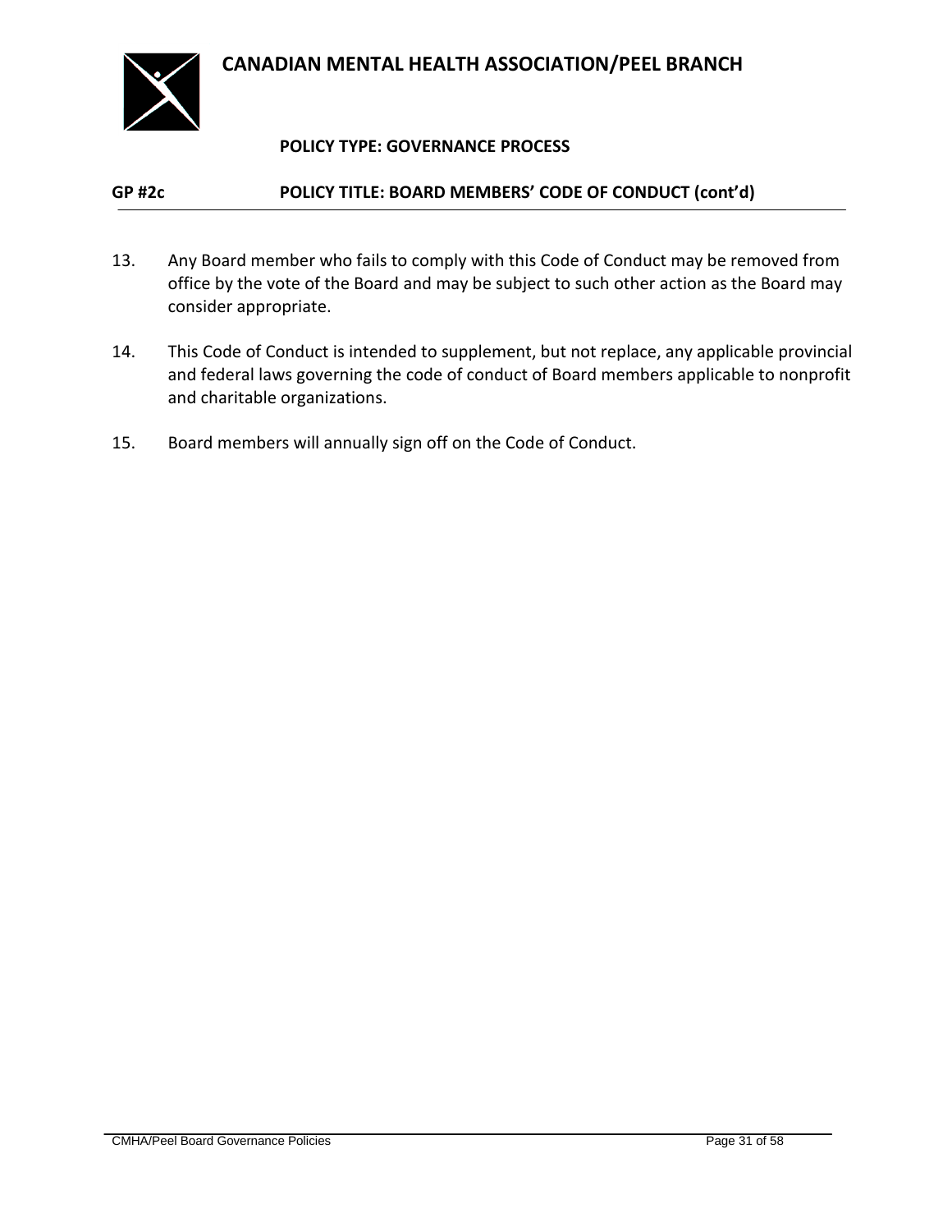**CANADIAN MENTAL HEALTH ASSOCIATION/PEEL BRANCH**

**POLICY TYPE: GOVERNANCE PROCESS**

**GP #2c POLICY TITLE: BOARD MEMBERS' CODE OF CONDUCT (cont'd)**

13. Any Board member who fails to comply with this Code of Conduct may be removed from office by the vote of the Board and may be subject to such other action as the Board may consider appropriate.

14. This Code of Conduct is intended to supplement, but not replace, any applicable provincial and federal laws governing the code of conduct of Board members applicable to nonprofit and charitable organizations.

15. Board members will annually sign off on the Code of Conduct.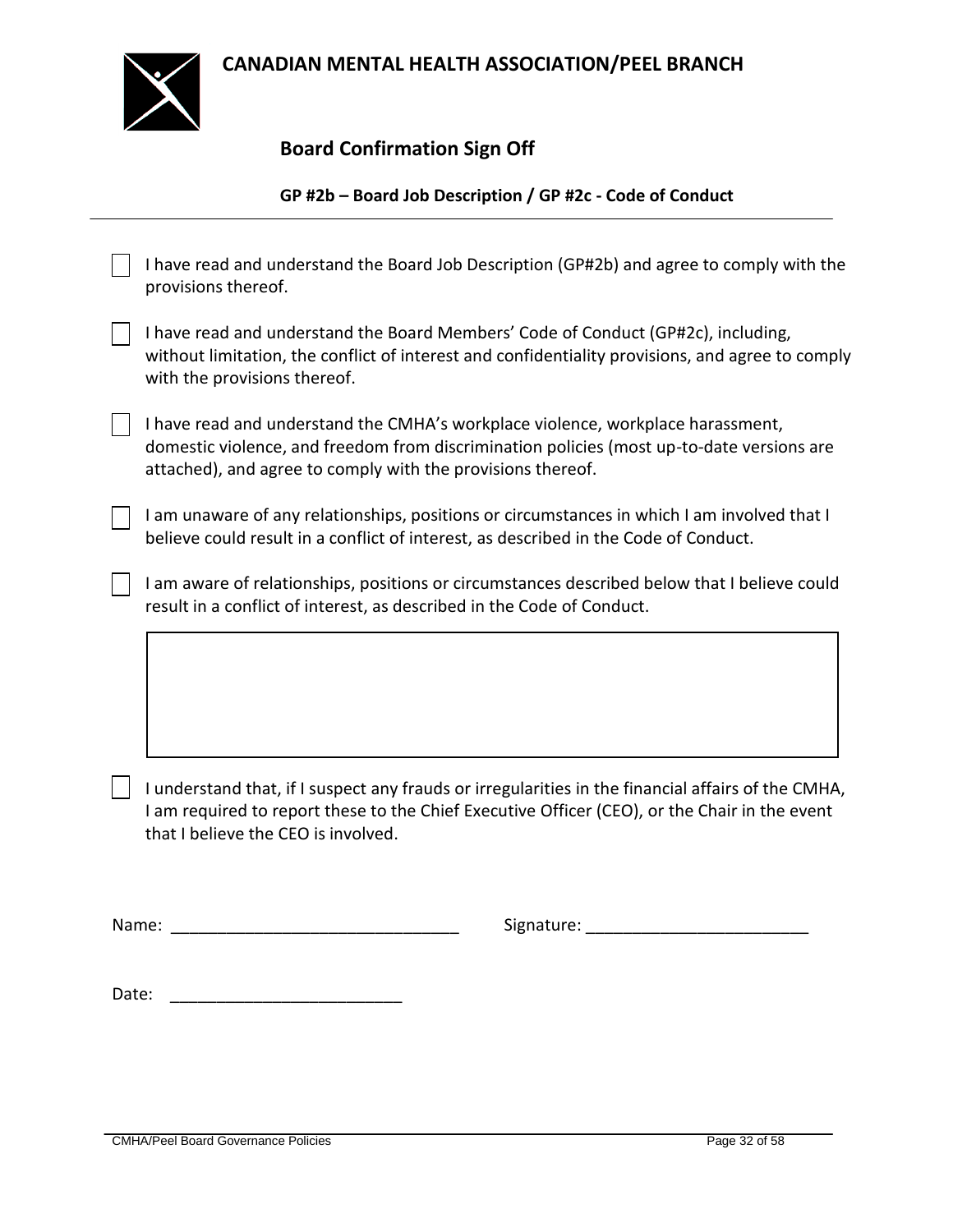**CANADIAN MENTAL HEALTH ASSOCIATION/PEEL BRANCH**

## Board Confirmation Sign Off

### GP #2b – Board Job Description / GP #2c - Code of Conduct

- [ ] I have read and understand the Board Job Description (GP#2b) and agree to comply with the provisions thereof.

- [ ] I have read and understand the Board Members' Code of Conduct (GP#2c), including, without limitation, the conflict of interest and confidentiality provisions, and agree to comply with the provisions thereof.

- [ ] I have read and understand the CMHA's workplace violence, workplace harassment, domestic violence, and freedom from discrimination policies (most up-to-date versions are attached), and agree to comply with the provisions thereof.

- [ ] I am unaware of any relationships, positions or circumstances in which I am involved that I believe could result in a conflict of interest, as described in the Code of Conduct.

- [ ] I am aware of relationships, positions or circumstances described below that I believe could result in a conflict of interest, as described in the Code of Conduct.

| |
|---|
| |

- [ ] I understand that, if I suspect any frauds or irregularities in the financial affairs of the CMHA, I am required to report these to the Chief Executive Officer (CEO), or the Chair in the event that I believe the CEO is involved.

Name: _______________________________ Signature: ________________________

Date: _________________________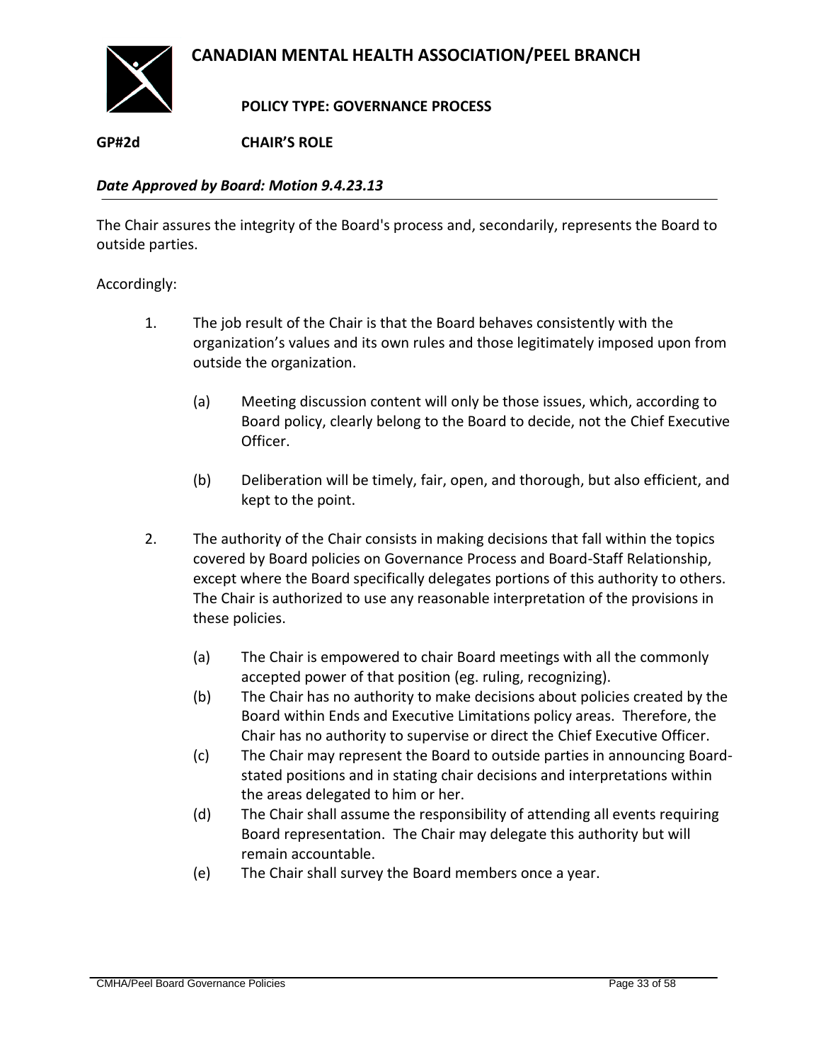# CANADIAN MENTAL HEALTH ASSOCIATION/PEEL BRANCH

**POLICY TYPE: GOVERNANCE PROCESS**

**GP#2d CHAIR'S ROLE**

***Date Approved by Board: Motion 9.4.23.13***

The Chair assures the integrity of the Board's process and, secondarily, represents the Board to outside parties.

Accordingly:

1. The job result of the Chair is that the Board behaves consistently with the organization's values and its own rules and those legitimately imposed upon from outside the organization.

   (a) Meeting discussion content will only be those issues, which, according to Board policy, clearly belong to the Board to decide, not the Chief Executive Officer.

   (b) Deliberation will be timely, fair, open, and thorough, but also efficient, and kept to the point.

2. The authority of the Chair consists in making decisions that fall within the topics covered by Board policies on Governance Process and Board-Staff Relationship, except where the Board specifically delegates portions of this authority to others. The Chair is authorized to use any reasonable interpretation of the provisions in these policies.

   (a) The Chair is empowered to chair Board meetings with all the commonly accepted power of that position (eg. ruling, recognizing).
   (b) The Chair has no authority to make decisions about policies created by the Board within Ends and Executive Limitations policy areas. Therefore, the Chair has no authority to supervise or direct the Chief Executive Officer.
   (c) The Chair may represent the Board to outside parties in announcing Board-stated positions and in stating chair decisions and interpretations within the areas delegated to him or her.
   (d) The Chair shall assume the responsibility of attending all events requiring Board representation. The Chair may delegate this authority but will remain accountable.
   (e) The Chair shall survey the Board members once a year.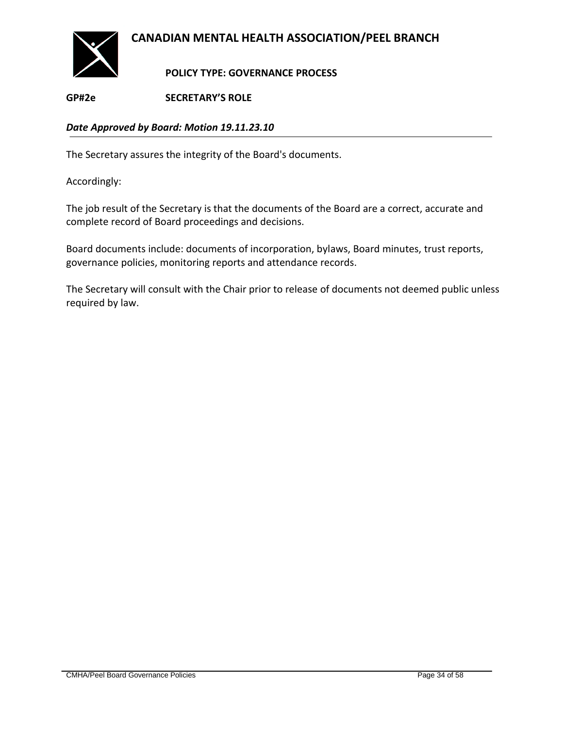# CANADIAN MENTAL HEALTH ASSOCIATION/PEEL BRANCH

**POLICY TYPE: GOVERNANCE PROCESS**

**GP#2e SECRETARY'S ROLE**

***Date Approved by Board: Motion 19.11.23.10***

The Secretary assures the integrity of the Board's documents.

Accordingly:

The job result of the Secretary is that the documents of the Board are a correct, accurate and complete record of Board proceedings and decisions.

Board documents include: documents of incorporation, bylaws, Board minutes, trust reports, governance policies, monitoring reports and attendance records.

The Secretary will consult with the Chair prior to release of documents not deemed public unless required by law.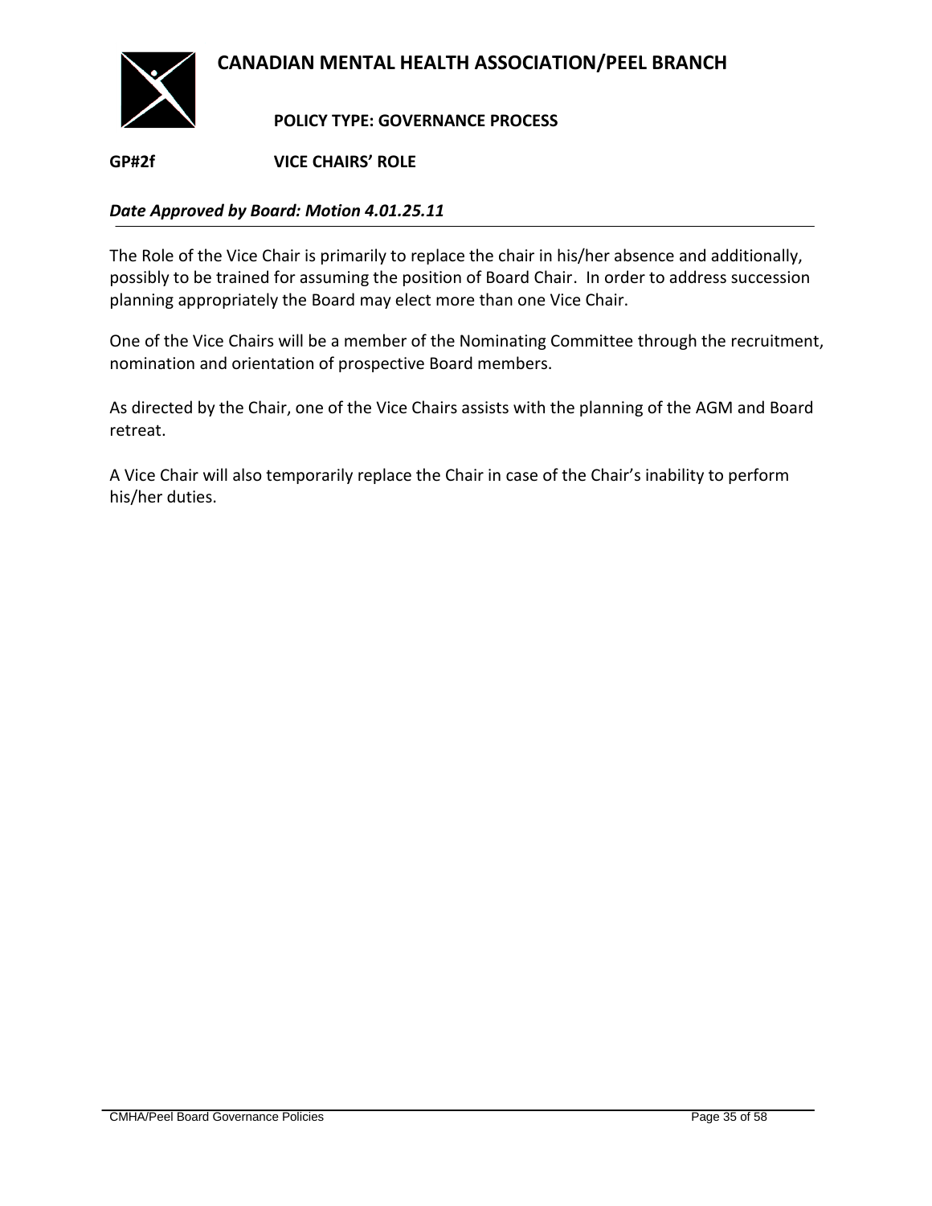# CANADIAN MENTAL HEALTH ASSOCIATION/PEEL BRANCH

**POLICY TYPE: GOVERNANCE PROCESS**

**GP#2f VICE CHAIRS' ROLE**

***Date Approved by Board: Motion 4.01.25.11***

The Role of the Vice Chair is primarily to replace the chair in his/her absence and additionally, possibly to be trained for assuming the position of Board Chair. In order to address succession planning appropriately the Board may elect more than one Vice Chair.

One of the Vice Chairs will be a member of the Nominating Committee through the recruitment, nomination and orientation of prospective Board members.

As directed by the Chair, one of the Vice Chairs assists with the planning of the AGM and Board retreat.

A Vice Chair will also temporarily replace the Chair in case of the Chair's inability to perform his/her duties.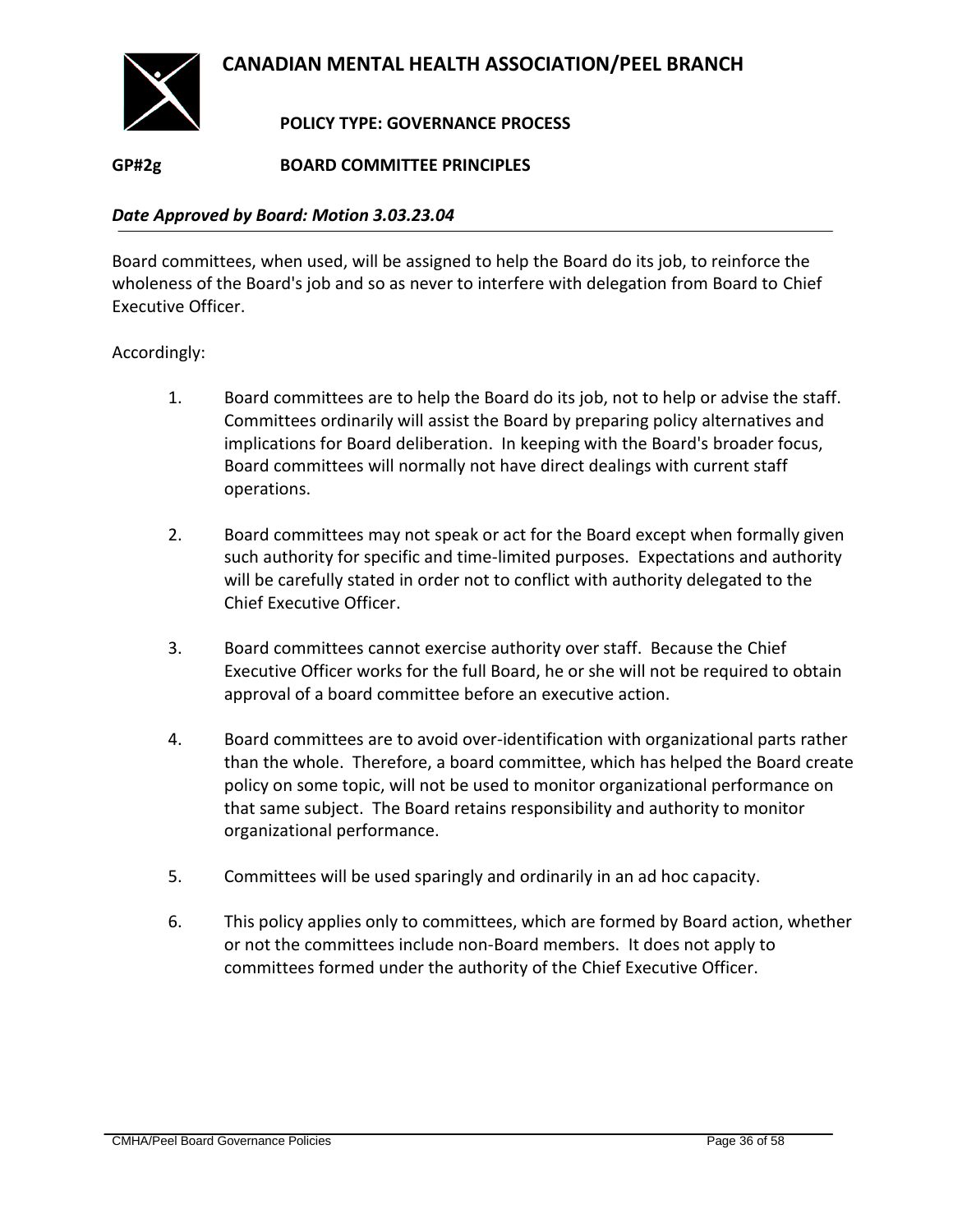# CANADIAN MENTAL HEALTH ASSOCIATION/PEEL BRANCH

**POLICY TYPE: GOVERNANCE PROCESS**

**GP#2g BOARD COMMITTEE PRINCIPLES**

***Date Approved by Board: Motion 3.03.23.04***

Board committees, when used, will be assigned to help the Board do its job, to reinforce the wholeness of the Board's job and so as never to interfere with delegation from Board to Chief Executive Officer.

Accordingly:

1. Board committees are to help the Board do its job, not to help or advise the staff. Committees ordinarily will assist the Board by preparing policy alternatives and implications for Board deliberation. In keeping with the Board's broader focus, Board committees will normally not have direct dealings with current staff operations.

2. Board committees may not speak or act for the Board except when formally given such authority for specific and time-limited purposes. Expectations and authority will be carefully stated in order not to conflict with authority delegated to the Chief Executive Officer.

3. Board committees cannot exercise authority over staff. Because the Chief Executive Officer works for the full Board, he or she will not be required to obtain approval of a board committee before an executive action.

4. Board committees are to avoid over-identification with organizational parts rather than the whole. Therefore, a board committee, which has helped the Board create policy on some topic, will not be used to monitor organizational performance on that same subject. The Board retains responsibility and authority to monitor organizational performance.

5. Committees will be used sparingly and ordinarily in an ad hoc capacity.

6. This policy applies only to committees, which are formed by Board action, whether or not the committees include non-Board members. It does not apply to committees formed under the authority of the Chief Executive Officer.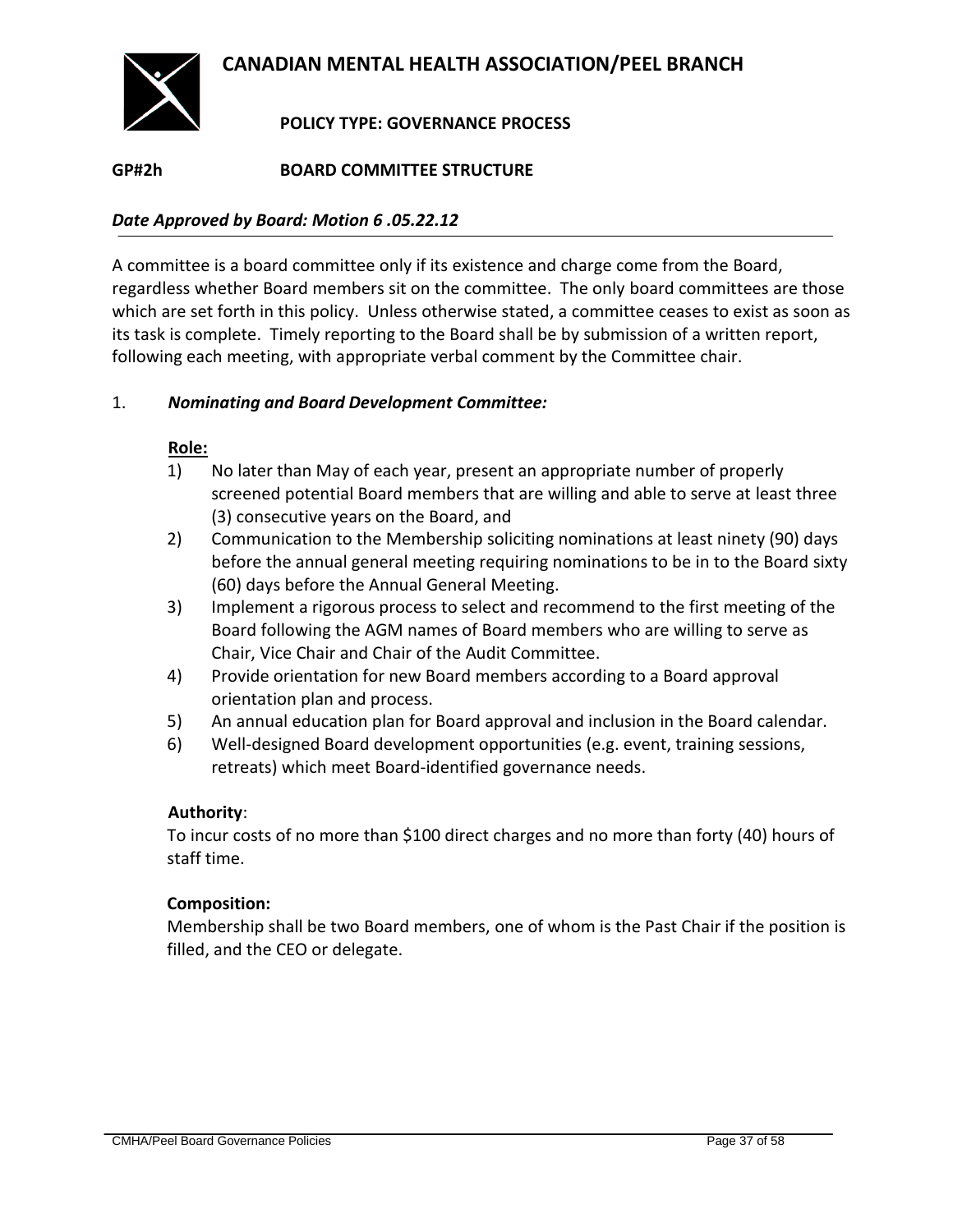# CANADIAN MENTAL HEALTH ASSOCIATION/PEEL BRANCH

**POLICY TYPE: GOVERNANCE PROCESS**

**GP#2h BOARD COMMITTEE STRUCTURE**

***Date Approved by Board: Motion 6 .05.22.12***

A committee is a board committee only if its existence and charge come from the Board, regardless whether Board members sit on the committee. The only board committees are those which are set forth in this policy. Unless otherwise stated, a committee ceases to exist as soon as its task is complete. Timely reporting to the Board shall be by submission of a written report, following each meeting, with appropriate verbal comment by the Committee chair.

1. ***Nominating and Board Development Committee:***

**Role:**

1) No later than May of each year, present an appropriate number of properly screened potential Board members that are willing and able to serve at least three (3) consecutive years on the Board, and
2) Communication to the Membership soliciting nominations at least ninety (90) days before the annual general meeting requiring nominations to be in to the Board sixty (60) days before the Annual General Meeting.
3) Implement a rigorous process to select and recommend to the first meeting of the Board following the AGM names of Board members who are willing to serve as Chair, Vice Chair and Chair of the Audit Committee.
4) Provide orientation for new Board members according to a Board approval orientation plan and process.
5) An annual education plan for Board approval and inclusion in the Board calendar.
6) Well-designed Board development opportunities (e.g. event, training sessions, retreats) which meet Board-identified governance needs.

**Authority**:

To incur costs of no more than $100 direct charges and no more than forty (40) hours of staff time.

**Composition:**

Membership shall be two Board members, one of whom is the Past Chair if the position is filled, and the CEO or delegate.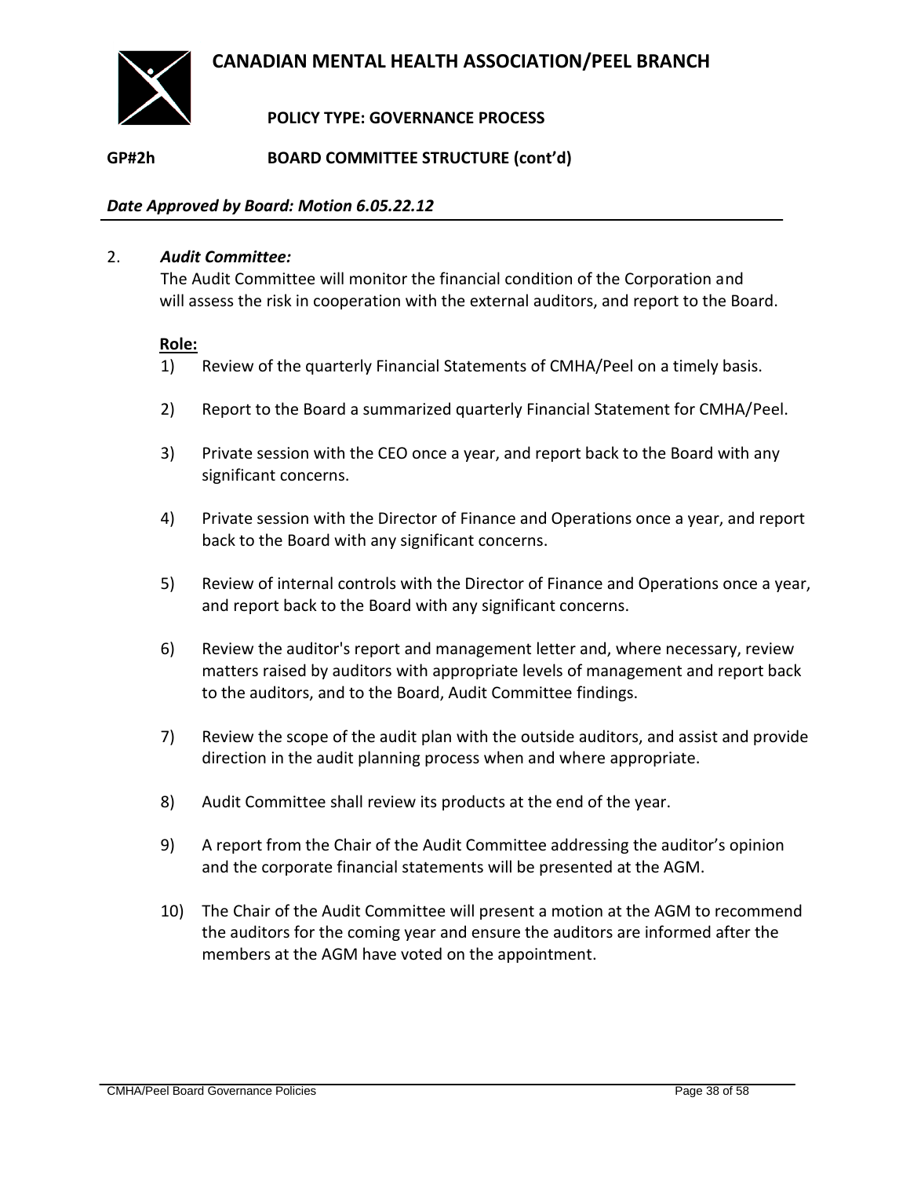# CANADIAN MENTAL HEALTH ASSOCIATION/PEEL BRANCH

**POLICY TYPE: GOVERNANCE PROCESS**

**GP#2h BOARD COMMITTEE STRUCTURE (cont'd)**

***Date Approved by Board: Motion 6.05.22.12***

2. ***Audit Committee:***

   The Audit Committee will monitor the financial condition of the Corporation and will assess the risk in cooperation with the external auditors, and report to the Board.

   **Role:**

   1) Review of the quarterly Financial Statements of CMHA/Peel on a timely basis.

   2) Report to the Board a summarized quarterly Financial Statement for CMHA/Peel.

   3) Private session with the CEO once a year, and report back to the Board with any significant concerns.

   4) Private session with the Director of Finance and Operations once a year, and report back to the Board with any significant concerns.

   5) Review of internal controls with the Director of Finance and Operations once a year, and report back to the Board with any significant concerns.

   6) Review the auditor's report and management letter and, where necessary, review matters raised by auditors with appropriate levels of management and report back to the auditors, and to the Board, Audit Committee findings.

   7) Review the scope of the audit plan with the outside auditors, and assist and provide direction in the audit planning process when and where appropriate.

   8) Audit Committee shall review its products at the end of the year.

   9) A report from the Chair of the Audit Committee addressing the auditor's opinion and the corporate financial statements will be presented at the AGM.

   10) The Chair of the Audit Committee will present a motion at the AGM to recommend the auditors for the coming year and ensure the auditors are informed after the members at the AGM have voted on the appointment.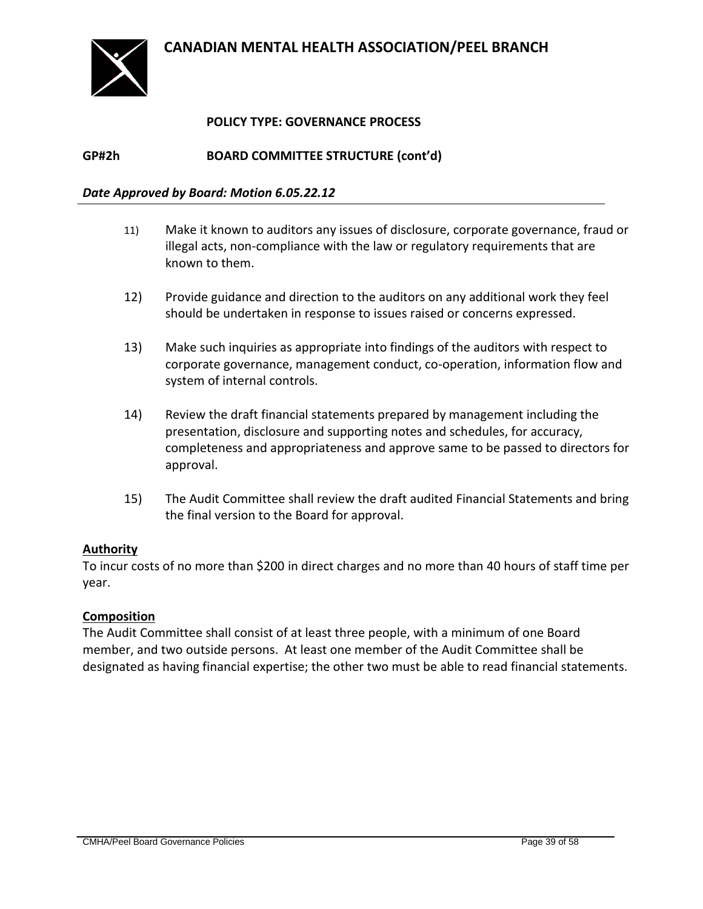**CANADIAN MENTAL HEALTH ASSOCIATION/PEEL BRANCH**

**POLICY TYPE: GOVERNANCE PROCESS**

**GP#2h BOARD COMMITTEE STRUCTURE (cont'd)**

***Date Approved by Board: Motion 6.05.22.12***

11) Make it known to auditors any issues of disclosure, corporate governance, fraud or illegal acts, non-compliance with the law or regulatory requirements that are known to them.

12) Provide guidance and direction to the auditors on any additional work they feel should be undertaken in response to issues raised or concerns expressed.

13) Make such inquiries as appropriate into findings of the auditors with respect to corporate governance, management conduct, co-operation, information flow and system of internal controls.

14) Review the draft financial statements prepared by management including the presentation, disclosure and supporting notes and schedules, for accuracy, completeness and appropriateness and approve same to be passed to directors for approval.

15) The Audit Committee shall review the draft audited Financial Statements and bring the final version to the Board for approval.

**Authority**

To incur costs of no more than $200 in direct charges and no more than 40 hours of staff time per year.

**Composition**

The Audit Committee shall consist of at least three people, with a minimum of one Board member, and two outside persons. At least one member of the Audit Committee shall be designated as having financial expertise; the other two must be able to read financial statements.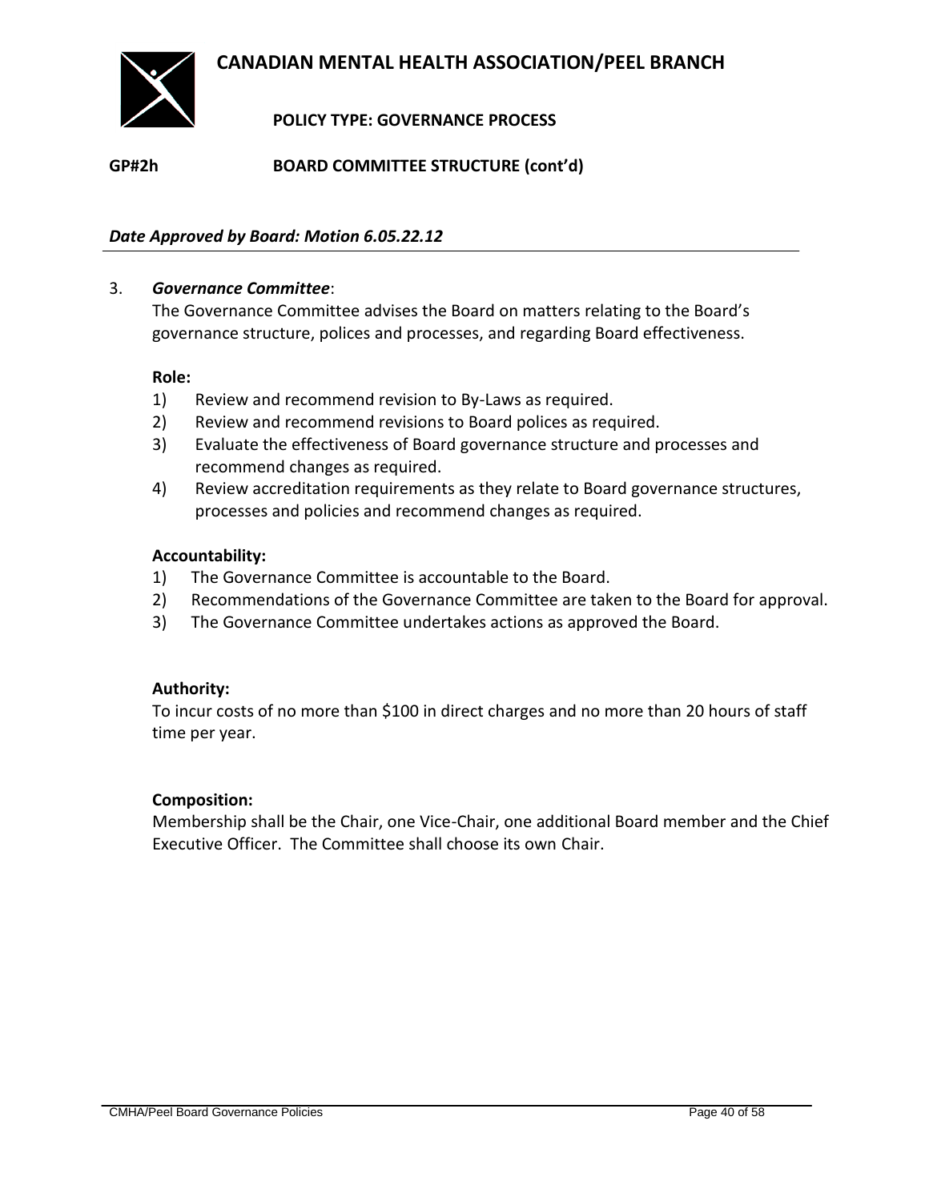# CANADIAN MENTAL HEALTH ASSOCIATION/PEEL BRANCH

**POLICY TYPE: GOVERNANCE PROCESS**

**GP#2h BOARD COMMITTEE STRUCTURE (cont'd)**

***Date Approved by Board: Motion 6.05.22.12***

3. ***Governance Committee***:
   The Governance Committee advises the Board on matters relating to the Board's governance structure, polices and processes, and regarding Board effectiveness.

   **Role:**
   1) Review and recommend revision to By-Laws as required.
   2) Review and recommend revisions to Board polices as required.
   3) Evaluate the effectiveness of Board governance structure and processes and recommend changes as required.
   4) Review accreditation requirements as they relate to Board governance structures, processes and policies and recommend changes as required.

   **Accountability:**
   1) The Governance Committee is accountable to the Board.
   2) Recommendations of the Governance Committee are taken to the Board for approval.
   3) The Governance Committee undertakes actions as approved the Board.

   **Authority:**
   To incur costs of no more than \$100 in direct charges and no more than 20 hours of staff time per year.

   **Composition:**
   Membership shall be the Chair, one Vice-Chair, one additional Board member and the Chief Executive Officer. The Committee shall choose its own Chair.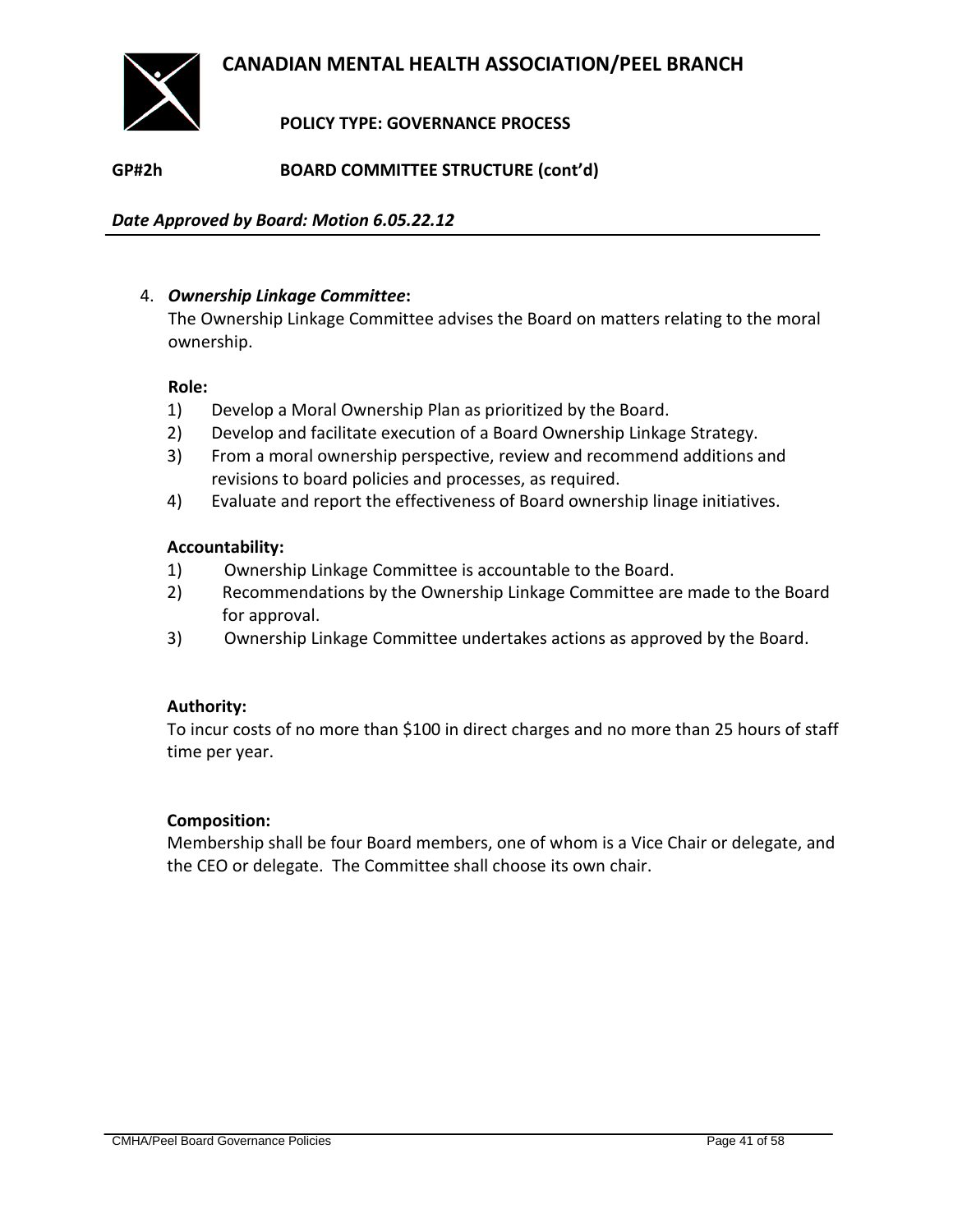# CANADIAN MENTAL HEALTH ASSOCIATION/PEEL BRANCH

**POLICY TYPE: GOVERNANCE PROCESS**

**GP#2h BOARD COMMITTEE STRUCTURE (cont'd)**

***Date Approved by Board: Motion 6.05.22.12***

4. ***Ownership Linkage Committee*:**
   The Ownership Linkage Committee advises the Board on matters relating to the moral ownership.

   **Role:**
   1) Develop a Moral Ownership Plan as prioritized by the Board.
   2) Develop and facilitate execution of a Board Ownership Linkage Strategy.
   3) From a moral ownership perspective, review and recommend additions and revisions to board policies and processes, as required.
   4) Evaluate and report the effectiveness of Board ownership linage initiatives.

   **Accountability:**
   1) Ownership Linkage Committee is accountable to the Board.
   2) Recommendations by the Ownership Linkage Committee are made to the Board for approval.
   3) Ownership Linkage Committee undertakes actions as approved by the Board.

   **Authority:**
   To incur costs of no more than $100 in direct charges and no more than 25 hours of staff time per year.

   **Composition:**
   Membership shall be four Board members, one of whom is a Vice Chair or delegate, and the CEO or delegate. The Committee shall choose its own chair.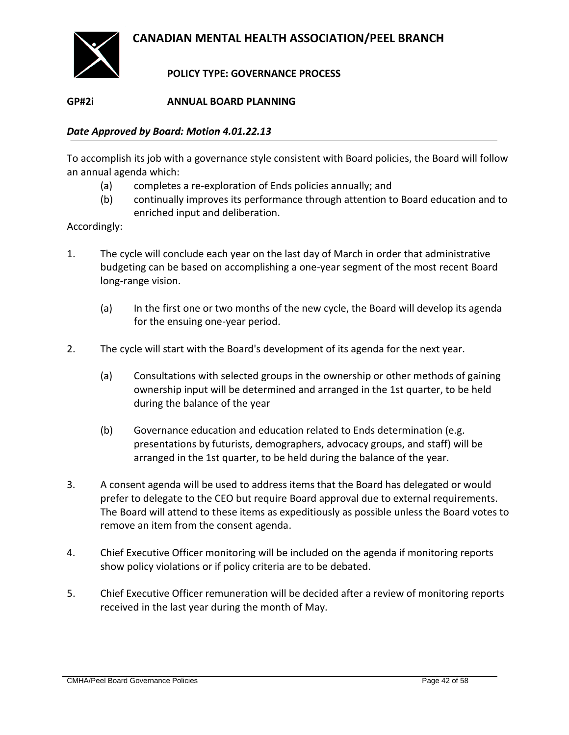# CANADIAN MENTAL HEALTH ASSOCIATION/PEEL BRANCH

**POLICY TYPE: GOVERNANCE PROCESS**

**GP#2i ANNUAL BOARD PLANNING**

***Date Approved by Board: Motion 4.01.22.13***

To accomplish its job with a governance style consistent with Board policies, the Board will follow an annual agenda which:

(a) completes a re-exploration of Ends policies annually; and

(b) continually improves its performance through attention to Board education and to enriched input and deliberation.

Accordingly:

1. The cycle will conclude each year on the last day of March in order that administrative budgeting can be based on accomplishing a one-year segment of the most recent Board long-range vision.

   (a) In the first one or two months of the new cycle, the Board will develop its agenda for the ensuing one-year period.

2. The cycle will start with the Board's development of its agenda for the next year.

   (a) Consultations with selected groups in the ownership or other methods of gaining ownership input will be determined and arranged in the 1st quarter, to be held during the balance of the year

   (b) Governance education and education related to Ends determination (e.g. presentations by futurists, demographers, advocacy groups, and staff) will be arranged in the 1st quarter, to be held during the balance of the year.

3. A consent agenda will be used to address items that the Board has delegated or would prefer to delegate to the CEO but require Board approval due to external requirements. The Board will attend to these items as expeditiously as possible unless the Board votes to remove an item from the consent agenda.

4. Chief Executive Officer monitoring will be included on the agenda if monitoring reports show policy violations or if policy criteria are to be debated.

5. Chief Executive Officer remuneration will be decided after a review of monitoring reports received in the last year during the month of May.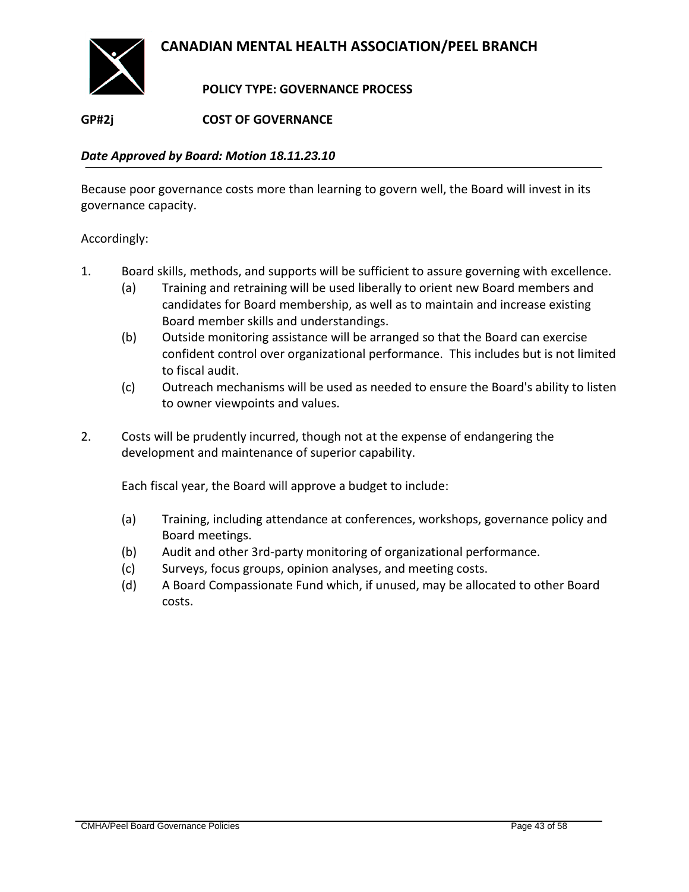# CANADIAN MENTAL HEALTH ASSOCIATION/PEEL BRANCH

**POLICY TYPE: GOVERNANCE PROCESS**

**GP#2j COST OF GOVERNANCE**

***Date Approved by Board: Motion 18.11.23.10***

---

Because poor governance costs more than learning to govern well, the Board will invest in its governance capacity.

Accordingly:

1. Board skills, methods, and supports will be sufficient to assure governing with excellence.
   (a) Training and retraining will be used liberally to orient new Board members and candidates for Board membership, as well as to maintain and increase existing Board member skills and understandings.
   (b) Outside monitoring assistance will be arranged so that the Board can exercise confident control over organizational performance. This includes but is not limited to fiscal audit.
   (c) Outreach mechanisms will be used as needed to ensure the Board's ability to listen to owner viewpoints and values.

2. Costs will be prudently incurred, though not at the expense of endangering the development and maintenance of superior capability.

   Each fiscal year, the Board will approve a budget to include:

   (a) Training, including attendance at conferences, workshops, governance policy and Board meetings.
   (b) Audit and other 3rd-party monitoring of organizational performance.
   (c) Surveys, focus groups, opinion analyses, and meeting costs.
   (d) A Board Compassionate Fund which, if unused, may be allocated to other Board costs.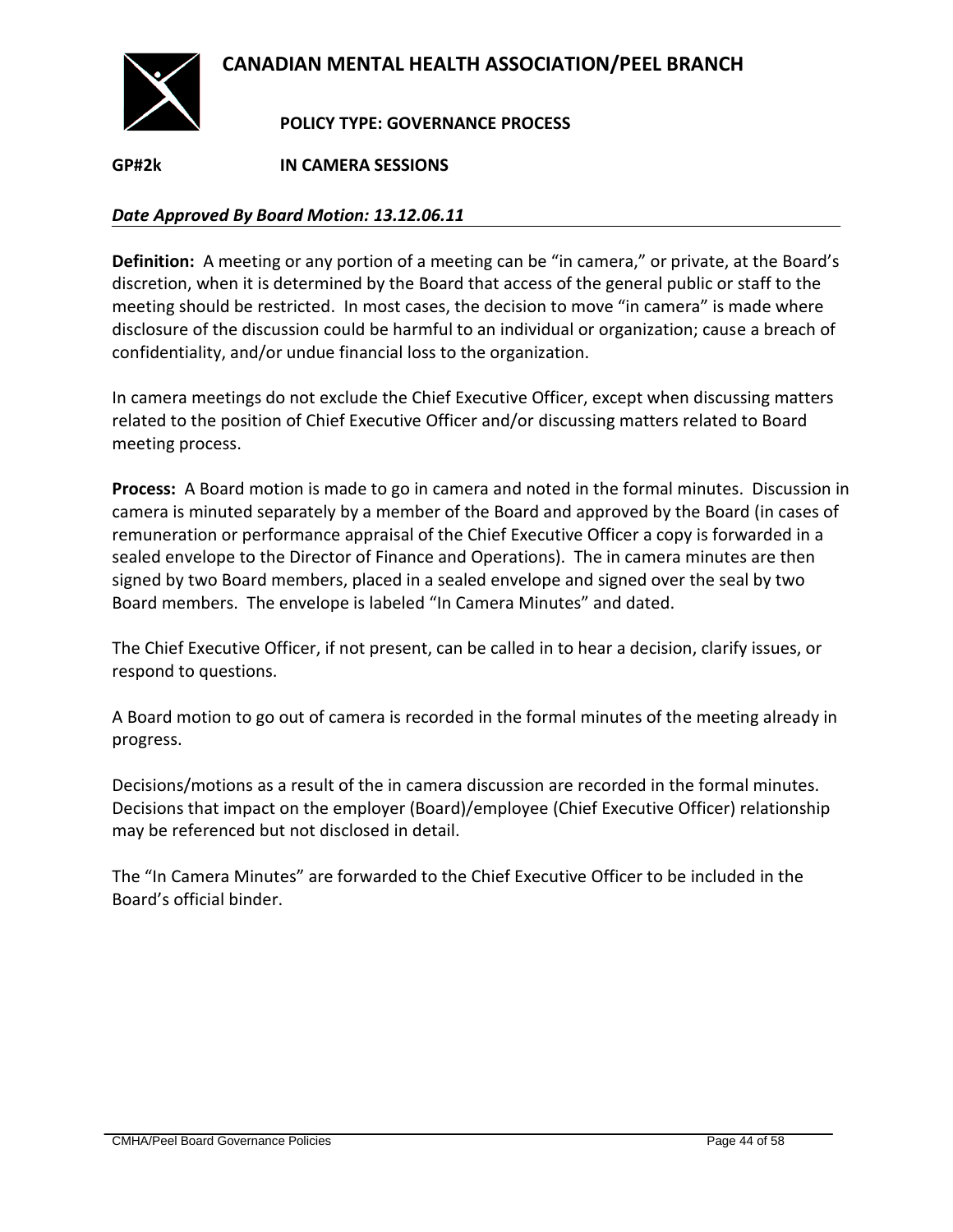# CANADIAN MENTAL HEALTH ASSOCIATION/PEEL BRANCH

## POLICY TYPE: GOVERNANCE PROCESS

**GP#2k IN CAMERA SESSIONS**

***Date Approved By Board Motion: 13.12.06.11***

**Definition:** A meeting or any portion of a meeting can be "in camera," or private, at the Board's discretion, when it is determined by the Board that access of the general public or staff to the meeting should be restricted. In most cases, the decision to move "in camera" is made where disclosure of the discussion could be harmful to an individual or organization; cause a breach of confidentiality, and/or undue financial loss to the organization.

In camera meetings do not exclude the Chief Executive Officer, except when discussing matters related to the position of Chief Executive Officer and/or discussing matters related to Board meeting process.

**Process:** A Board motion is made to go in camera and noted in the formal minutes. Discussion in camera is minuted separately by a member of the Board and approved by the Board (in cases of remuneration or performance appraisal of the Chief Executive Officer a copy is forwarded in a sealed envelope to the Director of Finance and Operations). The in camera minutes are then signed by two Board members, placed in a sealed envelope and signed over the seal by two Board members. The envelope is labeled "In Camera Minutes" and dated.

The Chief Executive Officer, if not present, can be called in to hear a decision, clarify issues, or respond to questions.

A Board motion to go out of camera is recorded in the formal minutes of the meeting already in progress.

Decisions/motions as a result of the in camera discussion are recorded in the formal minutes. Decisions that impact on the employer (Board)/employee (Chief Executive Officer) relationship may be referenced but not disclosed in detail.

The "In Camera Minutes" are forwarded to the Chief Executive Officer to be included in the Board's official binder.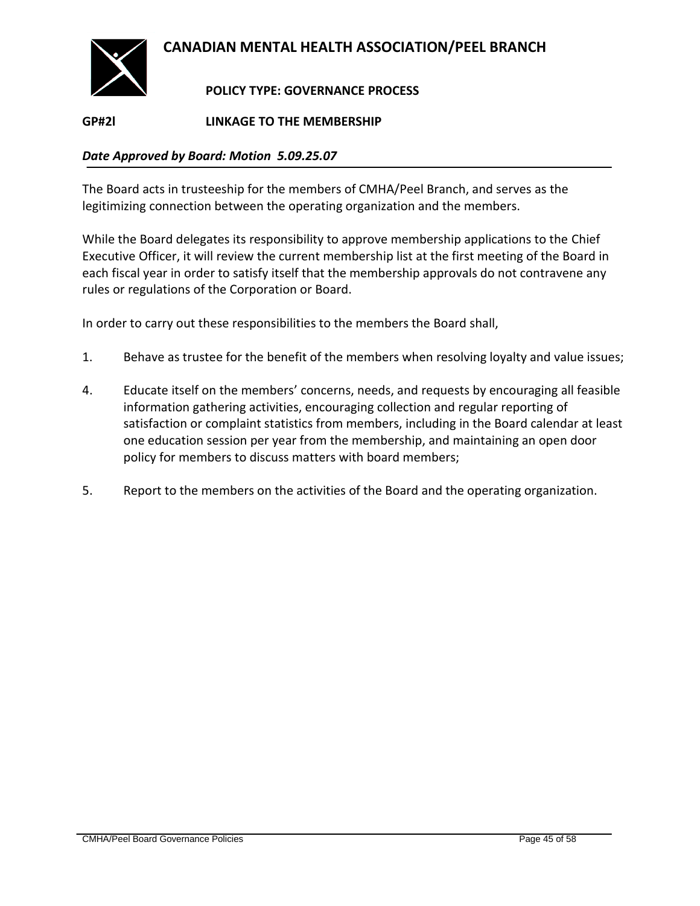# CANADIAN MENTAL HEALTH ASSOCIATION/PEEL BRANCH

**POLICY TYPE: GOVERNANCE PROCESS**

**GP#2l LINKAGE TO THE MEMBERSHIP**

***Date Approved by Board: Motion 5.09.25.07***

The Board acts in trusteeship for the members of CMHA/Peel Branch, and serves as the legitimizing connection between the operating organization and the members.

While the Board delegates its responsibility to approve membership applications to the Chief Executive Officer, it will review the current membership list at the first meeting of the Board in each fiscal year in order to satisfy itself that the membership approvals do not contravene any rules or regulations of the Corporation or Board.

In order to carry out these responsibilities to the members the Board shall,

1. Behave as trustee for the benefit of the members when resolving loyalty and value issues;

4. Educate itself on the members' concerns, needs, and requests by encouraging all feasible information gathering activities, encouraging collection and regular reporting of satisfaction or complaint statistics from members, including in the Board calendar at least one education session per year from the membership, and maintaining an open door policy for members to discuss matters with board members;

5. Report to the members on the activities of the Board and the operating organization.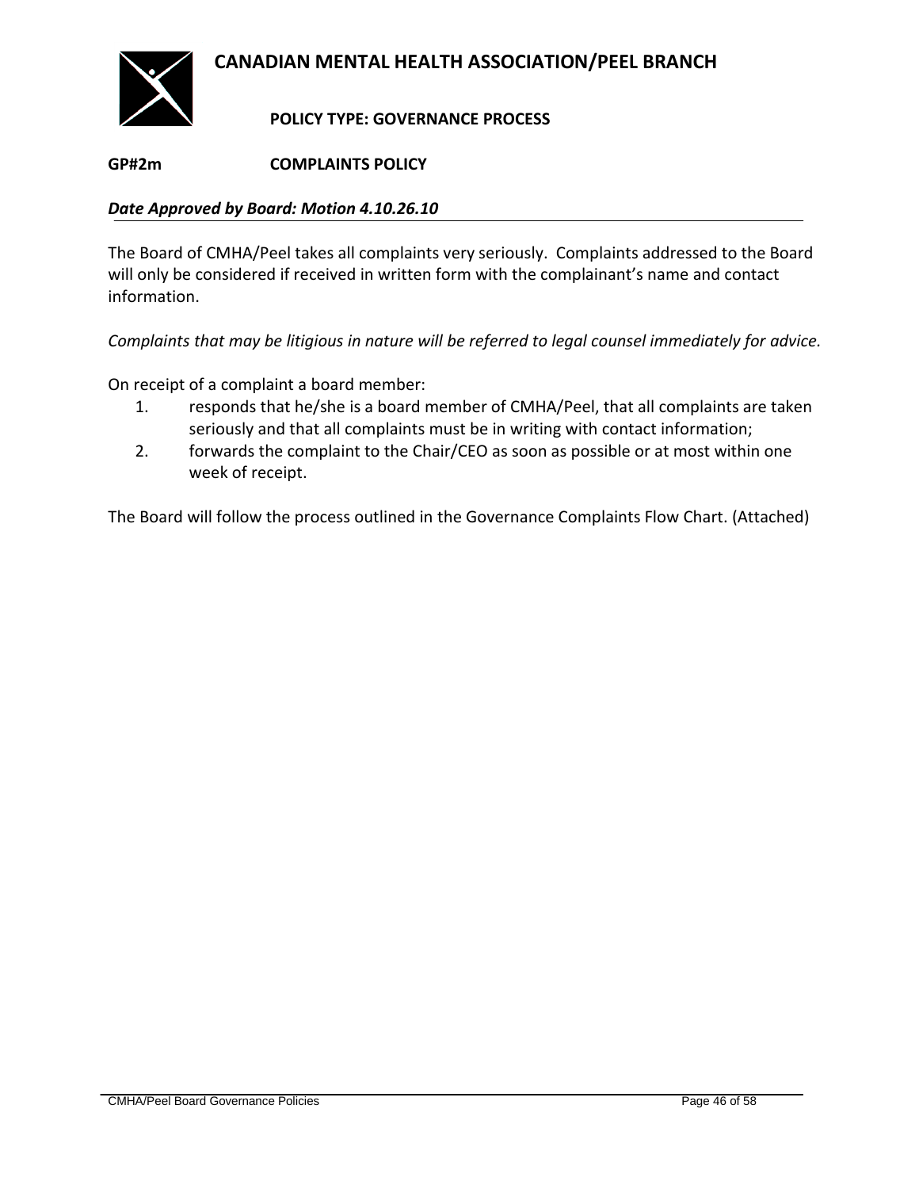# CANADIAN MENTAL HEALTH ASSOCIATION/PEEL BRANCH

**POLICY TYPE: GOVERNANCE PROCESS**

**GP#2m COMPLAINTS POLICY**

***Date Approved by Board: Motion 4.10.26.10***

The Board of CMHA/Peel takes all complaints very seriously. Complaints addressed to the Board will only be considered if received in written form with the complainant's name and contact information.

*Complaints that may be litigious in nature will be referred to legal counsel immediately for advice.*

On receipt of a complaint a board member:

1. responds that he/she is a board member of CMHA/Peel, that all complaints are taken seriously and that all complaints must be in writing with contact information;
2. forwards the complaint to the Chair/CEO as soon as possible or at most within one week of receipt.

The Board will follow the process outlined in the Governance Complaints Flow Chart. (Attached)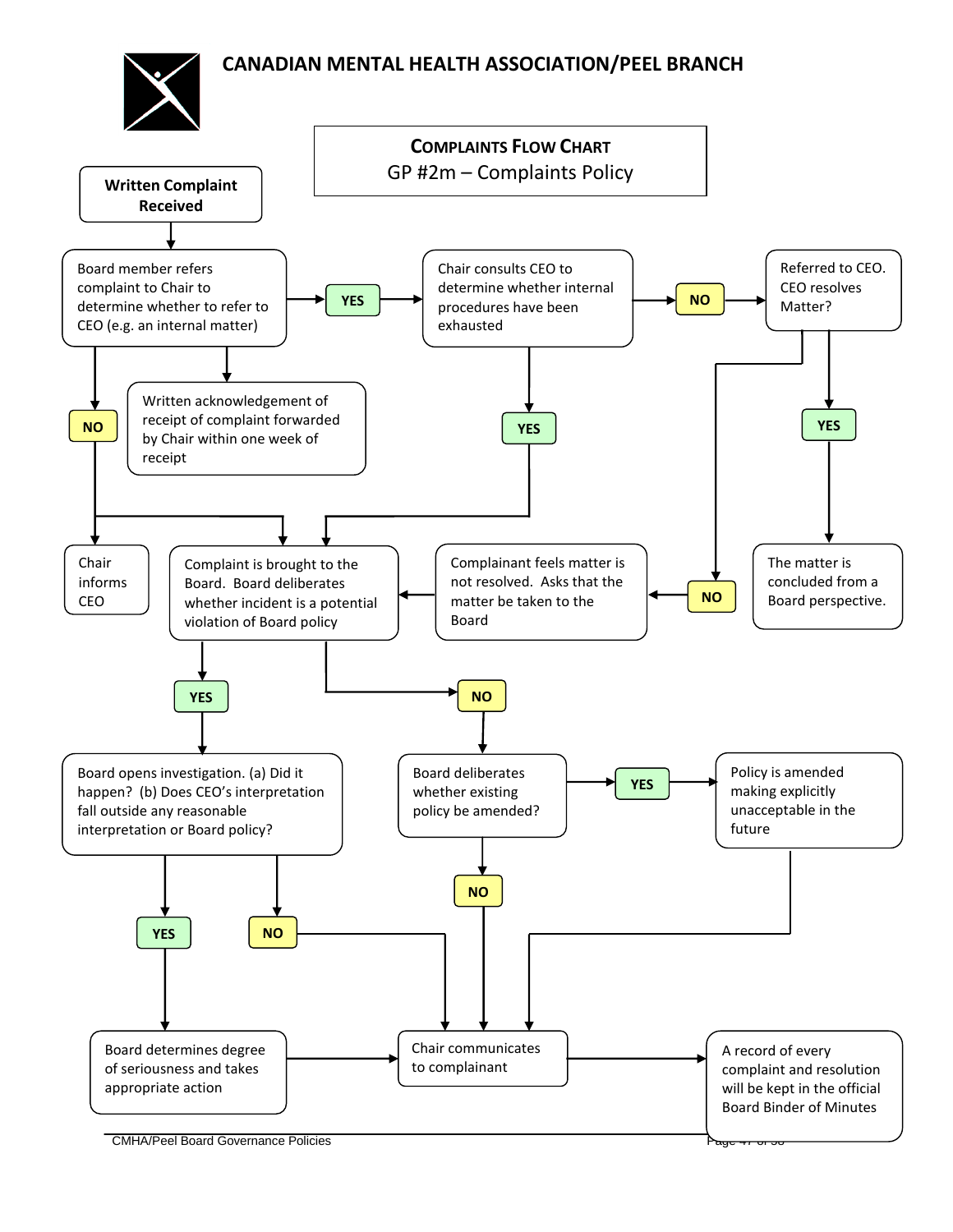# CANADIAN MENTAL HEALTH ASSOCIATION/PEEL BRANCH

## COMPLAINTS FLOW CHART

GP #2m – Complaints Policy

**Written Complaint Received**

Board member refers complaint to Chair to determine whether to refer to CEO (e.g. an internal matter)

- **YES** → Chair consults CEO to determine whether internal procedures have been exhausted
  - **NO** → Referred to CEO. CEO resolves Matter?
    - **YES** → The matter is concluded from a Board perspective.
    - **NO** → Complainant feels matter is not resolved. Asks that the matter be taken to the Board → Complaint is brought to the Board.
  - **YES** → Complaint is brought to the Board.
- **NO** → Chair informs CEO; Complaint is brought to the Board.

Written acknowledgement of receipt of complaint forwarded by Chair within one week of receipt

Complaint is brought to the Board. Board deliberates whether incident is a potential violation of Board policy

- **YES** → Board opens investigation. (a) Did it happen? (b) Does CEO's interpretation fall outside any reasonable interpretation or Board policy?
  - **YES** → Board determines degree of seriousness and takes appropriate action → Chair communicates to complainant
  - **NO** → Chair communicates to complainant
- **NO** → Board deliberates whether existing policy be amended?
  - **YES** → Policy is amended making explicitly unacceptable in the future → Chair communicates to complainant
  - **NO** → Chair communicates to complainant

Chair communicates to complainant → A record of every complaint and resolution will be kept in the official Board Binder of Minutes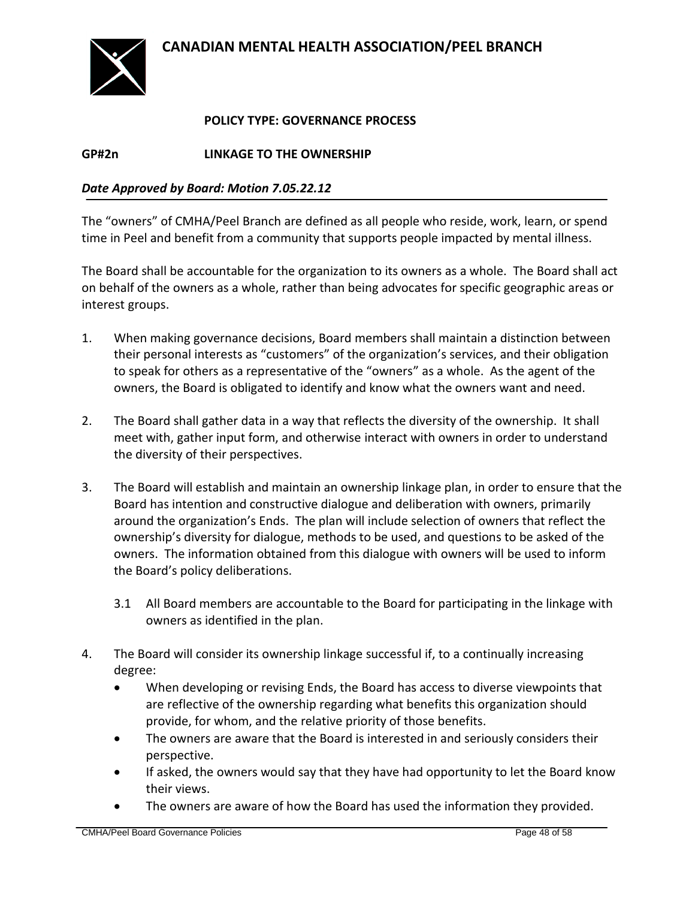# CANADIAN MENTAL HEALTH ASSOCIATION/PEEL BRANCH

**POLICY TYPE: GOVERNANCE PROCESS**

**GP#2n LINKAGE TO THE OWNERSHIP**

***Date Approved by Board: Motion 7.05.22.12***

The "owners" of CMHA/Peel Branch are defined as all people who reside, work, learn, or spend time in Peel and benefit from a community that supports people impacted by mental illness.

The Board shall be accountable for the organization to its owners as a whole. The Board shall act on behalf of the owners as a whole, rather than being advocates for specific geographic areas or interest groups.

1. When making governance decisions, Board members shall maintain a distinction between their personal interests as "customers" of the organization's services, and their obligation to speak for others as a representative of the "owners" as a whole. As the agent of the owners, the Board is obligated to identify and know what the owners want and need.

2. The Board shall gather data in a way that reflects the diversity of the ownership. It shall meet with, gather input form, and otherwise interact with owners in order to understand the diversity of their perspectives.

3. The Board will establish and maintain an ownership linkage plan, in order to ensure that the Board has intention and constructive dialogue and deliberation with owners, primarily around the organization's Ends. The plan will include selection of owners that reflect the ownership's diversity for dialogue, methods to be used, and questions to be asked of the owners. The information obtained from this dialogue with owners will be used to inform the Board's policy deliberations.

   3.1 All Board members are accountable to the Board for participating in the linkage with owners as identified in the plan.

4. The Board will consider its ownership linkage successful if, to a continually increasing degree:
   - When developing or revising Ends, the Board has access to diverse viewpoints that are reflective of the ownership regarding what benefits this organization should provide, for whom, and the relative priority of those benefits.
   - The owners are aware that the Board is interested in and seriously considers their perspective.
   - If asked, the owners would say that they have had opportunity to let the Board know their views.
   - The owners are aware of how the Board has used the information they provided.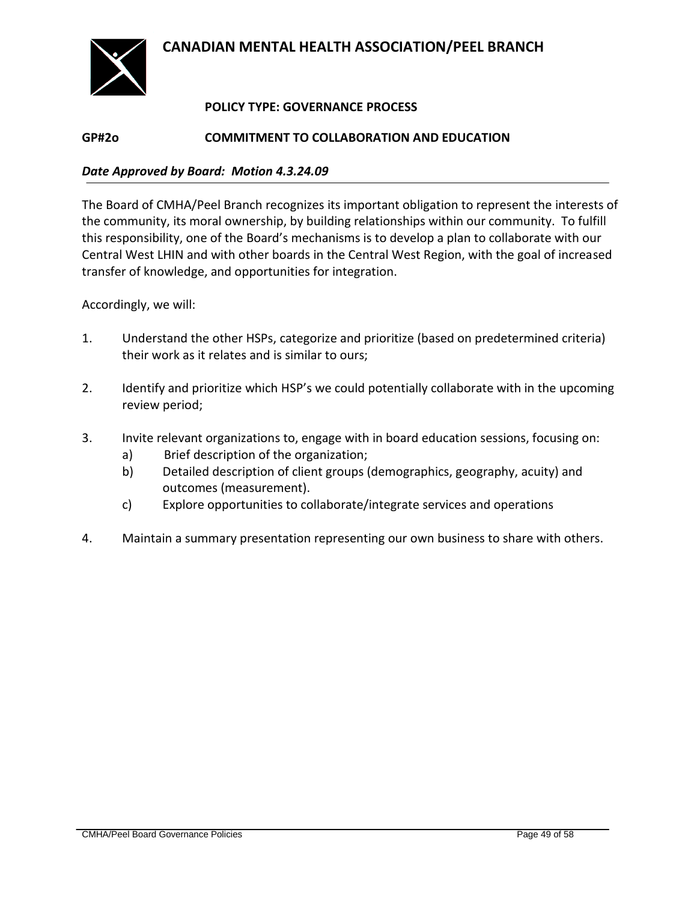# CANADIAN MENTAL HEALTH ASSOCIATION/PEEL BRANCH

**POLICY TYPE: GOVERNANCE PROCESS**

**GP#2o COMMITMENT TO COLLABORATION AND EDUCATION**

***Date Approved by Board: Motion 4.3.24.09***

The Board of CMHA/Peel Branch recognizes its important obligation to represent the interests of the community, its moral ownership, by building relationships within our community. To fulfill this responsibility, one of the Board's mechanisms is to develop a plan to collaborate with our Central West LHIN and with other boards in the Central West Region, with the goal of increased transfer of knowledge, and opportunities for integration.

Accordingly, we will:

1. Understand the other HSPs, categorize and prioritize (based on predetermined criteria) their work as it relates and is similar to ours;

2. Identify and prioritize which HSP's we could potentially collaborate with in the upcoming review period;

3. Invite relevant organizations to, engage with in board education sessions, focusing on:
   a) Brief description of the organization;
   b) Detailed description of client groups (demographics, geography, acuity) and outcomes (measurement).
   c) Explore opportunities to collaborate/integrate services and operations

4. Maintain a summary presentation representing our own business to share with others.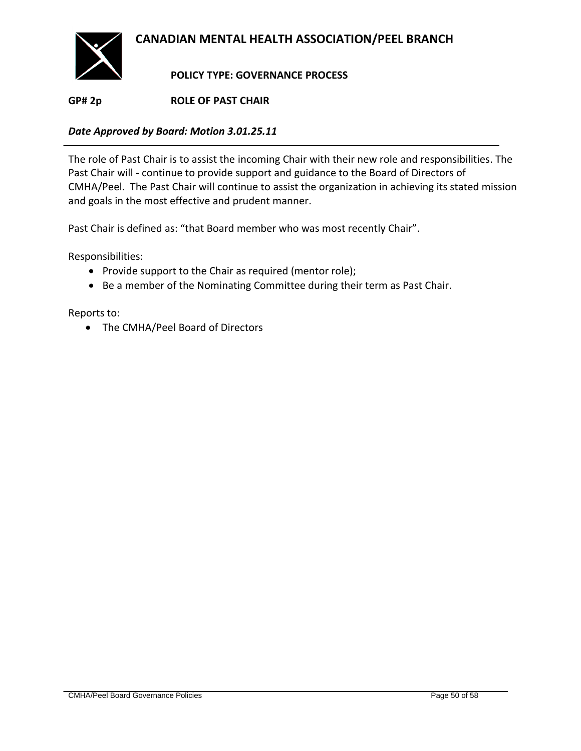# CANADIAN MENTAL HEALTH ASSOCIATION/PEEL BRANCH

**POLICY TYPE: GOVERNANCE PROCESS**

**GP# 2p ROLE OF PAST CHAIR**

***Date Approved by Board: Motion 3.01.25.11***

---

The role of Past Chair is to assist the incoming Chair with their new role and responsibilities. The Past Chair will - continue to provide support and guidance to the Board of Directors of CMHA/Peel. The Past Chair will continue to assist the organization in achieving its stated mission and goals in the most effective and prudent manner.

Past Chair is defined as: "that Board member who was most recently Chair".

Responsibilities:

- Provide support to the Chair as required (mentor role);
- Be a member of the Nominating Committee during their term as Past Chair.

Reports to:

- The CMHA/Peel Board of Directors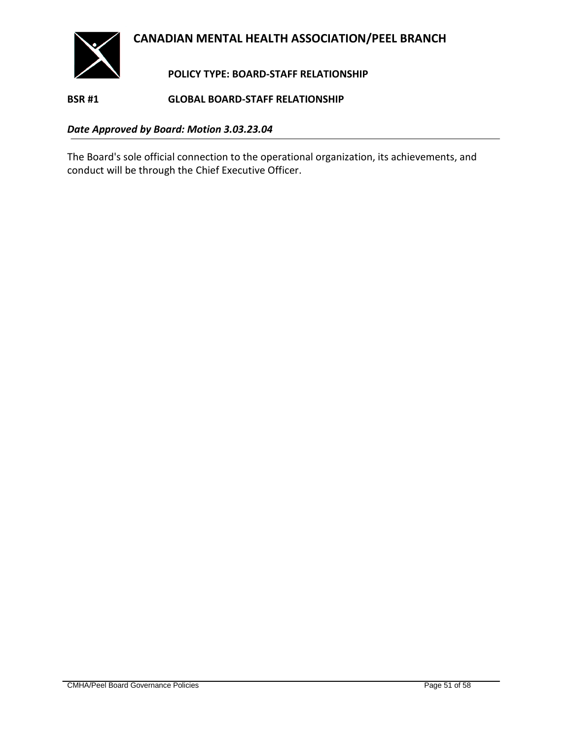# CANADIAN MENTAL HEALTH ASSOCIATION/PEEL BRANCH

## POLICY TYPE: BOARD-STAFF RELATIONSHIP

**BSR #1 GLOBAL BOARD-STAFF RELATIONSHIP**

***Date Approved by Board: Motion 3.03.23.04***

The Board's sole official connection to the operational organization, its achievements, and conduct will be through the Chief Executive Officer.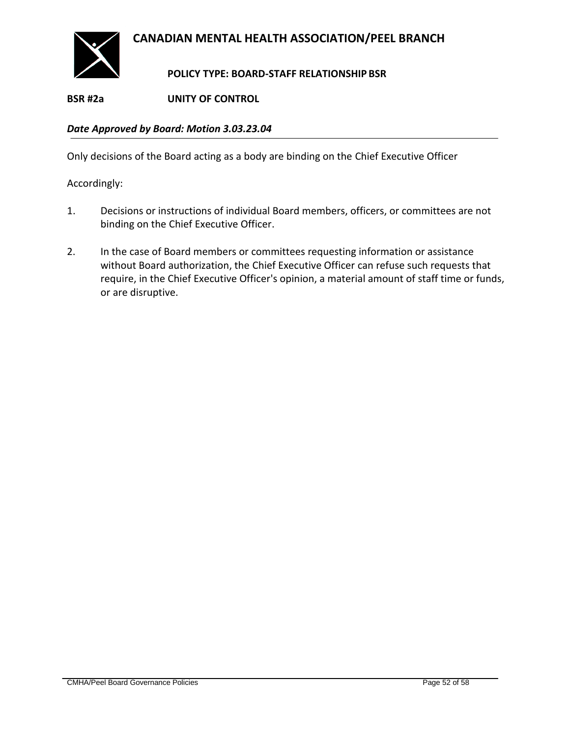# CANADIAN MENTAL HEALTH ASSOCIATION/PEEL BRANCH

**POLICY TYPE: BOARD-STAFF RELATIONSHIP BSR**

**BSR #2a UNITY OF CONTROL**

***Date Approved by Board: Motion 3.03.23.04***

Only decisions of the Board acting as a body are binding on the Chief Executive Officer

Accordingly:

1. Decisions or instructions of individual Board members, officers, or committees are not binding on the Chief Executive Officer.

2. In the case of Board members or committees requesting information or assistance without Board authorization, the Chief Executive Officer can refuse such requests that require, in the Chief Executive Officer's opinion, a material amount of staff time or funds, or are disruptive.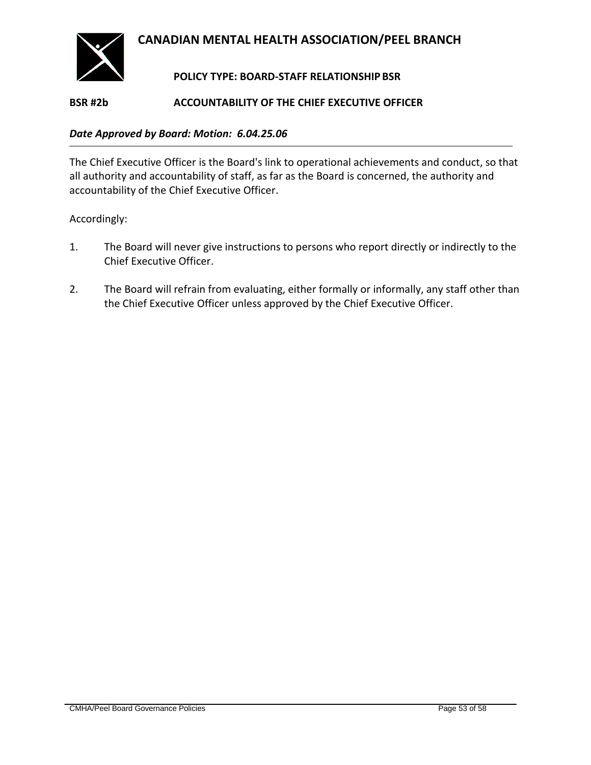# CANADIAN MENTAL HEALTH ASSOCIATION/PEEL BRANCH

**POLICY TYPE: BOARD-STAFF RELATIONSHIP BSR**

## BSR #2b ACCOUNTABILITY OF THE CHIEF EXECUTIVE OFFICER

***Date Approved by Board: Motion: 6.04.25.06***

---

The Chief Executive Officer is the Board's link to operational achievements and conduct, so that all authority and accountability of staff, as far as the Board is concerned, the authority and accountability of the Chief Executive Officer.

Accordingly:

1. The Board will never give instructions to persons who report directly or indirectly to the Chief Executive Officer.

2. The Board will refrain from evaluating, either formally or informally, any staff other than the Chief Executive Officer unless approved by the Chief Executive Officer.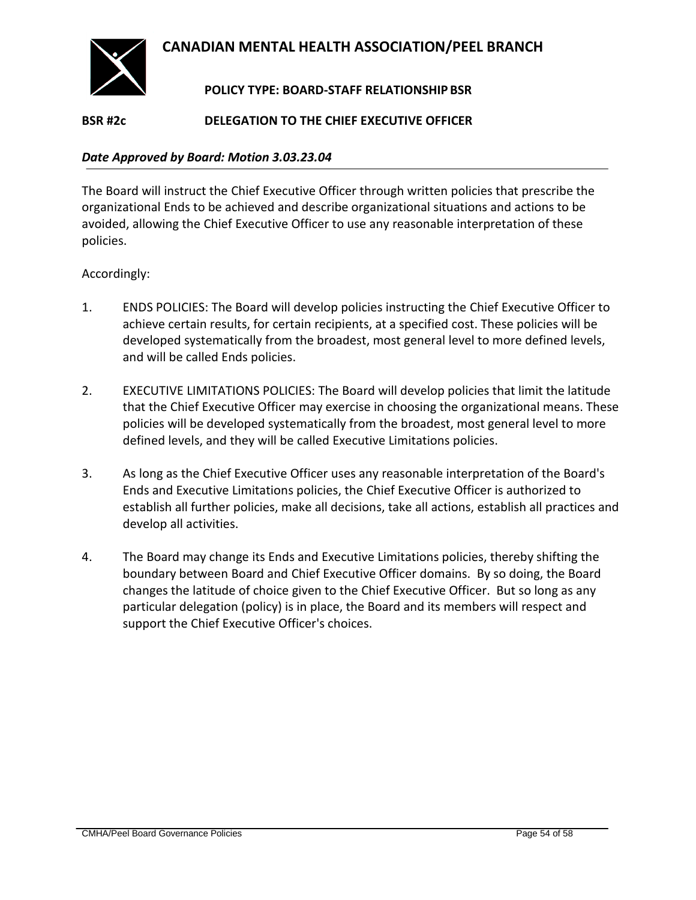# CANADIAN MENTAL HEALTH ASSOCIATION/PEEL BRANCH

**POLICY TYPE: BOARD-STAFF RELATIONSHIP BSR**

**BSR #2c DELEGATION TO THE CHIEF EXECUTIVE OFFICER**

***Date Approved by Board: Motion 3.03.23.04***

The Board will instruct the Chief Executive Officer through written policies that prescribe the organizational Ends to be achieved and describe organizational situations and actions to be avoided, allowing the Chief Executive Officer to use any reasonable interpretation of these policies.

Accordingly:

1. ENDS POLICIES: The Board will develop policies instructing the Chief Executive Officer to achieve certain results, for certain recipients, at a specified cost. These policies will be developed systematically from the broadest, most general level to more defined levels, and will be called Ends policies.

2. EXECUTIVE LIMITATIONS POLICIES: The Board will develop policies that limit the latitude that the Chief Executive Officer may exercise in choosing the organizational means. These policies will be developed systematically from the broadest, most general level to more defined levels, and they will be called Executive Limitations policies.

3. As long as the Chief Executive Officer uses any reasonable interpretation of the Board's Ends and Executive Limitations policies, the Chief Executive Officer is authorized to establish all further policies, make all decisions, take all actions, establish all practices and develop all activities.

4. The Board may change its Ends and Executive Limitations policies, thereby shifting the boundary between Board and Chief Executive Officer domains. By so doing, the Board changes the latitude of choice given to the Chief Executive Officer. But so long as any particular delegation (policy) is in place, the Board and its members will respect and support the Chief Executive Officer's choices.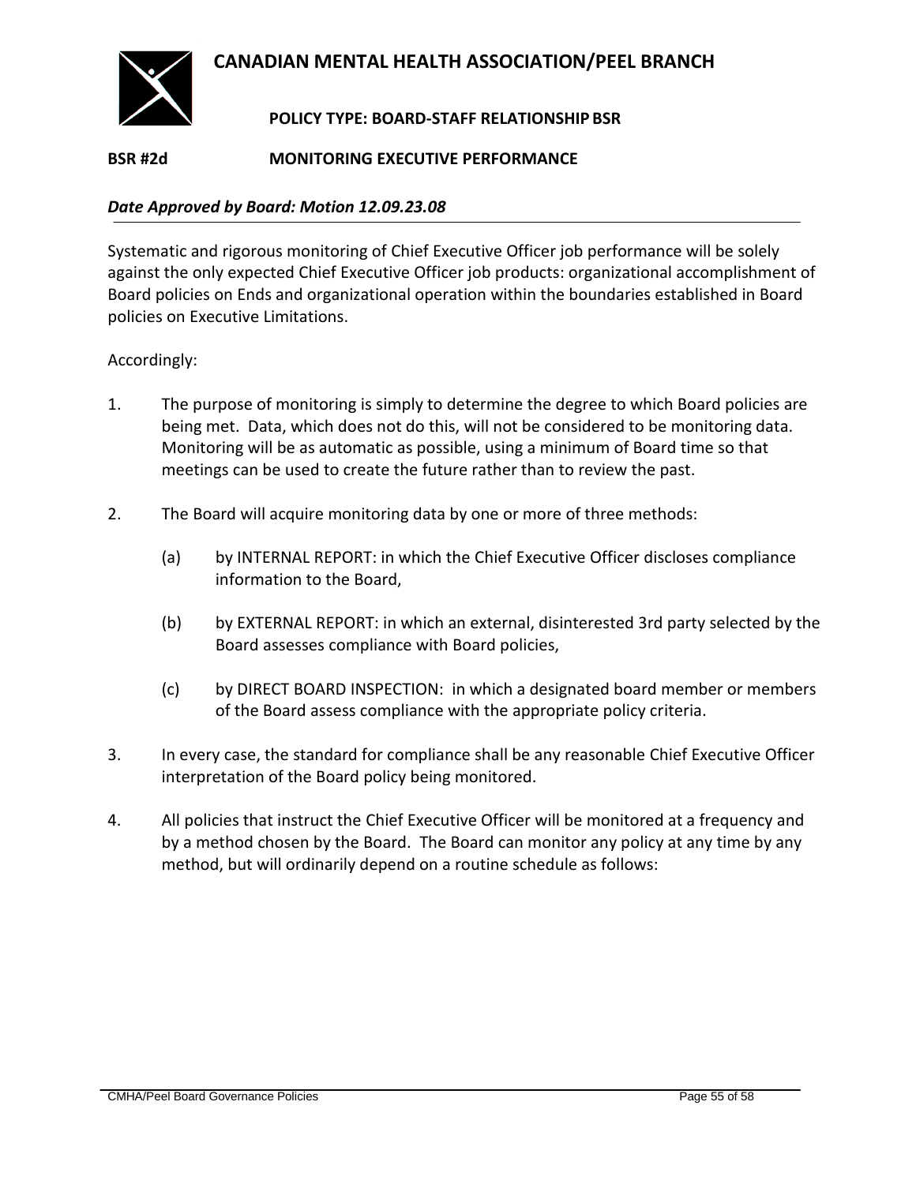# CANADIAN MENTAL HEALTH ASSOCIATION/PEEL BRANCH

**POLICY TYPE: BOARD-STAFF RELATIONSHIP BSR**

**BSR #2d MONITORING EXECUTIVE PERFORMANCE**

***Date Approved by Board: Motion 12.09.23.08***

Systematic and rigorous monitoring of Chief Executive Officer job performance will be solely against the only expected Chief Executive Officer job products: organizational accomplishment of Board policies on Ends and organizational operation within the boundaries established in Board policies on Executive Limitations.

Accordingly:

1. The purpose of monitoring is simply to determine the degree to which Board policies are being met. Data, which does not do this, will not be considered to be monitoring data. Monitoring will be as automatic as possible, using a minimum of Board time so that meetings can be used to create the future rather than to review the past.

2. The Board will acquire monitoring data by one or more of three methods:

   (a) by INTERNAL REPORT: in which the Chief Executive Officer discloses compliance information to the Board,

   (b) by EXTERNAL REPORT: in which an external, disinterested 3rd party selected by the Board assesses compliance with Board policies,

   (c) by DIRECT BOARD INSPECTION: in which a designated board member or members of the Board assess compliance with the appropriate policy criteria.

3. In every case, the standard for compliance shall be any reasonable Chief Executive Officer interpretation of the Board policy being monitored.

4. All policies that instruct the Chief Executive Officer will be monitored at a frequency and by a method chosen by the Board. The Board can monitor any policy at any time by any method, but will ordinarily depend on a routine schedule as follows: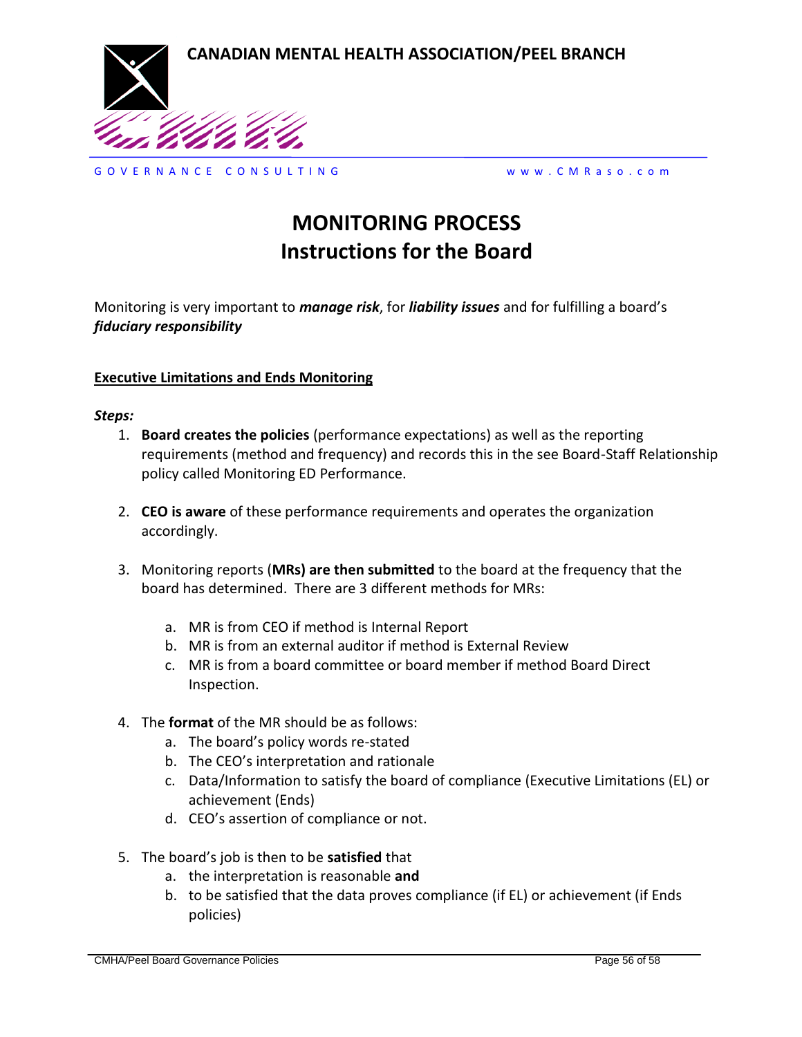# MONITORING PROCESS
# Instructions for the Board

Monitoring is very important to ***manage risk***, for ***liability issues*** and for fulfilling a board's ***fiduciary responsibility***

**Executive Limitations and Ends Monitoring**

***Steps:***

1. **Board creates the policies** (performance expectations) as well as the reporting requirements (method and frequency) and records this in the see Board-Staff Relationship policy called Monitoring ED Performance.

2. **CEO is aware** of these performance requirements and operates the organization accordingly.

3. Monitoring reports (**MRs) are then submitted** to the board at the frequency that the board has determined. There are 3 different methods for MRs:

   a. MR is from CEO if method is Internal Report
   b. MR is from an external auditor if method is External Review
   c. MR is from a board committee or board member if method Board Direct Inspection.

4. The **format** of the MR should be as follows:
   a. The board's policy words re-stated
   b. The CEO's interpretation and rationale
   c. Data/Information to satisfy the board of compliance (Executive Limitations (EL) or achievement (Ends)
   d. CEO's assertion of compliance or not.

5. The board's job is then to be **satisfied** that
   a. the interpretation is reasonable **and**
   b. to be satisfied that the data proves compliance (if EL) or achievement (if Ends policies)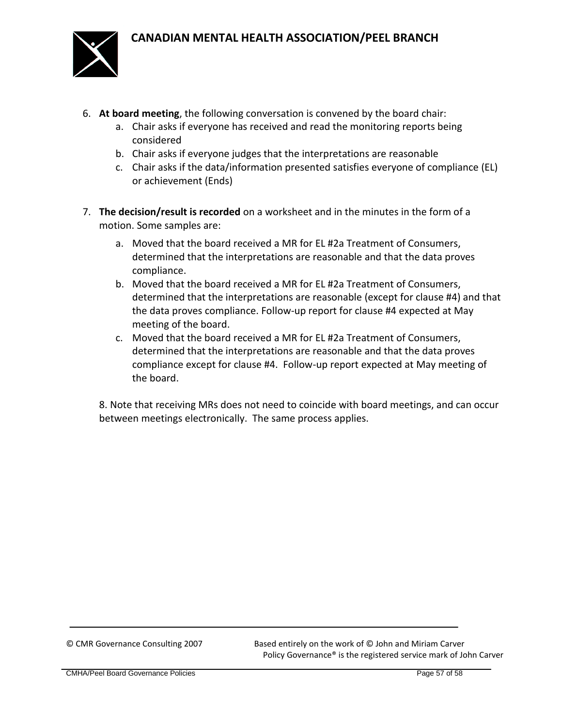6. **At board meeting**, the following conversation is convened by the board chair:
    a. Chair asks if everyone has received and read the monitoring reports being considered
    b. Chair asks if everyone judges that the interpretations are reasonable
    c. Chair asks if the data/information presented satisfies everyone of compliance (EL) or achievement (Ends)

7. **The decision/result is recorded** on a worksheet and in the minutes in the form of a motion. Some samples are:
    a. Moved that the board received a MR for EL #2a Treatment of Consumers, determined that the interpretations are reasonable and that the data proves compliance.
    b. Moved that the board received a MR for EL #2a Treatment of Consumers, determined that the interpretations are reasonable (except for clause #4) and that the data proves compliance. Follow-up report for clause #4 expected at May meeting of the board.
    c. Moved that the board received a MR for EL #2a Treatment of Consumers, determined that the interpretations are reasonable and that the data proves compliance except for clause #4. Follow-up report expected at May meeting of the board.

8. Note that receiving MRs does not need to coincide with board meetings, and can occur between meetings electronically. The same process applies.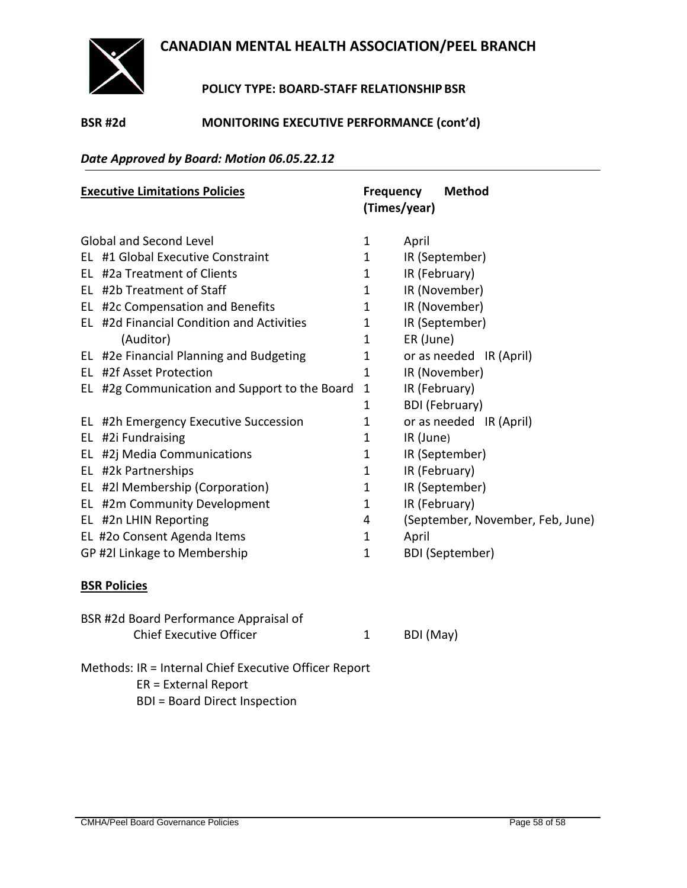# CANADIAN MENTAL HEALTH ASSOCIATION/PEEL BRANCH

**POLICY TYPE: BOARD-STAFF RELATIONSHIP BSR**

**BSR #2d MONITORING EXECUTIVE PERFORMANCE (cont'd)**

***Date Approved by Board: Motion 06.05.22.12***

| Executive Limitations Policies | Frequency (Times/year) | Method |
|---|---|---|
| Global and Second Level | 1 | April |
| EL #1 Global Executive Constraint | 1 | IR (September) |
| EL #2a Treatment of Clients | 1 | IR (February) |
| EL #2b Treatment of Staff | 1 | IR (November) |
| EL #2c Compensation and Benefits | 1 | IR (November) |
| EL #2d Financial Condition and Activities | 1 | IR (September) |
| (Auditor) | 1 | ER (June) |
| EL #2e Financial Planning and Budgeting | 1 | or as needed IR (April) |
| EL #2f Asset Protection | 1 | IR (November) |
| EL #2g Communication and Support to the Board | 1 | IR (February) |
| | 1 | BDI (February) |
| EL #2h Emergency Executive Succession | 1 | or as needed IR (April) |
| EL #2i Fundraising | 1 | IR (June) |
| EL #2j Media Communications | 1 | IR (September) |
| EL #2k Partnerships | 1 | IR (February) |
| EL #2l Membership (Corporation) | 1 | IR (September) |
| EL #2m Community Development | 1 | IR (February) |
| EL #2n LHIN Reporting | 4 | (September, November, Feb, June) |
| EL #2o Consent Agenda Items | 1 | April |
| GP #2l Linkage to Membership | 1 | BDI (September) |

**BSR Policies**

| | | |
|---|---|---|
| BSR #2d Board Performance Appraisal of Chief Executive Officer | 1 | BDI (May) |

Methods: IR = Internal Chief Executive Officer Report
ER = External Report
BDI = Board Direct Inspection